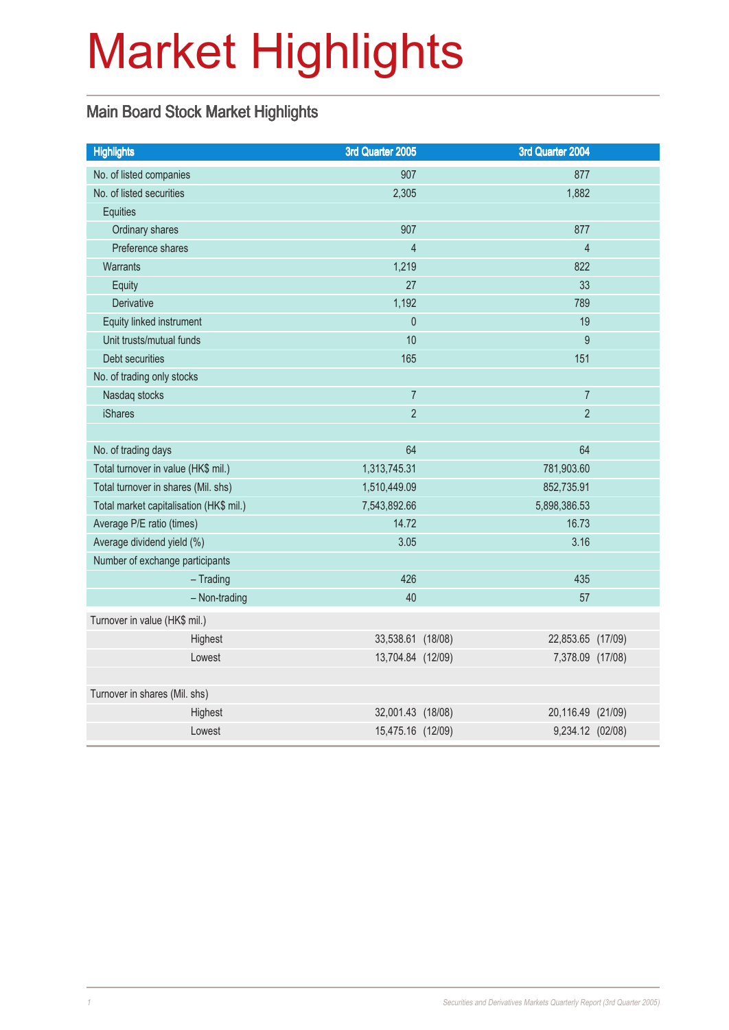# Market Highlights

## Main Board Stock Market Highlights

| Highlights | 3rd Quarter 2005 | 3rd Quarter 2004 |
|---|---|---|
| No. of listed companies | 907 | 877 |
| No. of listed securities | 2,305 | 1,882 |
| Equities | | |
| Ordinary shares | 907 | 877 |
| Preference shares | 4 | 4 |
| Warrants | 1,219 | 822 |
| Equity | 27 | 33 |
| Derivative | 1,192 | 789 |
| Equity linked instrument | 0 | 19 |
| Unit trusts/mutual funds | 10 | 9 |
| Debt securities | 165 | 151 |
| No. of trading only stocks | | |
| Nasdaq stocks | 7 | 7 |
| iShares | 2 | 2 |
| | | |
| No. of trading days | 64 | 64 |
| Total turnover in value (HK$ mil.) | 1,313,745.31 | 781,903.60 |
| Total turnover in shares (Mil. shs) | 1,510,449.09 | 852,735.91 |
| Total market capitalisation (HK$ mil.) | 7,543,892.66 | 5,898,386.53 |
| Average P/E ratio (times) | 14.72 | 16.73 |
| Average dividend yield (%) | 3.05 | 3.16 |
| Number of exchange participants | | |
| – Trading | 426 | 435 |
| – Non-trading | 40 | 57 |
| Turnover in value (HK$ mil.) | | |
| Highest | 33,538.61 (18/08) | 22,853.65 (17/09) |
| Lowest | 13,704.84 (12/09) | 7,378.09 (17/08) |
| | | |
| Turnover in shares (Mil. shs) | | |
| Highest | 32,001.43 (18/08) | 20,116.49 (21/09) |
| Lowest | 15,475.16 (12/09) | 9,234.12 (02/08) |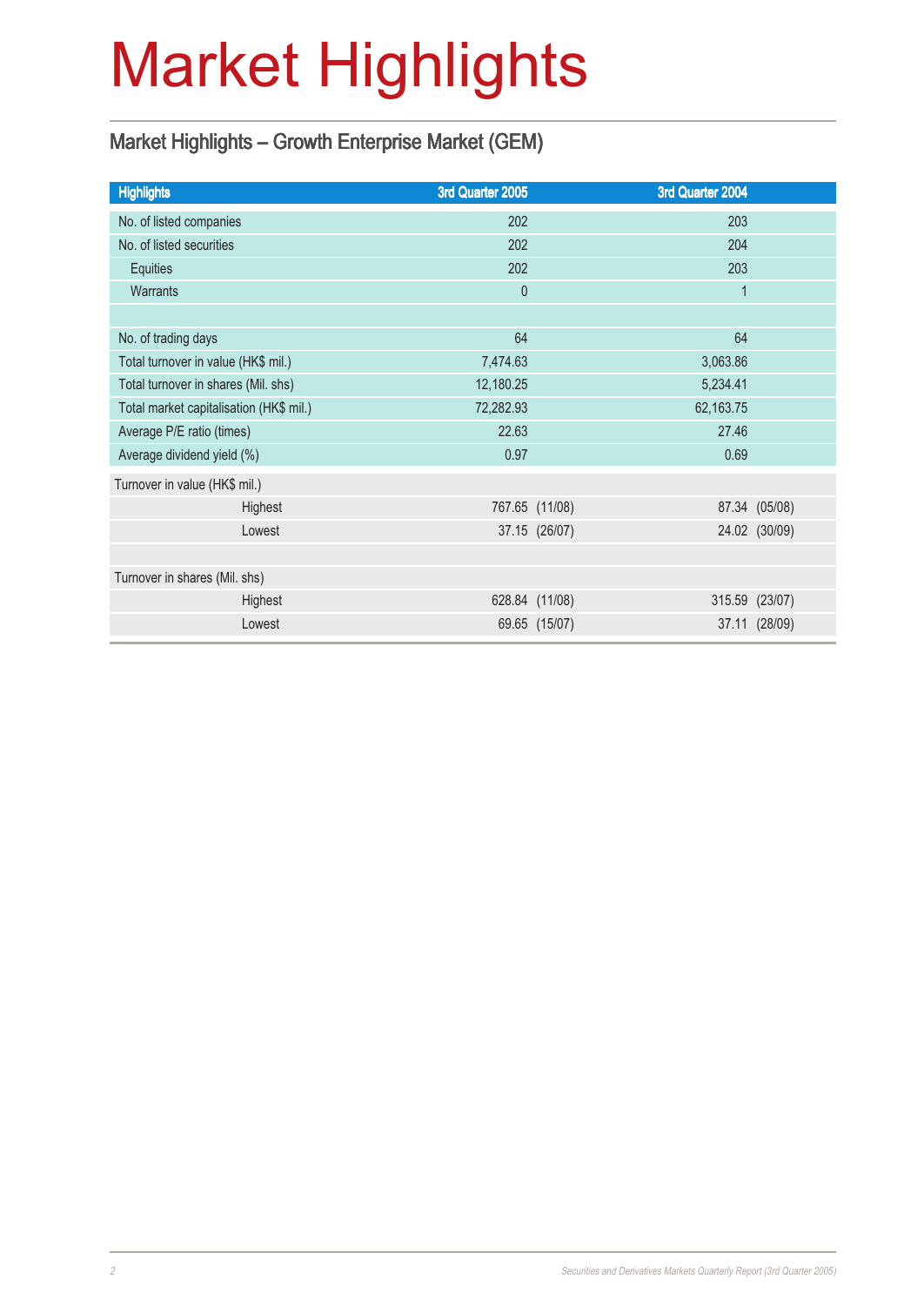# Market Highlights

## Market Highlights – Growth Enterprise Market (GEM)

| Highlights | 3rd Quarter 2005 | 3rd Quarter 2004 |
|---|---|---|
| No. of listed companies | 202 | 203 |
| No. of listed securities | 202 | 204 |
| Equities | 202 | 203 |
| Warrants | 0 | 1 |
| | | |
| No. of trading days | 64 | 64 |
| Total turnover in value (HK$ mil.) | 7,474.63 | 3,063.86 |
| Total turnover in shares (Mil. shs) | 12,180.25 | 5,234.41 |
| Total market capitalisation (HK$ mil.) | 72,282.93 | 62,163.75 |
| Average P/E ratio (times) | 22.63 | 27.46 |
| Average dividend yield (%) | 0.97 | 0.69 |
| Turnover in value (HK$ mil.) | | |
| Highest | 767.65 (11/08) | 87.34 (05/08) |
| Lowest | 37.15 (26/07) | 24.02 (30/09) |
| | | |
| Turnover in shares (Mil. shs) | | |
| Highest | 628.84 (11/08) | 315.59 (23/07) |
| Lowest | 69.65 (15/07) | 37.11 (28/09) |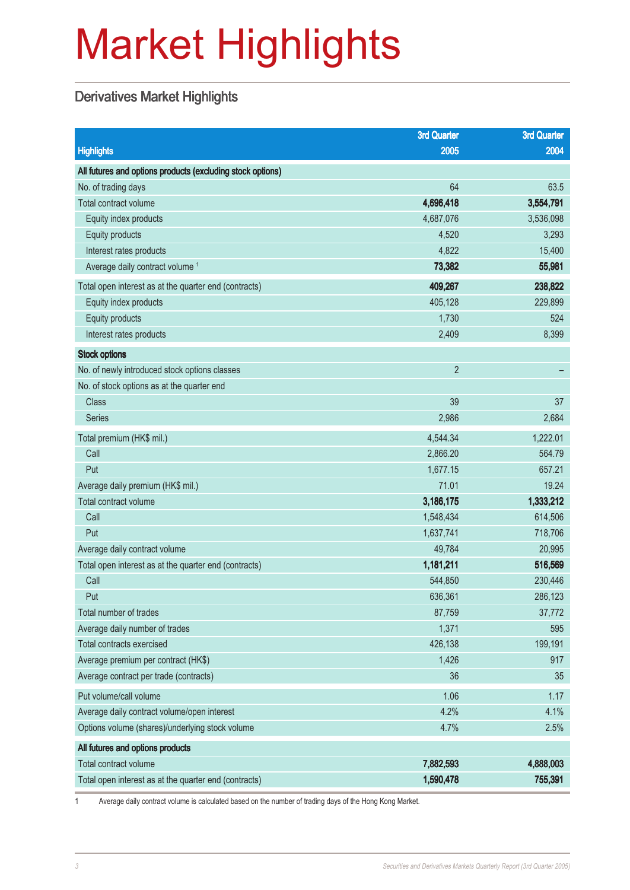# Market Highlights

## Derivatives Market Highlights

| Highlights | 3rd Quarter 2005 | 3rd Quarter 2004 |
|---|---|---|
| **All futures and options products (excluding stock options)** | | |
| No. of trading days | 64 | 63.5 |
| Total contract volume | **4,696,418** | **3,554,791** |
| Equity index products | 4,687,076 | 3,536,098 |
| Equity products | 4,520 | 3,293 |
| Interest rates products | 4,822 | 15,400 |
| Average daily contract volume [1] | **73,382** | **55,981** |
| Total open interest as at the quarter end (contracts) | **409,267** | **238,822** |
| Equity index products | 405,128 | 229,899 |
| Equity products | 1,730 | 524 |
| Interest rates products | 2,409 | 8,399 |
| **Stock options** | | |
| No. of newly introduced stock options classes | 2 | – |
| No. of stock options as at the quarter end | | |
| Class | 39 | 37 |
| Series | 2,986 | 2,684 |
| Total premium (HK$ mil.) | 4,544.34 | 1,222.01 |
| Call | 2,866.20 | 564.79 |
| Put | 1,677.15 | 657.21 |
| Average daily premium (HK$ mil.) | 71.01 | 19.24 |
| Total contract volume | **3,186,175** | **1,333,212** |
| Call | 1,548,434 | 614,506 |
| Put | 1,637,741 | 718,706 |
| Average daily contract volume | 49,784 | 20,995 |
| Total open interest as at the quarter end (contracts) | **1,181,211** | **516,569** |
| Call | 544,850 | 230,446 |
| Put | 636,361 | 286,123 |
| Total number of trades | 87,759 | 37,772 |
| Average daily number of trades | 1,371 | 595 |
| Total contracts exercised | 426,138 | 199,191 |
| Average premium per contract (HK$) | 1,426 | 917 |
| Average contract per trade (contracts) | 36 | 35 |
| Put volume/call volume | 1.06 | 1.17 |
| Average daily contract volume/open interest | 4.2% | 4.1% |
| Options volume (shares)/underlying stock volume | 4.7% | 2.5% |
| **All futures and options products** | | |
| Total contract volume | **7,882,593** | **4,888,003** |
| Total open interest as at the quarter end (contracts) | **1,590,478** | **755,391** |

1 Average daily contract volume is calculated based on the number of trading days of the Hong Kong Market.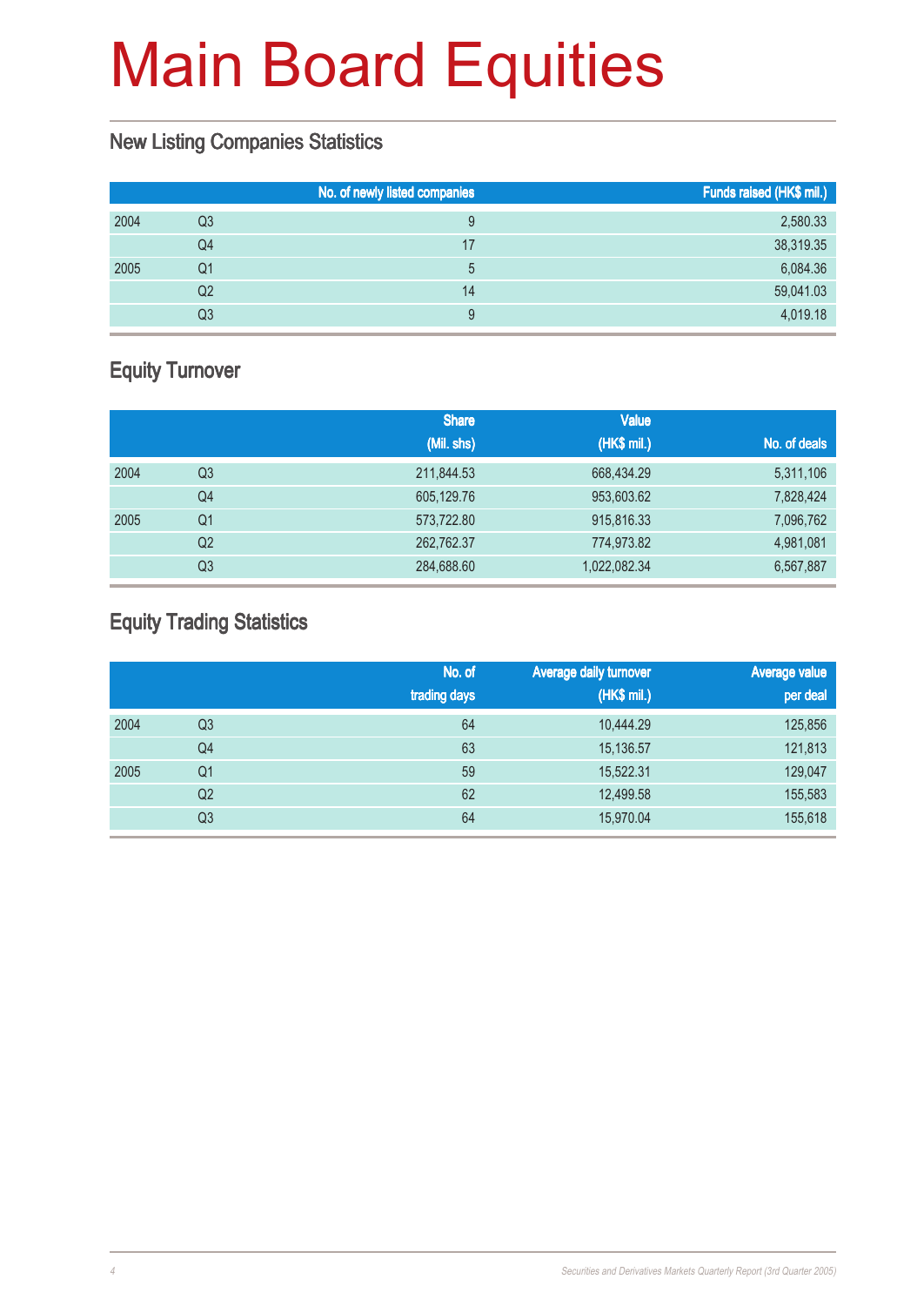# Main Board Equities

## New Listing Companies Statistics

| | | No. of newly listed companies | Funds raised (HK$ mil.) |
|---|---|---|---|
| 2004 | Q3 | 9 | 2,580.33 |
| | Q4 | 17 | 38,319.35 |
| 2005 | Q1 | 5 | 6,084.36 |
| | Q2 | 14 | 59,041.03 |
| | Q3 | 9 | 4,019.18 |

## Equity Turnover

| | | Share (Mil. shs) | Value (HK$ mil.) | No. of deals |
|---|---|---|---|---|
| 2004 | Q3 | 211,844.53 | 668,434.29 | 5,311,106 |
| | Q4 | 605,129.76 | 953,603.62 | 7,828,424 |
| 2005 | Q1 | 573,722.80 | 915,816.33 | 7,096,762 |
| | Q2 | 262,762.37 | 774,973.82 | 4,981,081 |
| | Q3 | 284,688.60 | 1,022,082.34 | 6,567,887 |

## Equity Trading Statistics

| | | No. of trading days | Average daily turnover (HK$ mil.) | Average value per deal |
|---|---|---|---|---|
| 2004 | Q3 | 64 | 10,444.29 | 125,856 |
| | Q4 | 63 | 15,136.57 | 121,813 |
| 2005 | Q1 | 59 | 15,522.31 | 129,047 |
| | Q2 | 62 | 12,499.58 | 155,583 |
| | Q3 | 64 | 15,970.04 | 155,618 |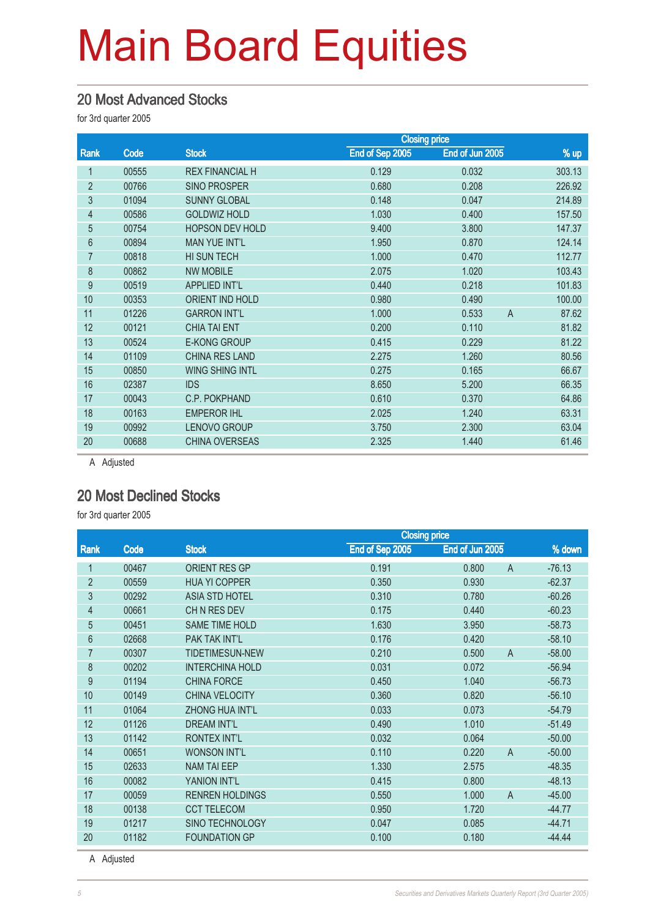# Main Board Equities

## 20 Most Advanced Stocks

for 3rd quarter 2005

| Rank | Code | Stock | Closing price | | | % up |
|---|---|---|---|---|---|---|
| | | | End of Sep 2005 | End of Jun 2005 | | |
| 1 | 00555 | REX FINANCIAL H | 0.129 | 0.032 | | 303.13 |
| 2 | 00766 | SINO PROSPER | 0.680 | 0.208 | | 226.92 |
| 3 | 01094 | SUNNY GLOBAL | 0.148 | 0.047 | | 214.89 |
| 4 | 00586 | GOLDWIZ HOLD | 1.030 | 0.400 | | 157.50 |
| 5 | 00754 | HOPSON DEV HOLD | 9.400 | 3.800 | | 147.37 |
| 6 | 00894 | MAN YUE INT'L | 1.950 | 0.870 | | 124.14 |
| 7 | 00818 | HI SUN TECH | 1.000 | 0.470 | | 112.77 |
| 8 | 00862 | NW MOBILE | 2.075 | 1.020 | | 103.43 |
| 9 | 00519 | APPLIED INT'L | 0.440 | 0.218 | | 101.83 |
| 10 | 00353 | ORIENT IND HOLD | 0.980 | 0.490 | | 100.00 |
| 11 | 01226 | GARRON INT'L | 1.000 | 0.533 | A | 87.62 |
| 12 | 00121 | CHIA TAI ENT | 0.200 | 0.110 | | 81.82 |
| 13 | 00524 | E-KONG GROUP | 0.415 | 0.229 | | 81.22 |
| 14 | 01109 | CHINA RES LAND | 2.275 | 1.260 | | 80.56 |
| 15 | 00850 | WING SHING INTL | 0.275 | 0.165 | | 66.67 |
| 16 | 02387 | IDS | 8.650 | 5.200 | | 66.35 |
| 17 | 00043 | C.P. POKPHAND | 0.610 | 0.370 | | 64.86 |
| 18 | 00163 | EMPEROR IHL | 2.025 | 1.240 | | 63.31 |
| 19 | 00992 | LENOVO GROUP | 3.750 | 2.300 | | 63.04 |
| 20 | 00688 | CHINA OVERSEAS | 2.325 | 1.440 | | 61.46 |

A Adjusted

## 20 Most Declined Stocks

for 3rd quarter 2005

| Rank | Code | Stock | Closing price | | | % down |
|---|---|---|---|---|---|---|
| | | | End of Sep 2005 | End of Jun 2005 | | |
| 1 | 00467 | ORIENT RES GP | 0.191 | 0.800 | A | -76.13 |
| 2 | 00559 | HUA YI COPPER | 0.350 | 0.930 | | -62.37 |
| 3 | 00292 | ASIA STD HOTEL | 0.310 | 0.780 | | -60.26 |
| 4 | 00661 | CH N RES DEV | 0.175 | 0.440 | | -60.23 |
| 5 | 00451 | SAME TIME HOLD | 1.630 | 3.950 | | -58.73 |
| 6 | 02668 | PAK TAK INT'L | 0.176 | 0.420 | | -58.10 |
| 7 | 00307 | TIDETIMESUN-NEW | 0.210 | 0.500 | A | -58.00 |
| 8 | 00202 | INTERCHINA HOLD | 0.031 | 0.072 | | -56.94 |
| 9 | 01194 | CHINA FORCE | 0.450 | 1.040 | | -56.73 |
| 10 | 00149 | CHINA VELOCITY | 0.360 | 0.820 | | -56.10 |
| 11 | 01064 | ZHONG HUA INT'L | 0.033 | 0.073 | | -54.79 |
| 12 | 01126 | DREAM INT'L | 0.490 | 1.010 | | -51.49 |
| 13 | 01142 | RONTEX INT'L | 0.032 | 0.064 | | -50.00 |
| 14 | 00651 | WONSON INT'L | 0.110 | 0.220 | A | -50.00 |
| 15 | 02633 | NAM TAI EEP | 1.330 | 2.575 | | -48.35 |
| 16 | 00082 | YANION INT'L | 0.415 | 0.800 | | -48.13 |
| 17 | 00059 | RENREN HOLDINGS | 0.550 | 1.000 | A | -45.00 |
| 18 | 00138 | CCT TELECOM | 0.950 | 1.720 | | -44.77 |
| 19 | 01217 | SINO TECHNOLOGY | 0.047 | 0.085 | | -44.71 |
| 20 | 01182 | FOUNDATION GP | 0.100 | 0.180 | | -44.44 |

A Adjusted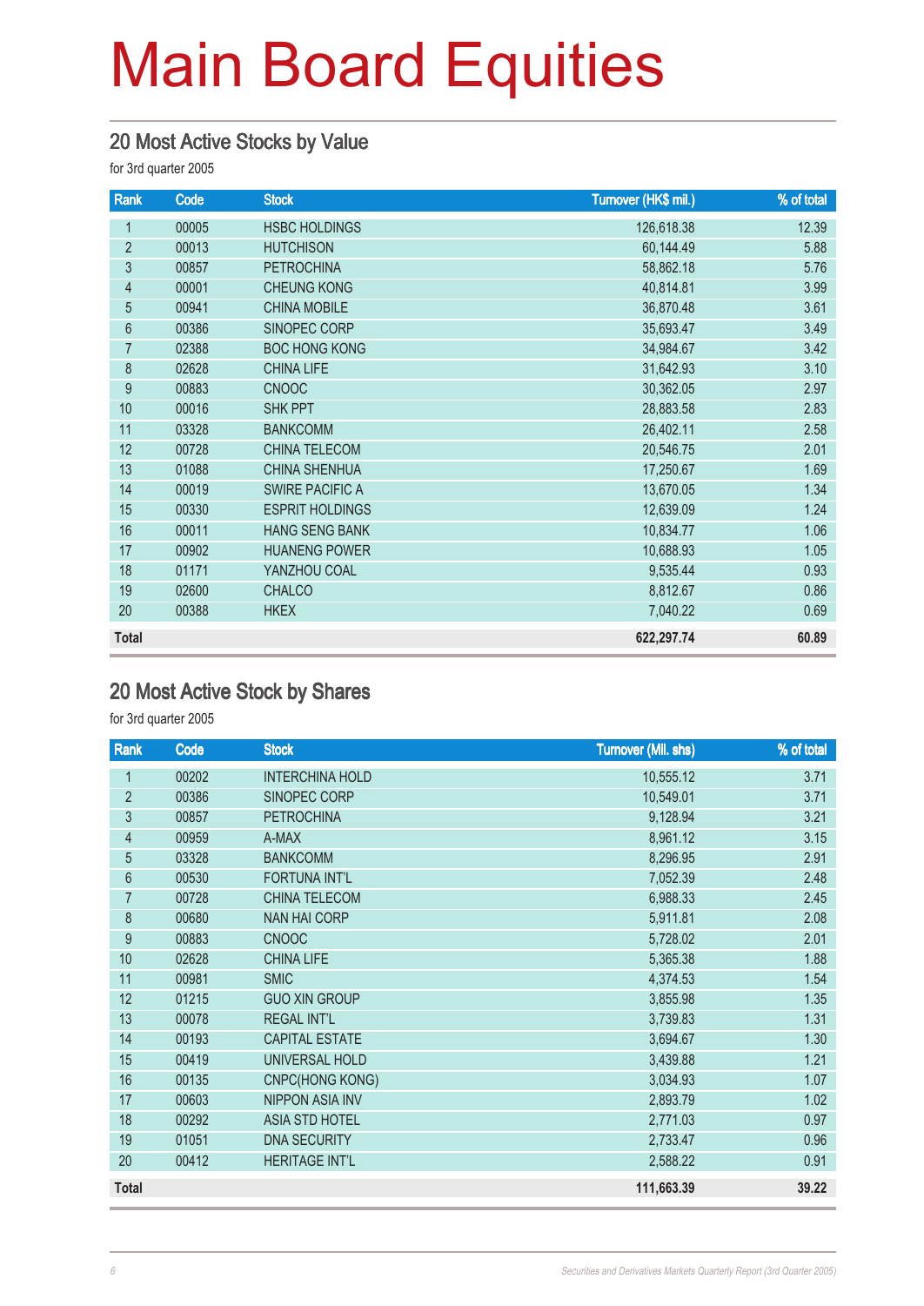# Main Board Equities

## 20 Most Active Stocks by Value

for 3rd quarter 2005

| Rank | Code | Stock | Turnover (HK$ mil.) | % of total |
|---|---|---|---|---|
| 1 | 00005 | HSBC HOLDINGS | 126,618.38 | 12.39 |
| 2 | 00013 | HUTCHISON | 60,144.49 | 5.88 |
| 3 | 00857 | PETROCHINA | 58,862.18 | 5.76 |
| 4 | 00001 | CHEUNG KONG | 40,814.81 | 3.99 |
| 5 | 00941 | CHINA MOBILE | 36,870.48 | 3.61 |
| 6 | 00386 | SINOPEC CORP | 35,693.47 | 3.49 |
| 7 | 02388 | BOC HONG KONG | 34,984.67 | 3.42 |
| 8 | 02628 | CHINA LIFE | 31,642.93 | 3.10 |
| 9 | 00883 | CNOOC | 30,362.05 | 2.97 |
| 10 | 00016 | SHK PPT | 28,883.58 | 2.83 |
| 11 | 03328 | BANKCOMM | 26,402.11 | 2.58 |
| 12 | 00728 | CHINA TELECOM | 20,546.75 | 2.01 |
| 13 | 01088 | CHINA SHENHUA | 17,250.67 | 1.69 |
| 14 | 00019 | SWIRE PACIFIC A | 13,670.05 | 1.34 |
| 15 | 00330 | ESPRIT HOLDINGS | 12,639.09 | 1.24 |
| 16 | 00011 | HANG SENG BANK | 10,834.77 | 1.06 |
| 17 | 00902 | HUANENG POWER | 10,688.93 | 1.05 |
| 18 | 01171 | YANZHOU COAL | 9,535.44 | 0.93 |
| 19 | 02600 | CHALCO | 8,812.67 | 0.86 |
| 20 | 00388 | HKEX | 7,040.22 | 0.69 |
| **Total** | | | **622,297.74** | **60.89** |

## 20 Most Active Stock by Shares

for 3rd quarter 2005

| Rank | Code | Stock | Turnover (Mil. shs) | % of total |
|---|---|---|---|---|
| 1 | 00202 | INTERCHINA HOLD | 10,555.12 | 3.71 |
| 2 | 00386 | SINOPEC CORP | 10,549.01 | 3.71 |
| 3 | 00857 | PETROCHINA | 9,128.94 | 3.21 |
| 4 | 00959 | A-MAX | 8,961.12 | 3.15 |
| 5 | 03328 | BANKCOMM | 8,296.95 | 2.91 |
| 6 | 00530 | FORTUNA INT'L | 7,052.39 | 2.48 |
| 7 | 00728 | CHINA TELECOM | 6,988.33 | 2.45 |
| 8 | 00680 | NAN HAI CORP | 5,911.81 | 2.08 |
| 9 | 00883 | CNOOC | 5,728.02 | 2.01 |
| 10 | 02628 | CHINA LIFE | 5,365.38 | 1.88 |
| 11 | 00981 | SMIC | 4,374.53 | 1.54 |
| 12 | 01215 | GUO XIN GROUP | 3,855.98 | 1.35 |
| 13 | 00078 | REGAL INT'L | 3,739.83 | 1.31 |
| 14 | 00193 | CAPITAL ESTATE | 3,694.67 | 1.30 |
| 15 | 00419 | UNIVERSAL HOLD | 3,439.88 | 1.21 |
| 16 | 00135 | CNPC(HONG KONG) | 3,034.93 | 1.07 |
| 17 | 00603 | NIPPON ASIA INV | 2,893.79 | 1.02 |
| 18 | 00292 | ASIA STD HOTEL | 2,771.03 | 0.97 |
| 19 | 01051 | DNA SECURITY | 2,733.47 | 0.96 |
| 20 | 00412 | HERITAGE INT'L | 2,588.22 | 0.91 |
| **Total** | | | **111,663.39** | **39.22** |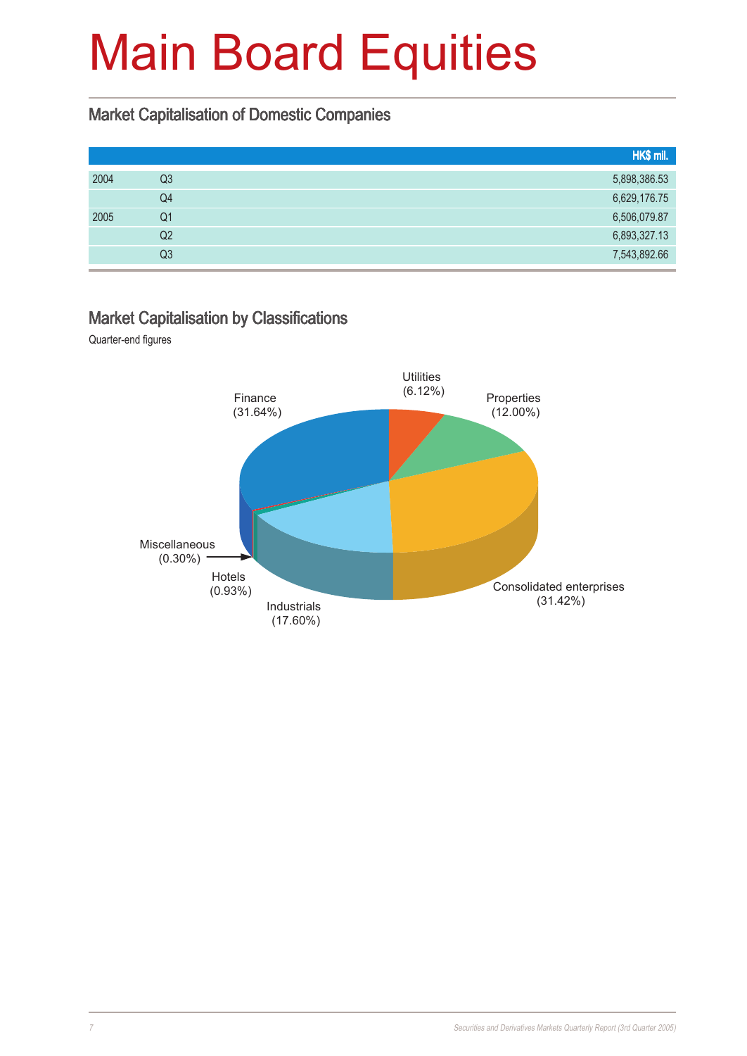# Main Board Equities

## Market Capitalisation of Domestic Companies

| | | HK$ mil. |
|---|---|---|
| 2004 | Q3 | 5,898,386.53 |
| | Q4 | 6,629,176.75 |
| 2005 | Q1 | 6,506,079.87 |
| | Q2 | 6,893,327.13 |
| | Q3 | 7,543,892.66 |

## Market Capitalisation by Classifications

Quarter-end figures

Finance (31.64%)
Utilities (6.12%)
Properties (12.00%)
Consolidated enterprises (31.42%)
Industrials (17.60%)
Hotels (0.93%)
Miscellaneous (0.30%)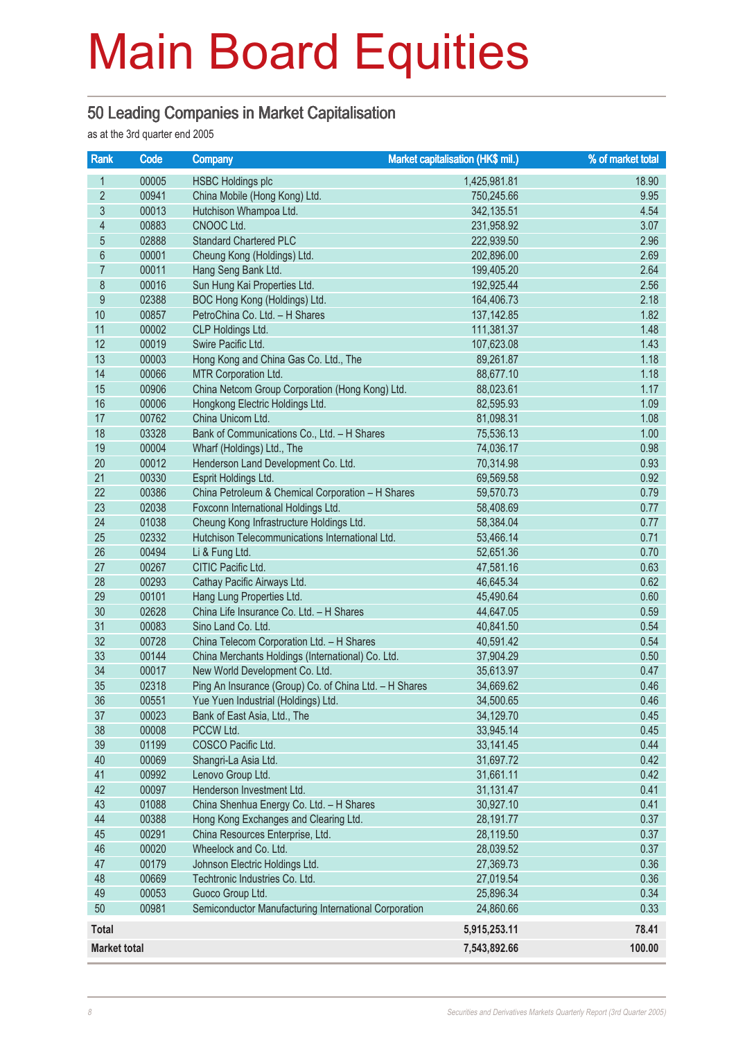# Main Board Equities

## 50 Leading Companies in Market Capitalisation

as at the 3rd quarter end 2005

| Rank | Code | Company | Market capitalisation (HK$ mil.) | % of market total |
|---|---|---|---|---|
| 1 | 00005 | HSBC Holdings plc | 1,425,981.81 | 18.90 |
| 2 | 00941 | China Mobile (Hong Kong) Ltd. | 750,245.66 | 9.95 |
| 3 | 00013 | Hutchison Whampoa Ltd. | 342,135.51 | 4.54 |
| 4 | 00883 | CNOOC Ltd. | 231,958.92 | 3.07 |
| 5 | 02888 | Standard Chartered PLC | 222,939.50 | 2.96 |
| 6 | 00001 | Cheung Kong (Holdings) Ltd. | 202,896.00 | 2.69 |
| 7 | 00011 | Hang Seng Bank Ltd. | 199,405.20 | 2.64 |
| 8 | 00016 | Sun Hung Kai Properties Ltd. | 192,925.44 | 2.56 |
| 9 | 02388 | BOC Hong Kong (Holdings) Ltd. | 164,406.73 | 2.18 |
| 10 | 00857 | PetroChina Co. Ltd. – H Shares | 137,142.85 | 1.82 |
| 11 | 00002 | CLP Holdings Ltd. | 111,381.37 | 1.48 |
| 12 | 00019 | Swire Pacific Ltd. | 107,623.08 | 1.43 |
| 13 | 00003 | Hong Kong and China Gas Co. Ltd., The | 89,261.87 | 1.18 |
| 14 | 00066 | MTR Corporation Ltd. | 88,677.10 | 1.18 |
| 15 | 00906 | China Netcom Group Corporation (Hong Kong) Ltd. | 88,023.61 | 1.17 |
| 16 | 00006 | Hongkong Electric Holdings Ltd. | 82,595.93 | 1.09 |
| 17 | 00762 | China Unicom Ltd. | 81,098.31 | 1.08 |
| 18 | 03328 | Bank of Communications Co., Ltd. – H Shares | 75,536.13 | 1.00 |
| 19 | 00004 | Wharf (Holdings) Ltd., The | 74,036.17 | 0.98 |
| 20 | 00012 | Henderson Land Development Co. Ltd. | 70,314.98 | 0.93 |
| 21 | 00330 | Esprit Holdings Ltd. | 69,569.58 | 0.92 |
| 22 | 00386 | China Petroleum & Chemical Corporation – H Shares | 59,570.73 | 0.79 |
| 23 | 02038 | Foxconn International Holdings Ltd. | 58,408.69 | 0.77 |
| 24 | 01038 | Cheung Kong Infrastructure Holdings Ltd. | 58,384.04 | 0.77 |
| 25 | 02332 | Hutchison Telecommunications International Ltd. | 53,466.14 | 0.71 |
| 26 | 00494 | Li & Fung Ltd. | 52,651.36 | 0.70 |
| 27 | 00267 | CITIC Pacific Ltd. | 47,581.16 | 0.63 |
| 28 | 00293 | Cathay Pacific Airways Ltd. | 46,645.34 | 0.62 |
| 29 | 00101 | Hang Lung Properties Ltd. | 45,490.64 | 0.60 |
| 30 | 02628 | China Life Insurance Co. Ltd. – H Shares | 44,647.05 | 0.59 |
| 31 | 00083 | Sino Land Co. Ltd. | 40,841.50 | 0.54 |
| 32 | 00728 | China Telecom Corporation Ltd. – H Shares | 40,591.42 | 0.54 |
| 33 | 00144 | China Merchants Holdings (International) Co. Ltd. | 37,904.29 | 0.50 |
| 34 | 00017 | New World Development Co. Ltd. | 35,613.97 | 0.47 |
| 35 | 02318 | Ping An Insurance (Group) Co. of China Ltd. – H Shares | 34,669.62 | 0.46 |
| 36 | 00551 | Yue Yuen Industrial (Holdings) Ltd. | 34,500.65 | 0.46 |
| 37 | 00023 | Bank of East Asia, Ltd., The | 34,129.70 | 0.45 |
| 38 | 00008 | PCCW Ltd. | 33,945.14 | 0.45 |
| 39 | 01199 | COSCO Pacific Ltd. | 33,141.45 | 0.44 |
| 40 | 00069 | Shangri-La Asia Ltd. | 31,697.72 | 0.42 |
| 41 | 00992 | Lenovo Group Ltd. | 31,661.11 | 0.42 |
| 42 | 00097 | Henderson Investment Ltd. | 31,131.47 | 0.41 |
| 43 | 01088 | China Shenhua Energy Co. Ltd. – H Shares | 30,927.10 | 0.41 |
| 44 | 00388 | Hong Kong Exchanges and Clearing Ltd. | 28,191.77 | 0.37 |
| 45 | 00291 | China Resources Enterprise, Ltd. | 28,119.50 | 0.37 |
| 46 | 00020 | Wheelock and Co. Ltd. | 28,039.52 | 0.37 |
| 47 | 00179 | Johnson Electric Holdings Ltd. | 27,369.73 | 0.36 |
| 48 | 00669 | Techtronic Industries Co. Ltd. | 27,019.54 | 0.36 |
| 49 | 00053 | Guoco Group Ltd. | 25,896.34 | 0.34 |
| 50 | 00981 | Semiconductor Manufacturing International Corporation | 24,860.66 | 0.33 |
| **Total** | | | **5,915,253.11** | **78.41** |
| **Market total** | | | **7,543,892.66** | **100.00** |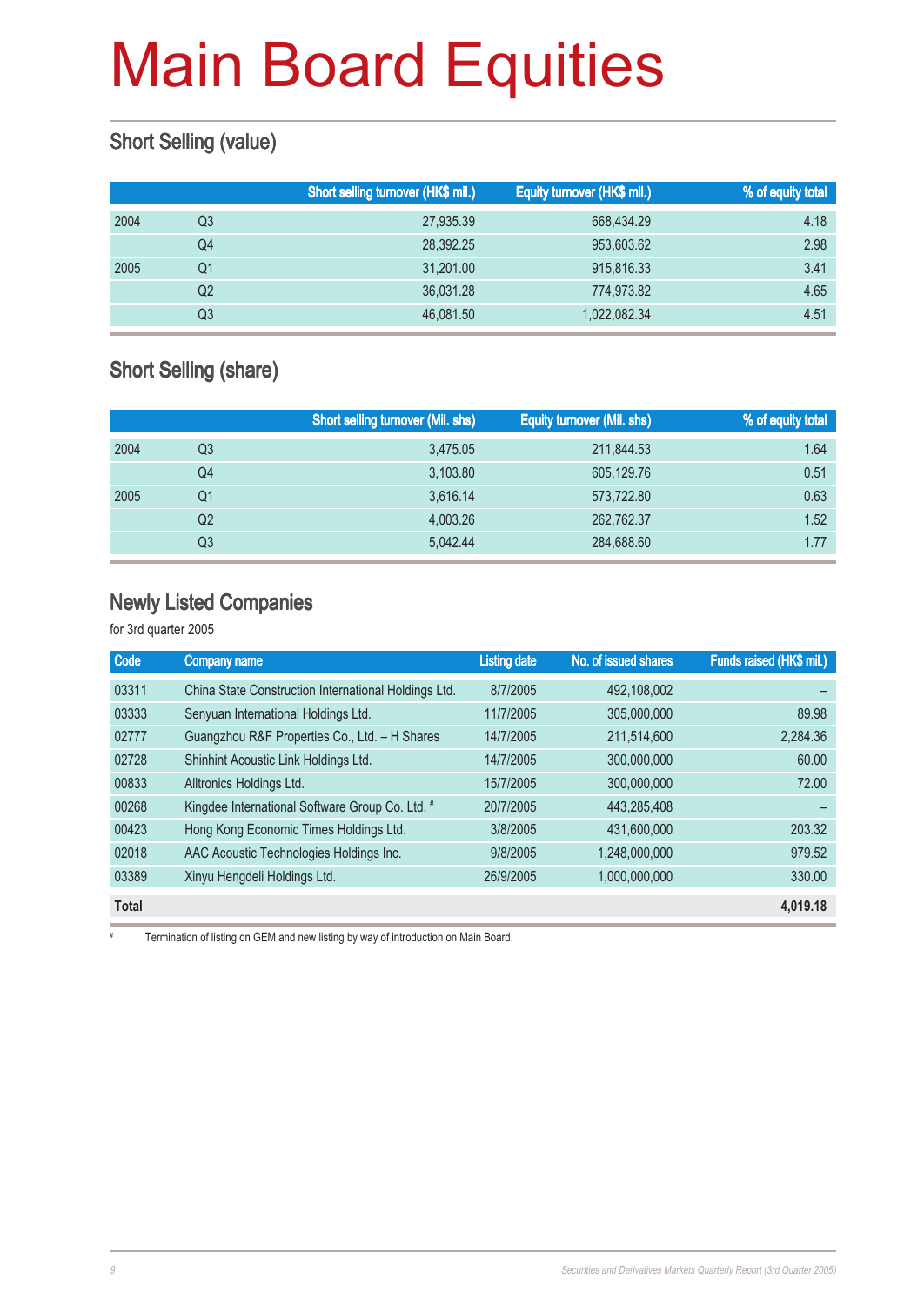# Main Board Equities

## Short Selling (value)

| | | Short selling turnover (HK$ mil.) | Equity turnover (HK$ mil.) | % of equity total |
|---|---|---|---|---|
| 2004 | Q3 | 27,935.39 | 668,434.29 | 4.18 |
| | Q4 | 28,392.25 | 953,603.62 | 2.98 |
| 2005 | Q1 | 31,201.00 | 915,816.33 | 3.41 |
| | Q2 | 36,031.28 | 774,973.82 | 4.65 |
| | Q3 | 46,081.50 | 1,022,082.34 | 4.51 |

## Short Selling (share)

| | | Short selling turnover (Mil. shs) | Equity turnover (Mil. shs) | % of equity total |
|---|---|---|---|---|
| 2004 | Q3 | 3,475.05 | 211,844.53 | 1.64 |
| | Q4 | 3,103.80 | 605,129.76 | 0.51 |
| 2005 | Q1 | 3,616.14 | 573,722.80 | 0.63 |
| | Q2 | 4,003.26 | 262,762.37 | 1.52 |
| | Q3 | 5,042.44 | 284,688.60 | 1.77 |

## Newly Listed Companies

for 3rd quarter 2005

| Code | Company name | Listing date | No. of issued shares | Funds raised (HK$ mil.) |
|---|---|---|---|---|
| 03311 | China State Construction International Holdings Ltd. | 8/7/2005 | 492,108,002 | – |
| 03333 | Senyuan International Holdings Ltd. | 11/7/2005 | 305,000,000 | 89.98 |
| 02777 | Guangzhou R&F Properties Co., Ltd. – H Shares | 14/7/2005 | 211,514,600 | 2,284.36 |
| 02728 | Shinhint Acoustic Link Holdings Ltd. | 14/7/2005 | 300,000,000 | 60.00 |
| 00833 | Alltronics Holdings Ltd. | 15/7/2005 | 300,000,000 | 72.00 |
| 00268 | Kingdee International Software Group Co. Ltd. # | 20/7/2005 | 443,285,408 | – |
| 00423 | Hong Kong Economic Times Holdings Ltd. | 3/8/2005 | 431,600,000 | 203.32 |
| 02018 | AAC Acoustic Technologies Holdings Inc. | 9/8/2005 | 1,248,000,000 | 979.52 |
| 03389 | Xinyu Hengdeli Holdings Ltd. | 26/9/2005 | 1,000,000,000 | 330.00 |
| **Total** | | | | **4,019.18** |

# Termination of listing on GEM and new listing by way of introduction on Main Board.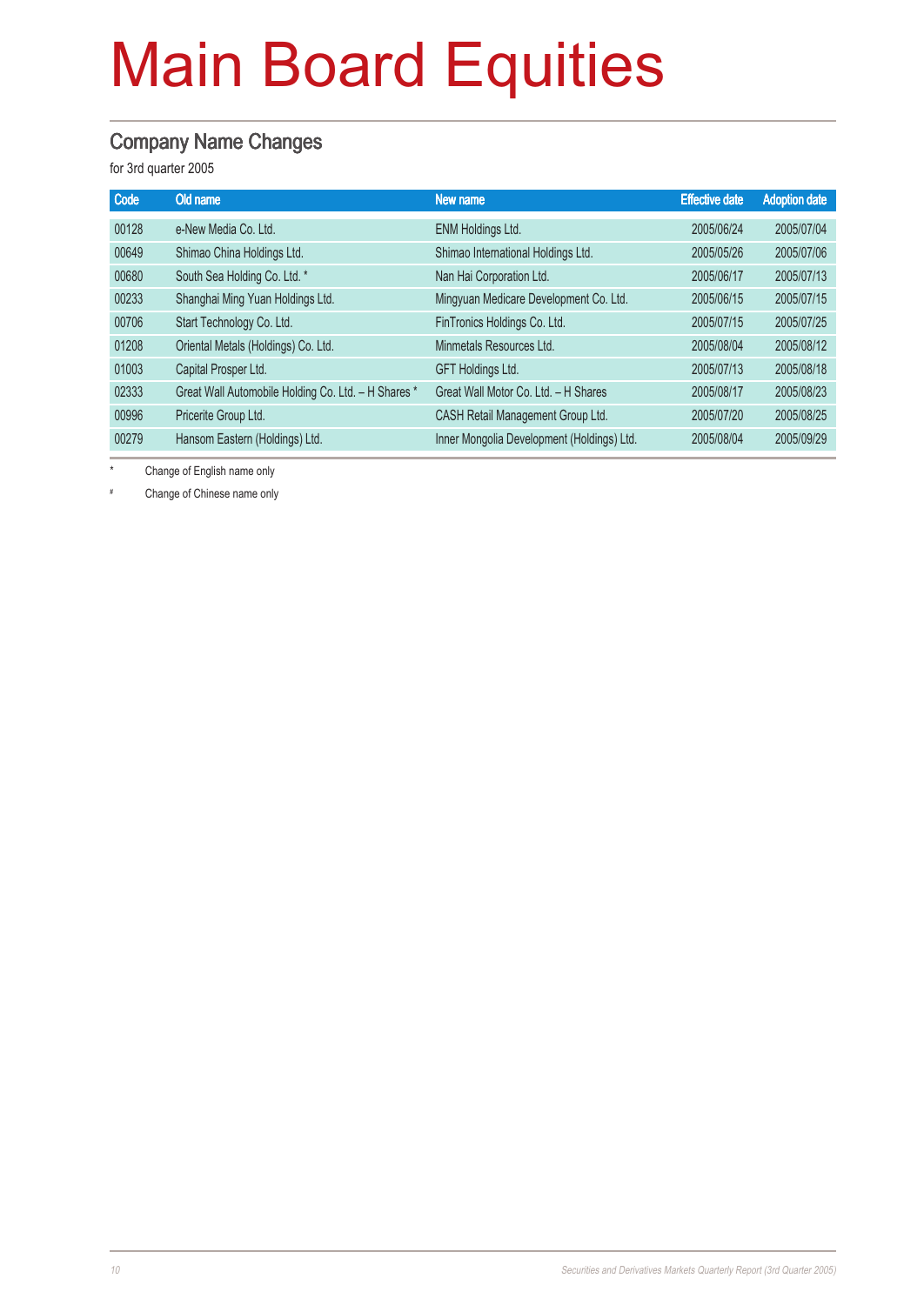# Main Board Equities

## Company Name Changes

for 3rd quarter 2005

| Code | Old name | New name | Effective date | Adoption date |
|---|---|---|---|---|
| 00128 | e-New Media Co. Ltd. | ENM Holdings Ltd. | 2005/06/24 | 2005/07/04 |
| 00649 | Shimao China Holdings Ltd. | Shimao International Holdings Ltd. | 2005/05/26 | 2005/07/06 |
| 00680 | South Sea Holding Co. Ltd. * | Nan Hai Corporation Ltd. | 2005/06/17 | 2005/07/13 |
| 00233 | Shanghai Ming Yuan Holdings Ltd. | Mingyuan Medicare Development Co. Ltd. | 2005/06/15 | 2005/07/15 |
| 00706 | Start Technology Co. Ltd. | FinTronics Holdings Co. Ltd. | 2005/07/15 | 2005/07/25 |
| 01208 | Oriental Metals (Holdings) Co. Ltd. | Minmetals Resources Ltd. | 2005/08/04 | 2005/08/12 |
| 01003 | Capital Prosper Ltd. | GFT Holdings Ltd. | 2005/07/13 | 2005/08/18 |
| 02333 | Great Wall Automobile Holding Co. Ltd. – H Shares * | Great Wall Motor Co. Ltd. – H Shares | 2005/08/17 | 2005/08/23 |
| 00996 | Pricerite Group Ltd. | CASH Retail Management Group Ltd. | 2005/07/20 | 2005/08/25 |
| 00279 | Hansom Eastern (Holdings) Ltd. | Inner Mongolia Development (Holdings) Ltd. | 2005/08/04 | 2005/09/29 |

\* Change of English name only

\# Change of Chinese name only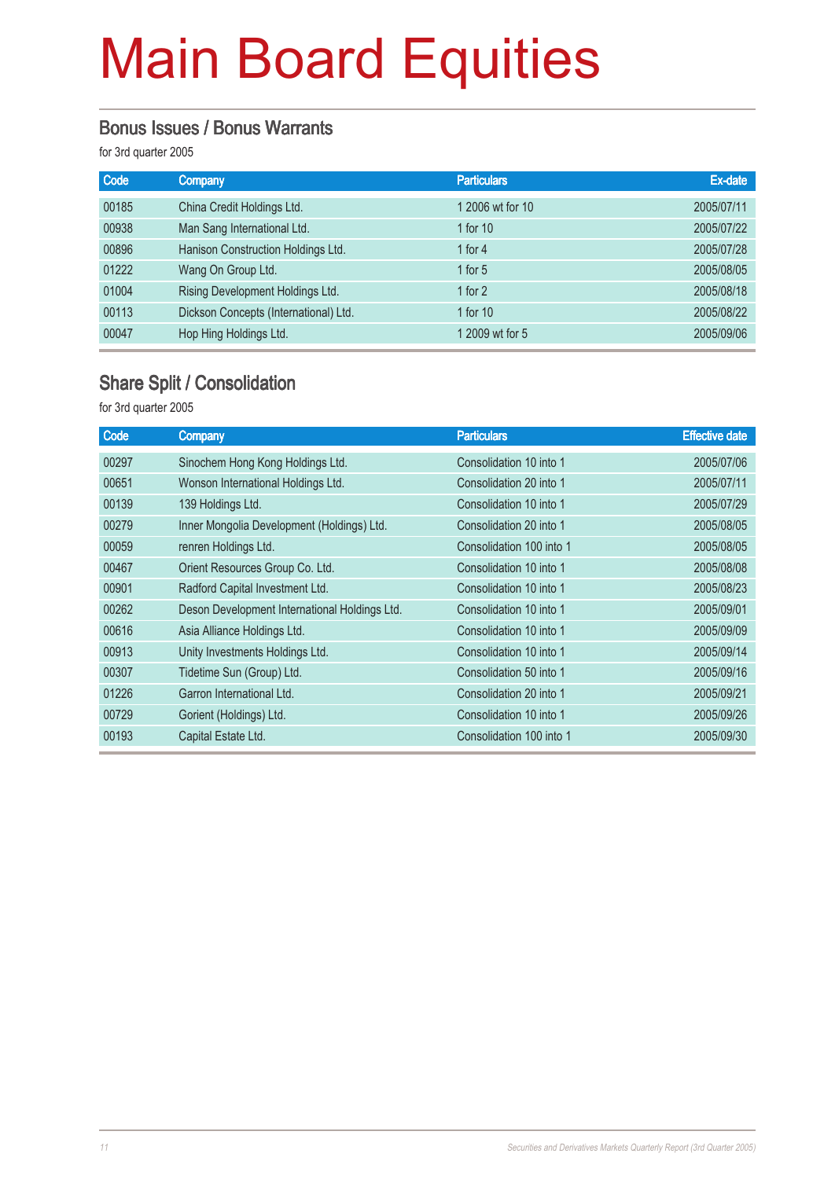# Main Board Equities

## Bonus Issues / Bonus Warrants

for 3rd quarter 2005

| Code | Company | Particulars | Ex-date |
|---|---|---|---|
| 00185 | China Credit Holdings Ltd. | 1 2006 wt for 10 | 2005/07/11 |
| 00938 | Man Sang International Ltd. | 1 for 10 | 2005/07/22 |
| 00896 | Hanison Construction Holdings Ltd. | 1 for 4 | 2005/07/28 |
| 01222 | Wang On Group Ltd. | 1 for 5 | 2005/08/05 |
| 01004 | Rising Development Holdings Ltd. | 1 for 2 | 2005/08/18 |
| 00113 | Dickson Concepts (International) Ltd. | 1 for 10 | 2005/08/22 |
| 00047 | Hop Hing Holdings Ltd. | 1 2009 wt for 5 | 2005/09/06 |

## Share Split / Consolidation

for 3rd quarter 2005

| Code | Company | Particulars | Effective date |
|---|---|---|---|
| 00297 | Sinochem Hong Kong Holdings Ltd. | Consolidation 10 into 1 | 2005/07/06 |
| 00651 | Wonson International Holdings Ltd. | Consolidation 20 into 1 | 2005/07/11 |
| 00139 | 139 Holdings Ltd. | Consolidation 10 into 1 | 2005/07/29 |
| 00279 | Inner Mongolia Development (Holdings) Ltd. | Consolidation 20 into 1 | 2005/08/05 |
| 00059 | renren Holdings Ltd. | Consolidation 100 into 1 | 2005/08/05 |
| 00467 | Orient Resources Group Co. Ltd. | Consolidation 10 into 1 | 2005/08/08 |
| 00901 | Radford Capital Investment Ltd. | Consolidation 10 into 1 | 2005/08/23 |
| 00262 | Deson Development International Holdings Ltd. | Consolidation 10 into 1 | 2005/09/01 |
| 00616 | Asia Alliance Holdings Ltd. | Consolidation 10 into 1 | 2005/09/09 |
| 00913 | Unity Investments Holdings Ltd. | Consolidation 10 into 1 | 2005/09/14 |
| 00307 | Tidetime Sun (Group) Ltd. | Consolidation 50 into 1 | 2005/09/16 |
| 01226 | Garron International Ltd. | Consolidation 20 into 1 | 2005/09/21 |
| 00729 | Gorient (Holdings) Ltd. | Consolidation 10 into 1 | 2005/09/26 |
| 00193 | Capital Estate Ltd. | Consolidation 100 into 1 | 2005/09/30 |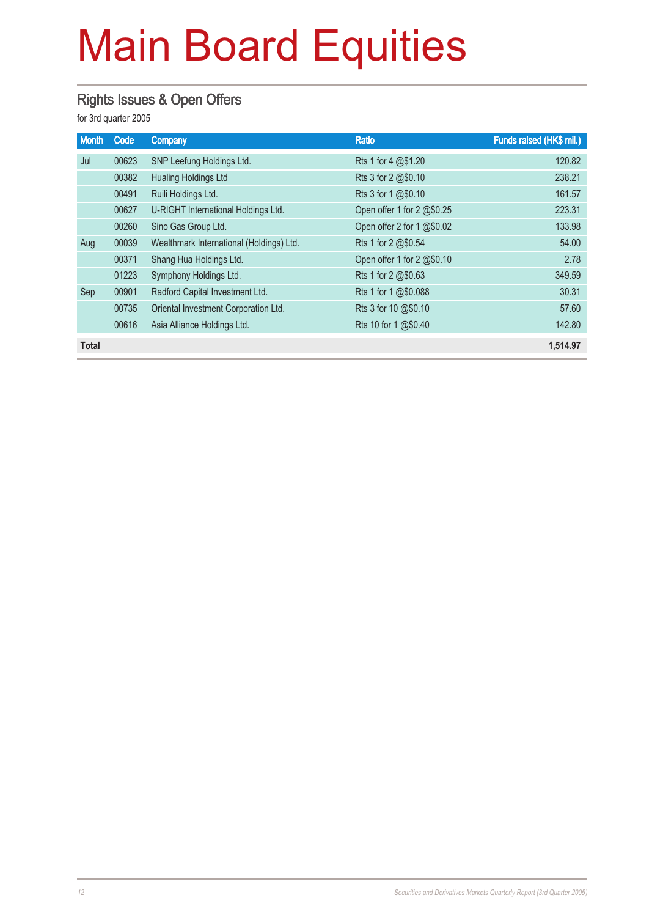# Main Board Equities

## Rights Issues & Open Offers

for 3rd quarter 2005

| Month | Code | Company | Ratio | Funds raised (HK$ mil.) |
|---|---|---|---|---|
| Jul | 00623 | SNP Leefung Holdings Ltd. | Rts 1 for 4 @$1.20 | 120.82 |
| | 00382 | Hualing Holdings Ltd | Rts 3 for 2 @$0.10 | 238.21 |
| | 00491 | Ruili Holdings Ltd. | Rts 3 for 1 @$0.10 | 161.57 |
| | 00627 | U-RIGHT International Holdings Ltd. | Open offer 1 for 2 @$0.25 | 223.31 |
| | 00260 | Sino Gas Group Ltd. | Open offer 2 for 1 @$0.02 | 133.98 |
| Aug | 00039 | Wealthmark International (Holdings) Ltd. | Rts 1 for 2 @$0.54 | 54.00 |
| | 00371 | Shang Hua Holdings Ltd. | Open offer 1 for 2 @$0.10 | 2.78 |
| | 01223 | Symphony Holdings Ltd. | Rts 1 for 2 @$0.63 | 349.59 |
| Sep | 00901 | Radford Capital Investment Ltd. | Rts 1 for 1 @$0.088 | 30.31 |
| | 00735 | Oriental Investment Corporation Ltd. | Rts 3 for 10 @$0.10 | 57.60 |
| | 00616 | Asia Alliance Holdings Ltd. | Rts 10 for 1 @$0.40 | 142.80 |
| **Total** | | | | **1,514.97** |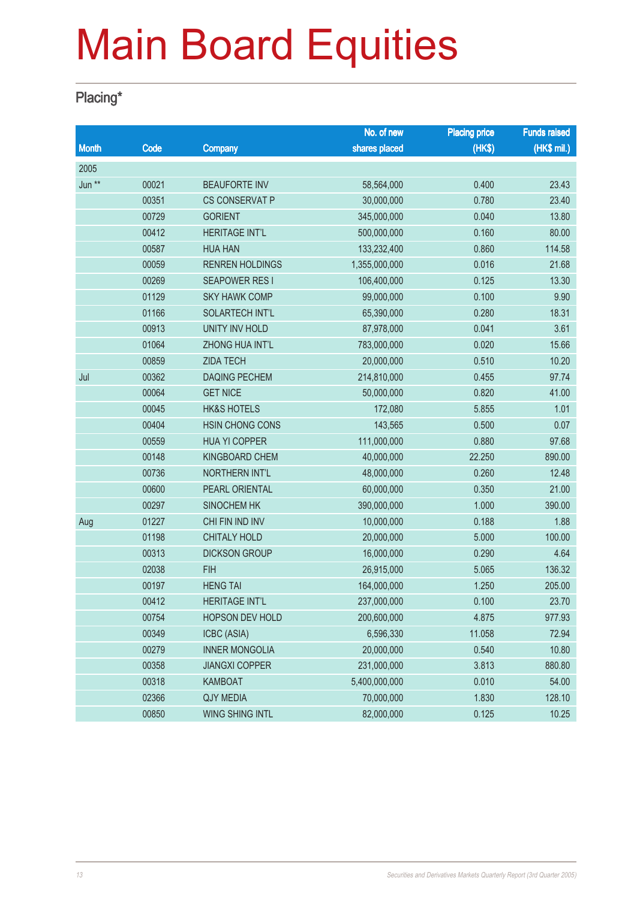# Main Board Equities

## Placing*

| Month | Code | Company | No. of new shares placed | Placing price (HK$) | Funds raised (HK$ mil.) |
|---|---|---|---|---|---|
| 2005 | | | | | |
| Jun ** | 00021 | BEAUFORTE INV | 58,564,000 | 0.400 | 23.43 |
| | 00351 | CS CONSERVAT P | 30,000,000 | 0.780 | 23.40 |
| | 00729 | GORIENT | 345,000,000 | 0.040 | 13.80 |
| | 00412 | HERITAGE INT'L | 500,000,000 | 0.160 | 80.00 |
| | 00587 | HUA HAN | 133,232,400 | 0.860 | 114.58 |
| | 00059 | RENREN HOLDINGS | 1,355,000,000 | 0.016 | 21.68 |
| | 00269 | SEAPOWER RES I | 106,400,000 | 0.125 | 13.30 |
| | 01129 | SKY HAWK COMP | 99,000,000 | 0.100 | 9.90 |
| | 01166 | SOLARTECH INT'L | 65,390,000 | 0.280 | 18.31 |
| | 00913 | UNITY INV HOLD | 87,978,000 | 0.041 | 3.61 |
| | 01064 | ZHONG HUA INT'L | 783,000,000 | 0.020 | 15.66 |
| | 00859 | ZIDA TECH | 20,000,000 | 0.510 | 10.20 |
| Jul | 00362 | DAQING PECHEM | 214,810,000 | 0.455 | 97.74 |
| | 00064 | GET NICE | 50,000,000 | 0.820 | 41.00 |
| | 00045 | HK&S HOTELS | 172,080 | 5.855 | 1.01 |
| | 00404 | HSIN CHONG CONS | 143,565 | 0.500 | 0.07 |
| | 00559 | HUA YI COPPER | 111,000,000 | 0.880 | 97.68 |
| | 00148 | KINGBOARD CHEM | 40,000,000 | 22.250 | 890.00 |
| | 00736 | NORTHERN INT'L | 48,000,000 | 0.260 | 12.48 |
| | 00600 | PEARL ORIENTAL | 60,000,000 | 0.350 | 21.00 |
| | 00297 | SINOCHEM HK | 390,000,000 | 1.000 | 390.00 |
| Aug | 01227 | CHI FIN IND INV | 10,000,000 | 0.188 | 1.88 |
| | 01198 | CHITALY HOLD | 20,000,000 | 5.000 | 100.00 |
| | 00313 | DICKSON GROUP | 16,000,000 | 0.290 | 4.64 |
| | 02038 | FIH | 26,915,000 | 5.065 | 136.32 |
| | 00197 | HENG TAI | 164,000,000 | 1.250 | 205.00 |
| | 00412 | HERITAGE INT'L | 237,000,000 | 0.100 | 23.70 |
| | 00754 | HOPSON DEV HOLD | 200,600,000 | 4.875 | 977.93 |
| | 00349 | ICBC (ASIA) | 6,596,330 | 11.058 | 72.94 |
| | 00279 | INNER MONGOLIA | 20,000,000 | 0.540 | 10.80 |
| | 00358 | JIANGXI COPPER | 231,000,000 | 3.813 | 880.80 |
| | 00318 | KAMBOAT | 5,400,000,000 | 0.010 | 54.00 |
| | 02366 | QJY MEDIA | 70,000,000 | 1.830 | 128.10 |
| | 00850 | WING SHING INTL | 82,000,000 | 0.125 | 10.25 |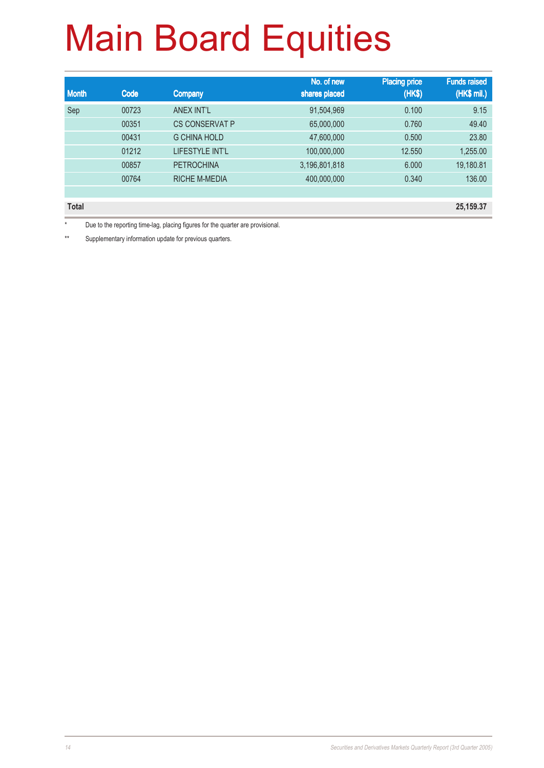# Main Board Equities

| Month | Code | Company | No. of new shares placed | Placing price (HK$) | Funds raised (HK$ mil.) |
|---|---|---|---|---|---|
| Sep | 00723 | ANEX INT'L | 91,504,969 | 0.100 | 9.15 |
| | 00351 | CS CONSERVAT P | 65,000,000 | 0.760 | 49.40 |
| | 00431 | G CHINA HOLD | 47,600,000 | 0.500 | 23.80 |
| | 01212 | LIFESTYLE INT'L | 100,000,000 | 12.550 | 1,255.00 |
| | 00857 | PETROCHINA | 3,196,801,818 | 6.000 | 19,180.81 |
| | 00764 | RICHE M-MEDIA | 400,000,000 | 0.340 | 136.00 |
| | | | | | |
| **Total** | | | | | **25,159.37** |

\* Due to the reporting time-lag, placing figures for the quarter are provisional.

\*\* Supplementary information update for previous quarters.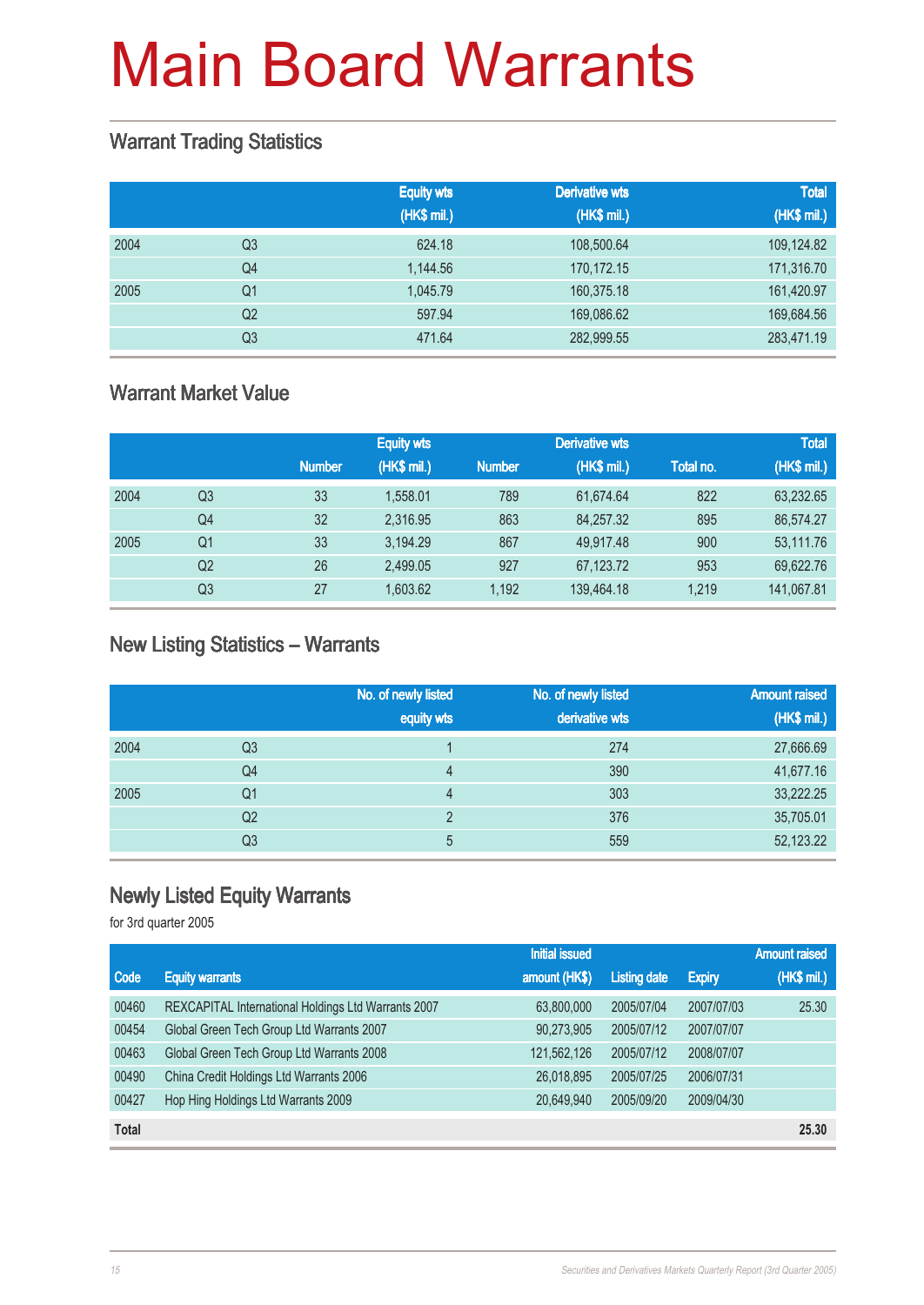# Main Board Warrants

## Warrant Trading Statistics

| | | Equity wts (HK$ mil.) | Derivative wts (HK$ mil.) | Total (HK$ mil.) |
|---|---|---|---|---|
| 2004 | Q3 | 624.18 | 108,500.64 | 109,124.82 |
| | Q4 | 1,144.56 | 170,172.15 | 171,316.70 |
| 2005 | Q1 | 1,045.79 | 160,375.18 | 161,420.97 |
| | Q2 | 597.94 | 169,086.62 | 169,684.56 |
| | Q3 | 471.64 | 282,999.55 | 283,471.19 |

## Warrant Market Value

| | | Equity wts | | Derivative wts | | Total | |
|---|---|---|---|---|---|---|---|
| | | Number | (HK$ mil.) | Number | (HK$ mil.) | Total no. | (HK$ mil.) |
| 2004 | Q3 | 33 | 1,558.01 | 789 | 61,674.64 | 822 | 63,232.65 |
| | Q4 | 32 | 2,316.95 | 863 | 84,257.32 | 895 | 86,574.27 |
| 2005 | Q1 | 33 | 3,194.29 | 867 | 49,917.48 | 900 | 53,111.76 |
| | Q2 | 26 | 2,499.05 | 927 | 67,123.72 | 953 | 69,622.76 |
| | Q3 | 27 | 1,603.62 | 1,192 | 139,464.18 | 1,219 | 141,067.81 |

## New Listing Statistics – Warrants

| | | No. of newly listed equity wts | No. of newly listed derivative wts | Amount raised (HK$ mil.) |
|---|---|---|---|---|
| 2004 | Q3 | 1 | 274 | 27,666.69 |
| | Q4 | 4 | 390 | 41,677.16 |
| 2005 | Q1 | 4 | 303 | 33,222.25 |
| | Q2 | 2 | 376 | 35,705.01 |
| | Q3 | 5 | 559 | 52,123.22 |

## Newly Listed Equity Warrants

for 3rd quarter 2005

| Code | Equity warrants | Initial issued amount (HK$) | Listing date | Expiry | Amount raised (HK$ mil.) |
|---|---|---|---|---|---|
| 00460 | REXCAPITAL International Holdings Ltd Warrants 2007 | 63,800,000 | 2005/07/04 | 2007/07/03 | 25.30 |
| 00454 | Global Green Tech Group Ltd Warrants 2007 | 90,273,905 | 2005/07/12 | 2007/07/07 | |
| 00463 | Global Green Tech Group Ltd Warrants 2008 | 121,562,126 | 2005/07/12 | 2008/07/07 | |
| 00490 | China Credit Holdings Ltd Warrants 2006 | 26,018,895 | 2005/07/25 | 2006/07/31 | |
| 00427 | Hop Hing Holdings Ltd Warrants 2009 | 20,649,940 | 2005/09/20 | 2009/04/30 | |
| **Total** | | | | | **25.30** |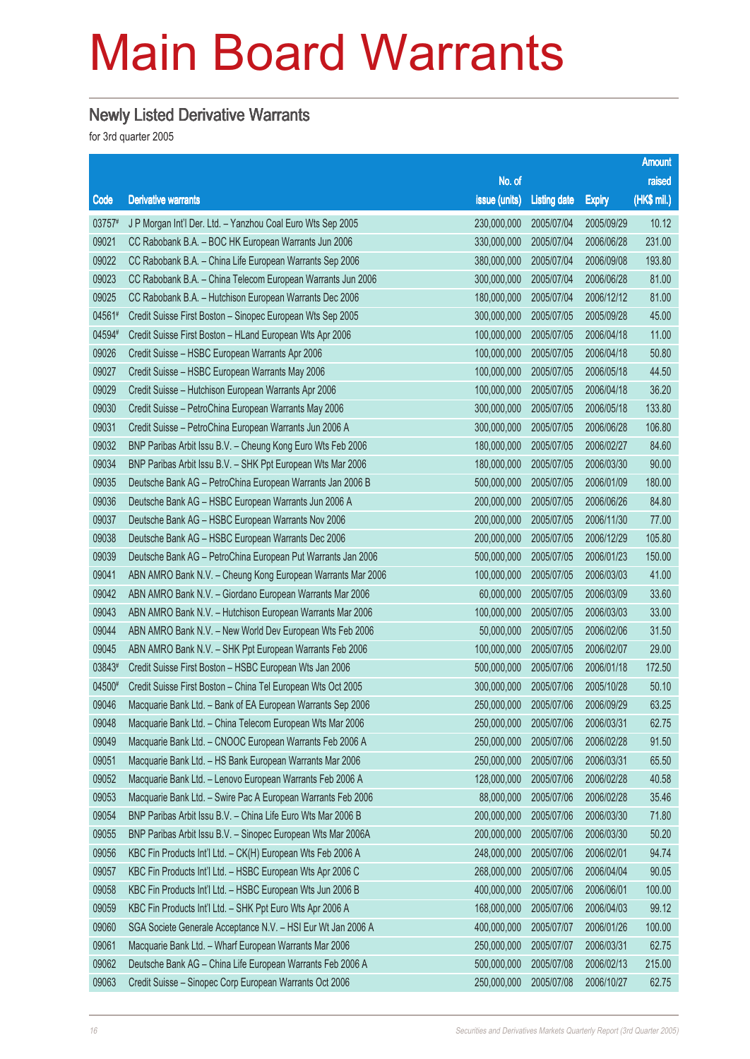# Main Board Warrants

## Newly Listed Derivative Warrants

for 3rd quarter 2005

| Code | Derivative warrants | No. of issue (units) | Listing date | Expiry | Amount raised (HK$ mil.) |
|---|---|---|---|---|---|
| 03757# | J P Morgan Int'l Der. Ltd. – Yanzhou Coal Euro Wts Sep 2005 | 230,000,000 | 2005/07/04 | 2005/09/29 | 10.12 |
| 09021 | CC Rabobank B.A. – BOC HK European Warrants Jun 2006 | 330,000,000 | 2005/07/04 | 2006/06/28 | 231.00 |
| 09022 | CC Rabobank B.A. – China Life European Warrants Sep 2006 | 380,000,000 | 2005/07/04 | 2006/09/08 | 193.80 |
| 09023 | CC Rabobank B.A. – China Telecom European Warrants Jun 2006 | 300,000,000 | 2005/07/04 | 2006/06/28 | 81.00 |
| 09025 | CC Rabobank B.A. – Hutchison European Warrants Dec 2006 | 180,000,000 | 2005/07/04 | 2006/12/12 | 81.00 |
| 04561# | Credit Suisse First Boston – Sinopec European Wts Sep 2005 | 300,000,000 | 2005/07/05 | 2005/09/28 | 45.00 |
| 04594# | Credit Suisse First Boston – HLand European Wts Apr 2006 | 100,000,000 | 2005/07/05 | 2006/04/18 | 11.00 |
| 09026 | Credit Suisse – HSBC European Warrants Apr 2006 | 100,000,000 | 2005/07/05 | 2006/04/18 | 50.80 |
| 09027 | Credit Suisse – HSBC European Warrants May 2006 | 100,000,000 | 2005/07/05 | 2006/05/18 | 44.50 |
| 09029 | Credit Suisse – Hutchison European Warrants Apr 2006 | 100,000,000 | 2005/07/05 | 2006/04/18 | 36.20 |
| 09030 | Credit Suisse – PetroChina European Warrants May 2006 | 300,000,000 | 2005/07/05 | 2006/05/18 | 133.80 |
| 09031 | Credit Suisse – PetroChina European Warrants Jun 2006 A | 300,000,000 | 2005/07/05 | 2006/06/28 | 106.80 |
| 09032 | BNP Paribas Arbit Issu B.V. – Cheung Kong Euro Wts Feb 2006 | 180,000,000 | 2005/07/05 | 2006/02/27 | 84.60 |
| 09034 | BNP Paribas Arbit Issu B.V. – SHK Ppt European Wts Mar 2006 | 180,000,000 | 2005/07/05 | 2006/03/30 | 90.00 |
| 09035 | Deutsche Bank AG – PetroChina European Warrants Jan 2006 B | 500,000,000 | 2005/07/05 | 2006/01/09 | 180.00 |
| 09036 | Deutsche Bank AG – HSBC European Warrants Jun 2006 A | 200,000,000 | 2005/07/05 | 2006/06/26 | 84.80 |
| 09037 | Deutsche Bank AG – HSBC European Warrants Nov 2006 | 200,000,000 | 2005/07/05 | 2006/11/30 | 77.00 |
| 09038 | Deutsche Bank AG – HSBC European Warrants Dec 2006 | 200,000,000 | 2005/07/05 | 2006/12/29 | 105.80 |
| 09039 | Deutsche Bank AG – PetroChina European Put Warrants Jan 2006 | 500,000,000 | 2005/07/05 | 2006/01/23 | 150.00 |
| 09041 | ABN AMRO Bank N.V. – Cheung Kong European Warrants Mar 2006 | 100,000,000 | 2005/07/05 | 2006/03/03 | 41.00 |
| 09042 | ABN AMRO Bank N.V. – Giordano European Warrants Mar 2006 | 60,000,000 | 2005/07/05 | 2006/03/09 | 33.60 |
| 09043 | ABN AMRO Bank N.V. – Hutchison European Warrants Mar 2006 | 100,000,000 | 2005/07/05 | 2006/03/03 | 33.00 |
| 09044 | ABN AMRO Bank N.V. – New World Dev European Wts Feb 2006 | 50,000,000 | 2005/07/05 | 2006/02/06 | 31.50 |
| 09045 | ABN AMRO Bank N.V. – SHK Ppt European Warrants Feb 2006 | 100,000,000 | 2005/07/05 | 2006/02/07 | 29.00 |
| 03843# | Credit Suisse First Boston – HSBC European Wts Jan 2006 | 500,000,000 | 2005/07/06 | 2006/01/18 | 172.50 |
| 04500# | Credit Suisse First Boston – China Tel European Wts Oct 2005 | 300,000,000 | 2005/07/06 | 2005/10/28 | 50.10 |
| 09046 | Macquarie Bank Ltd. – Bank of EA European Warrants Sep 2006 | 250,000,000 | 2005/07/06 | 2006/09/29 | 63.25 |
| 09048 | Macquarie Bank Ltd. – China Telecom European Wts Mar 2006 | 250,000,000 | 2005/07/06 | 2006/03/31 | 62.75 |
| 09049 | Macquarie Bank Ltd. – CNOOC European Warrants Feb 2006 A | 250,000,000 | 2005/07/06 | 2006/02/28 | 91.50 |
| 09051 | Macquarie Bank Ltd. – HS Bank European Warrants Mar 2006 | 250,000,000 | 2005/07/06 | 2006/03/31 | 65.50 |
| 09052 | Macquarie Bank Ltd. – Lenovo European Warrants Feb 2006 A | 128,000,000 | 2005/07/06 | 2006/02/28 | 40.58 |
| 09053 | Macquarie Bank Ltd. – Swire Pac A European Warrants Feb 2006 | 88,000,000 | 2005/07/06 | 2006/02/28 | 35.46 |
| 09054 | BNP Paribas Arbit Issu B.V. – China Life Euro Wts Mar 2006 B | 200,000,000 | 2005/07/06 | 2006/03/30 | 71.80 |
| 09055 | BNP Paribas Arbit Issu B.V. – Sinopec European Wts Mar 2006A | 200,000,000 | 2005/07/06 | 2006/03/30 | 50.20 |
| 09056 | KBC Fin Products Int'l Ltd. – CK(H) European Wts Feb 2006 A | 248,000,000 | 2005/07/06 | 2006/02/01 | 94.74 |
| 09057 | KBC Fin Products Int'l Ltd. – HSBC European Wts Apr 2006 C | 268,000,000 | 2005/07/06 | 2006/04/04 | 90.05 |
| 09058 | KBC Fin Products Int'l Ltd. – HSBC European Wts Jun 2006 B | 400,000,000 | 2005/07/06 | 2006/06/01 | 100.00 |
| 09059 | KBC Fin Products Int'l Ltd. – SHK Ppt Euro Wts Apr 2006 A | 168,000,000 | 2005/07/06 | 2006/04/03 | 99.12 |
| 09060 | SGA Societe Generale Acceptance N.V. – HSI Eur Wt Jan 2006 A | 400,000,000 | 2005/07/07 | 2006/01/26 | 100.00 |
| 09061 | Macquarie Bank Ltd. – Wharf European Warrants Mar 2006 | 250,000,000 | 2005/07/07 | 2006/03/31 | 62.75 |
| 09062 | Deutsche Bank AG – China Life European Warrants Feb 2006 A | 500,000,000 | 2005/07/08 | 2006/02/13 | 215.00 |
| 09063 | Credit Suisse – Sinopec Corp European Warrants Oct 2006 | 250,000,000 | 2005/07/08 | 2006/10/27 | 62.75 |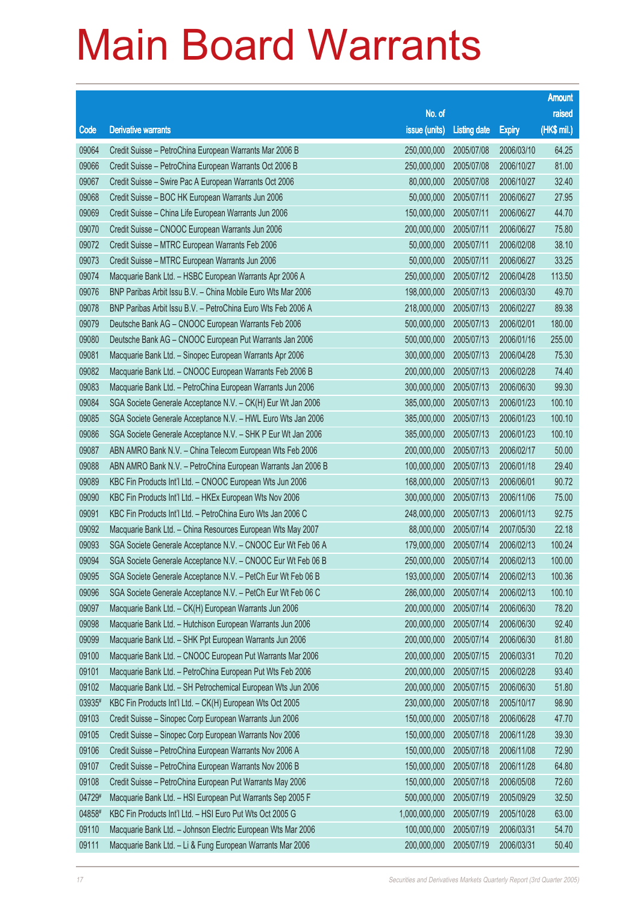# Main Board Warrants

| Code | Derivative warrants | No. of issue (units) | Listing date | Expiry | Amount raised (HK$ mil.) |
|---|---|---|---|---|---|
| 09064 | Credit Suisse – PetroChina European Warrants Mar 2006 B | 250,000,000 | 2005/07/08 | 2006/03/10 | 64.25 |
| 09066 | Credit Suisse – PetroChina European Warrants Oct 2006 B | 250,000,000 | 2005/07/08 | 2006/10/27 | 81.00 |
| 09067 | Credit Suisse – Swire Pac A European Warrants Oct 2006 | 80,000,000 | 2005/07/08 | 2006/10/27 | 32.40 |
| 09068 | Credit Suisse – BOC HK European Warrants Jun 2006 | 50,000,000 | 2005/07/11 | 2006/06/27 | 27.95 |
| 09069 | Credit Suisse – China Life European Warrants Jun 2006 | 150,000,000 | 2005/07/11 | 2006/06/27 | 44.70 |
| 09070 | Credit Suisse – CNOOC European Warrants Jun 2006 | 200,000,000 | 2005/07/11 | 2006/06/27 | 75.80 |
| 09072 | Credit Suisse – MTRC European Warrants Feb 2006 | 50,000,000 | 2005/07/11 | 2006/02/08 | 38.10 |
| 09073 | Credit Suisse – MTRC European Warrants Jun 2006 | 50,000,000 | 2005/07/11 | 2006/06/27 | 33.25 |
| 09074 | Macquarie Bank Ltd. – HSBC European Warrants Apr 2006 A | 250,000,000 | 2005/07/12 | 2006/04/28 | 113.50 |
| 09076 | BNP Paribas Arbit Issu B.V. – China Mobile Euro Wts Mar 2006 | 198,000,000 | 2005/07/13 | 2006/03/30 | 49.70 |
| 09078 | BNP Paribas Arbit Issu B.V. – PetroChina Euro Wts Feb 2006 A | 218,000,000 | 2005/07/13 | 2006/02/27 | 89.38 |
| 09079 | Deutsche Bank AG – CNOOC European Warrants Feb 2006 | 500,000,000 | 2005/07/13 | 2006/02/01 | 180.00 |
| 09080 | Deutsche Bank AG – CNOOC European Put Warrants Jan 2006 | 500,000,000 | 2005/07/13 | 2006/01/16 | 255.00 |
| 09081 | Macquarie Bank Ltd. – Sinopec European Warrants Apr 2006 | 300,000,000 | 2005/07/13 | 2006/04/28 | 75.30 |
| 09082 | Macquarie Bank Ltd. – CNOOC European Warrants Feb 2006 B | 200,000,000 | 2005/07/13 | 2006/02/28 | 74.40 |
| 09083 | Macquarie Bank Ltd. – PetroChina European Warrants Jun 2006 | 300,000,000 | 2005/07/13 | 2006/06/30 | 99.30 |
| 09084 | SGA Societe Generale Acceptance N.V. – CK(H) Eur Wt Jan 2006 | 385,000,000 | 2005/07/13 | 2006/01/23 | 100.10 |
| 09085 | SGA Societe Generale Acceptance N.V. – HWL Euro Wts Jan 2006 | 385,000,000 | 2005/07/13 | 2006/01/23 | 100.10 |
| 09086 | SGA Societe Generale Acceptance N.V. – SHK P Eur Wt Jan 2006 | 385,000,000 | 2005/07/13 | 2006/01/23 | 100.10 |
| 09087 | ABN AMRO Bank N.V. – China Telecom European Wts Feb 2006 | 200,000,000 | 2005/07/13 | 2006/02/17 | 50.00 |
| 09088 | ABN AMRO Bank N.V. – PetroChina European Warrants Jan 2006 B | 100,000,000 | 2005/07/13 | 2006/01/18 | 29.40 |
| 09089 | KBC Fin Products Int'l Ltd. – CNOOC European Wts Jun 2006 | 168,000,000 | 2005/07/13 | 2006/06/01 | 90.72 |
| 09090 | KBC Fin Products Int'l Ltd. – HKEx European Wts Nov 2006 | 300,000,000 | 2005/07/13 | 2006/11/06 | 75.00 |
| 09091 | KBC Fin Products Int'l Ltd. – PetroChina Euro Wts Jan 2006 C | 248,000,000 | 2005/07/13 | 2006/01/13 | 92.75 |
| 09092 | Macquarie Bank Ltd. – China Resources European Wts May 2007 | 88,000,000 | 2005/07/14 | 2007/05/30 | 22.18 |
| 09093 | SGA Societe Generale Acceptance N.V. – CNOOC Eur Wt Feb 06 A | 179,000,000 | 2005/07/14 | 2006/02/13 | 100.24 |
| 09094 | SGA Societe Generale Acceptance N.V. – CNOOC Eur Wt Feb 06 B | 250,000,000 | 2005/07/14 | 2006/02/13 | 100.00 |
| 09095 | SGA Societe Generale Acceptance N.V. – PetCh Eur Wt Feb 06 B | 193,000,000 | 2005/07/14 | 2006/02/13 | 100.36 |
| 09096 | SGA Societe Generale Acceptance N.V. – PetCh Eur Wt Feb 06 C | 286,000,000 | 2005/07/14 | 2006/02/13 | 100.10 |
| 09097 | Macquarie Bank Ltd. – CK(H) European Warrants Jun 2006 | 200,000,000 | 2005/07/14 | 2006/06/30 | 78.20 |
| 09098 | Macquarie Bank Ltd. – Hutchison European Warrants Jun 2006 | 200,000,000 | 2005/07/14 | 2006/06/30 | 92.40 |
| 09099 | Macquarie Bank Ltd. – SHK Ppt European Warrants Jun 2006 | 200,000,000 | 2005/07/14 | 2006/06/30 | 81.80 |
| 09100 | Macquarie Bank Ltd. – CNOOC European Put Warrants Mar 2006 | 200,000,000 | 2005/07/15 | 2006/03/31 | 70.20 |
| 09101 | Macquarie Bank Ltd. – PetroChina European Put Wts Feb 2006 | 200,000,000 | 2005/07/15 | 2006/02/28 | 93.40 |
| 09102 | Macquarie Bank Ltd. – SH Petrochemical European Wts Jun 2006 | 200,000,000 | 2005/07/15 | 2006/06/30 | 51.80 |
| 03935# | KBC Fin Products Int'l Ltd. – CK(H) European Wts Oct 2005 | 230,000,000 | 2005/07/18 | 2005/10/17 | 98.90 |
| 09103 | Credit Suisse – Sinopec Corp European Warrants Jun 2006 | 150,000,000 | 2005/07/18 | 2006/06/28 | 47.70 |
| 09105 | Credit Suisse – Sinopec Corp European Warrants Nov 2006 | 150,000,000 | 2005/07/18 | 2006/11/28 | 39.30 |
| 09106 | Credit Suisse – PetroChina European Warrants Nov 2006 A | 150,000,000 | 2005/07/18 | 2006/11/08 | 72.90 |
| 09107 | Credit Suisse – PetroChina European Warrants Nov 2006 B | 150,000,000 | 2005/07/18 | 2006/11/28 | 64.80 |
| 09108 | Credit Suisse – PetroChina European Put Warrants May 2006 | 150,000,000 | 2005/07/18 | 2006/05/08 | 72.60 |
| 04729# | Macquarie Bank Ltd. – HSI European Put Warrants Sep 2005 F | 500,000,000 | 2005/07/19 | 2005/09/29 | 32.50 |
| 04858# | KBC Fin Products Int'l Ltd. – HSI Euro Put Wts Oct 2005 G | 1,000,000,000 | 2005/07/19 | 2005/10/28 | 63.00 |
| 09110 | Macquarie Bank Ltd. – Johnson Electric European Wts Mar 2006 | 100,000,000 | 2005/07/19 | 2006/03/31 | 54.70 |
| 09111 | Macquarie Bank Ltd. – Li & Fung European Warrants Mar 2006 | 200,000,000 | 2005/07/19 | 2006/03/31 | 50.40 |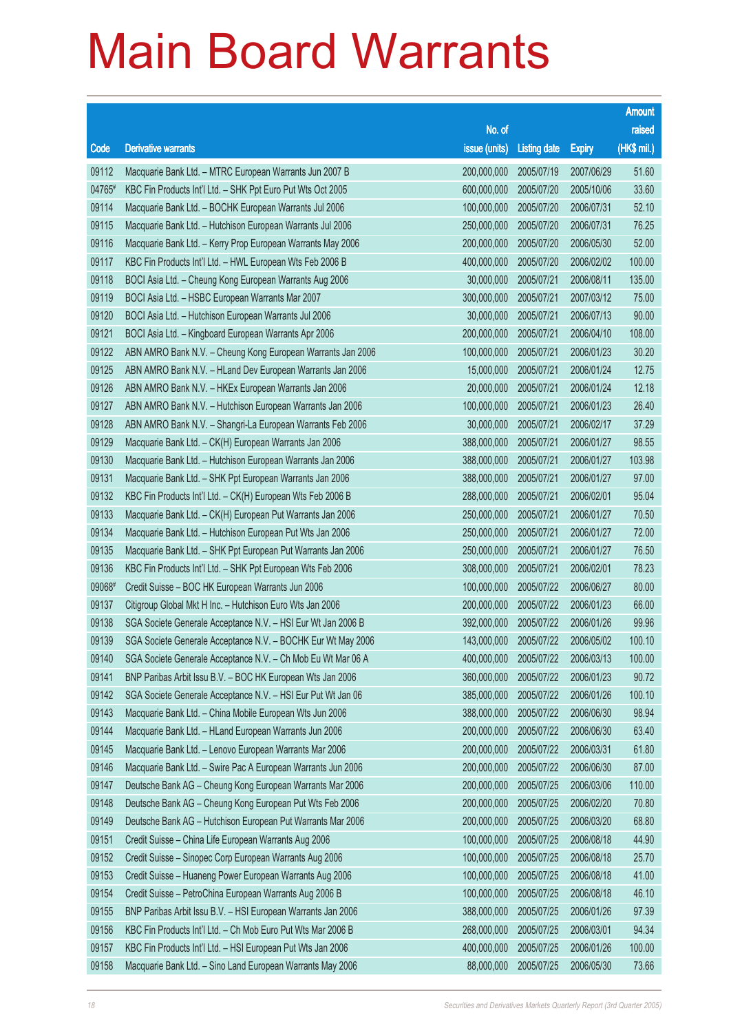# Main Board Warrants

| Code | Derivative warrants | No. of issue (units) | Listing date | Expiry | Amount raised (HK$ mil.) |
|---|---|---|---|---|---|
| 09112 | Macquarie Bank Ltd. – MTRC European Warrants Jun 2007 B | 200,000,000 | 2005/07/19 | 2007/06/29 | 51.60 |
| 04765# | KBC Fin Products Int'l Ltd. – SHK Ppt Euro Put Wts Oct 2005 | 600,000,000 | 2005/07/20 | 2005/10/06 | 33.60 |
| 09114 | Macquarie Bank Ltd. – BOCHK European Warrants Jul 2006 | 100,000,000 | 2005/07/20 | 2006/07/31 | 52.10 |
| 09115 | Macquarie Bank Ltd. – Hutchison European Warrants Jul 2006 | 250,000,000 | 2005/07/20 | 2006/07/31 | 76.25 |
| 09116 | Macquarie Bank Ltd. – Kerry Prop European Warrants May 2006 | 200,000,000 | 2005/07/20 | 2006/05/30 | 52.00 |
| 09117 | KBC Fin Products Int'l Ltd. – HWL European Wts Feb 2006 B | 400,000,000 | 2005/07/20 | 2006/02/02 | 100.00 |
| 09118 | BOCI Asia Ltd. – Cheung Kong European Warrants Aug 2006 | 30,000,000 | 2005/07/21 | 2006/08/11 | 135.00 |
| 09119 | BOCI Asia Ltd. – HSBC European Warrants Mar 2007 | 300,000,000 | 2005/07/21 | 2007/03/12 | 75.00 |
| 09120 | BOCI Asia Ltd. – Hutchison European Warrants Jul 2006 | 30,000,000 | 2005/07/21 | 2006/07/13 | 90.00 |
| 09121 | BOCI Asia Ltd. – Kingboard European Warrants Apr 2006 | 200,000,000 | 2005/07/21 | 2006/04/10 | 108.00 |
| 09122 | ABN AMRO Bank N.V. – Cheung Kong European Warrants Jan 2006 | 100,000,000 | 2005/07/21 | 2006/01/23 | 30.20 |
| 09125 | ABN AMRO Bank N.V. – HLand Dev European Warrants Jan 2006 | 15,000,000 | 2005/07/21 | 2006/01/24 | 12.75 |
| 09126 | ABN AMRO Bank N.V. – HKEx European Warrants Jan 2006 | 20,000,000 | 2005/07/21 | 2006/01/24 | 12.18 |
| 09127 | ABN AMRO Bank N.V. – Hutchison European Warrants Jan 2006 | 100,000,000 | 2005/07/21 | 2006/01/23 | 26.40 |
| 09128 | ABN AMRO Bank N.V. – Shangri-La European Warrants Feb 2006 | 30,000,000 | 2005/07/21 | 2006/02/17 | 37.29 |
| 09129 | Macquarie Bank Ltd. – CK(H) European Warrants Jan 2006 | 388,000,000 | 2005/07/21 | 2006/01/27 | 98.55 |
| 09130 | Macquarie Bank Ltd. – Hutchison European Warrants Jan 2006 | 388,000,000 | 2005/07/21 | 2006/01/27 | 103.98 |
| 09131 | Macquarie Bank Ltd. – SHK Ppt European Warrants Jan 2006 | 388,000,000 | 2005/07/21 | 2006/01/27 | 97.00 |
| 09132 | KBC Fin Products Int'l Ltd. – CK(H) European Wts Feb 2006 B | 288,000,000 | 2005/07/21 | 2006/02/01 | 95.04 |
| 09133 | Macquarie Bank Ltd. – CK(H) European Put Warrants Jan 2006 | 250,000,000 | 2005/07/21 | 2006/01/27 | 70.50 |
| 09134 | Macquarie Bank Ltd. – Hutchison European Put Wts Jan 2006 | 250,000,000 | 2005/07/21 | 2006/01/27 | 72.00 |
| 09135 | Macquarie Bank Ltd. – SHK Ppt European Put Warrants Jan 2006 | 250,000,000 | 2005/07/21 | 2006/01/27 | 76.50 |
| 09136 | KBC Fin Products Int'l Ltd. – SHK Ppt European Wts Feb 2006 | 308,000,000 | 2005/07/21 | 2006/02/01 | 78.23 |
| 09068# | Credit Suisse – BOC HK European Warrants Jun 2006 | 100,000,000 | 2005/07/22 | 2006/06/27 | 80.00 |
| 09137 | Citigroup Global Mkt H Inc. – Hutchison Euro Wts Jan 2006 | 200,000,000 | 2005/07/22 | 2006/01/23 | 66.00 |
| 09138 | SGA Societe Generale Acceptance N.V. – HSI Eur Wt Jan 2006 B | 392,000,000 | 2005/07/22 | 2006/01/26 | 99.96 |
| 09139 | SGA Societe Generale Acceptance N.V. – BOCHK Eur Wt May 2006 | 143,000,000 | 2005/07/22 | 2006/05/02 | 100.10 |
| 09140 | SGA Societe Generale Acceptance N.V. – Ch Mob Eu Wt Mar 06 A | 400,000,000 | 2005/07/22 | 2006/03/13 | 100.00 |
| 09141 | BNP Paribas Arbit Issu B.V. – BOC HK European Wts Jan 2006 | 360,000,000 | 2005/07/22 | 2006/01/23 | 90.72 |
| 09142 | SGA Societe Generale Acceptance N.V. – HSI Eur Put Wt Jan 06 | 385,000,000 | 2005/07/22 | 2006/01/26 | 100.10 |
| 09143 | Macquarie Bank Ltd. – China Mobile European Wts Jun 2006 | 388,000,000 | 2005/07/22 | 2006/06/30 | 98.94 |
| 09144 | Macquarie Bank Ltd. – HLand European Warrants Jun 2006 | 200,000,000 | 2005/07/22 | 2006/06/30 | 63.40 |
| 09145 | Macquarie Bank Ltd. – Lenovo European Warrants Mar 2006 | 200,000,000 | 2005/07/22 | 2006/03/31 | 61.80 |
| 09146 | Macquarie Bank Ltd. – Swire Pac A European Warrants Jun 2006 | 200,000,000 | 2005/07/22 | 2006/06/30 | 87.00 |
| 09147 | Deutsche Bank AG – Cheung Kong European Warrants Mar 2006 | 200,000,000 | 2005/07/25 | 2006/03/06 | 110.00 |
| 09148 | Deutsche Bank AG – Cheung Kong European Put Wts Feb 2006 | 200,000,000 | 2005/07/25 | 2006/02/20 | 70.80 |
| 09149 | Deutsche Bank AG – Hutchison European Put Warrants Mar 2006 | 200,000,000 | 2005/07/25 | 2006/03/20 | 68.80 |
| 09151 | Credit Suisse – China Life European Warrants Aug 2006 | 100,000,000 | 2005/07/25 | 2006/08/18 | 44.90 |
| 09152 | Credit Suisse – Sinopec Corp European Warrants Aug 2006 | 100,000,000 | 2005/07/25 | 2006/08/18 | 25.70 |
| 09153 | Credit Suisse – Huaneng Power European Warrants Aug 2006 | 100,000,000 | 2005/07/25 | 2006/08/18 | 41.00 |
| 09154 | Credit Suisse – PetroChina European Warrants Aug 2006 B | 100,000,000 | 2005/07/25 | 2006/08/18 | 46.10 |
| 09155 | BNP Paribas Arbit Issu B.V. – HSI European Warrants Jan 2006 | 388,000,000 | 2005/07/25 | 2006/01/26 | 97.39 |
| 09156 | KBC Fin Products Int'l Ltd. – Ch Mob Euro Put Wts Mar 2006 B | 268,000,000 | 2005/07/25 | 2006/03/01 | 94.34 |
| 09157 | KBC Fin Products Int'l Ltd. – HSI European Put Wts Jan 2006 | 400,000,000 | 2005/07/25 | 2006/01/26 | 100.00 |
| 09158 | Macquarie Bank Ltd. – Sino Land European Warrants May 2006 | 88,000,000 | 2005/07/25 | 2006/05/30 | 73.66 |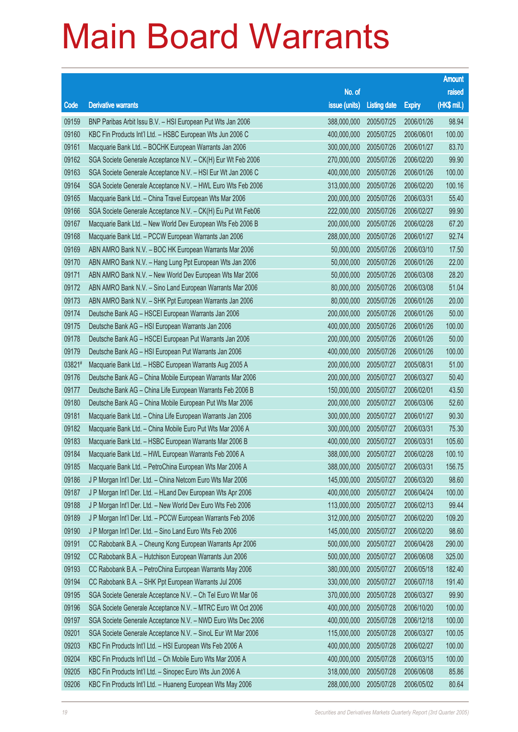# Main Board Warrants

| Code | Derivative warrants | No. of issue (units) | Listing date | Expiry | Amount raised (HK$ mil.) |
|---|---|---|---|---|---|
| 09159 | BNP Paribas Arbit Issu B.V. – HSI European Put Wts Jan 2006 | 388,000,000 | 2005/07/25 | 2006/01/26 | 98.94 |
| 09160 | KBC Fin Products Int'l Ltd. – HSBC European Wts Jun 2006 C | 400,000,000 | 2005/07/25 | 2006/06/01 | 100.00 |
| 09161 | Macquarie Bank Ltd. – BOCHK European Warrants Jan 2006 | 300,000,000 | 2005/07/26 | 2006/01/27 | 83.70 |
| 09162 | SGA Societe Generale Acceptance N.V. – CK(H) Eur Wt Feb 2006 | 270,000,000 | 2005/07/26 | 2006/02/20 | 99.90 |
| 09163 | SGA Societe Generale Acceptance N.V. – HSI Eur Wt Jan 2006 C | 400,000,000 | 2005/07/26 | 2006/01/26 | 100.00 |
| 09164 | SGA Societe Generale Acceptance N.V. – HWL Euro Wts Feb 2006 | 313,000,000 | 2005/07/26 | 2006/02/20 | 100.16 |
| 09165 | Macquarie Bank Ltd. – China Travel European Wts Mar 2006 | 200,000,000 | 2005/07/26 | 2006/03/31 | 55.40 |
| 09166 | SGA Societe Generale Acceptance N.V. – CK(H) Eu Put Wt Feb06 | 222,000,000 | 2005/07/26 | 2006/02/27 | 99.90 |
| 09167 | Macquarie Bank Ltd. – New World Dev European Wts Feb 2006 B | 200,000,000 | 2005/07/26 | 2006/02/28 | 67.20 |
| 09168 | Macquarie Bank Ltd. – PCCW European Warrants Jan 2006 | 288,000,000 | 2005/07/26 | 2006/01/27 | 92.74 |
| 09169 | ABN AMRO Bank N.V. – BOC HK European Warrants Mar 2006 | 50,000,000 | 2005/07/26 | 2006/03/10 | 17.50 |
| 09170 | ABN AMRO Bank N.V. – Hang Lung Ppt European Wts Jan 2006 | 50,000,000 | 2005/07/26 | 2006/01/26 | 22.00 |
| 09171 | ABN AMRO Bank N.V. – New World Dev European Wts Mar 2006 | 50,000,000 | 2005/07/26 | 2006/03/08 | 28.20 |
| 09172 | ABN AMRO Bank N.V. – Sino Land European Warrants Mar 2006 | 80,000,000 | 2005/07/26 | 2006/03/08 | 51.04 |
| 09173 | ABN AMRO Bank N.V. – SHK Ppt European Warrants Jan 2006 | 80,000,000 | 2005/07/26 | 2006/01/26 | 20.00 |
| 09174 | Deutsche Bank AG – HSCEI European Warrants Jan 2006 | 200,000,000 | 2005/07/26 | 2006/01/26 | 50.00 |
| 09175 | Deutsche Bank AG – HSI European Warrants Jan 2006 | 400,000,000 | 2005/07/26 | 2006/01/26 | 100.00 |
| 09178 | Deutsche Bank AG – HSCEI European Put Warrants Jan 2006 | 200,000,000 | 2005/07/26 | 2006/01/26 | 50.00 |
| 09179 | Deutsche Bank AG – HSI European Put Warrants Jan 2006 | 400,000,000 | 2005/07/26 | 2006/01/26 | 100.00 |
| 03821# | Macquarie Bank Ltd. – HSBC European Warrants Aug 2005 A | 200,000,000 | 2005/07/27 | 2005/08/31 | 51.00 |
| 09176 | Deutsche Bank AG – China Mobile European Warrants Mar 2006 | 200,000,000 | 2005/07/27 | 2006/03/27 | 50.40 |
| 09177 | Deutsche Bank AG – China Life European Warrants Feb 2006 B | 150,000,000 | 2005/07/27 | 2006/02/01 | 43.50 |
| 09180 | Deutsche Bank AG – China Mobile European Put Wts Mar 2006 | 200,000,000 | 2005/07/27 | 2006/03/06 | 52.60 |
| 09181 | Macquarie Bank Ltd. – China Life European Warrants Jan 2006 | 300,000,000 | 2005/07/27 | 2006/01/27 | 90.30 |
| 09182 | Macquarie Bank Ltd. – China Mobile Euro Put Wts Mar 2006 A | 300,000,000 | 2005/07/27 | 2006/03/31 | 75.30 |
| 09183 | Macquarie Bank Ltd. – HSBC European Warrants Mar 2006 B | 400,000,000 | 2005/07/27 | 2006/03/31 | 105.60 |
| 09184 | Macquarie Bank Ltd. – HWL European Warrants Feb 2006 A | 388,000,000 | 2005/07/27 | 2006/02/28 | 100.10 |
| 09185 | Macquarie Bank Ltd. – PetroChina European Wts Mar 2006 A | 388,000,000 | 2005/07/27 | 2006/03/31 | 156.75 |
| 09186 | J P Morgan Int'l Der. Ltd. – China Netcom Euro Wts Mar 2006 | 145,000,000 | 2005/07/27 | 2006/03/20 | 98.60 |
| 09187 | J P Morgan Int'l Der. Ltd. – HLand Dev European Wts Apr 2006 | 400,000,000 | 2005/07/27 | 2006/04/24 | 100.00 |
| 09188 | J P Morgan Int'l Der. Ltd. – New World Dev Euro Wts Feb 2006 | 113,000,000 | 2005/07/27 | 2006/02/13 | 99.44 |
| 09189 | J P Morgan Int'l Der. Ltd. – PCCW European Warrants Feb 2006 | 312,000,000 | 2005/07/27 | 2006/02/20 | 109.20 |
| 09190 | J P Morgan Int'l Der. Ltd. – Sino Land Euro Wts Feb 2006 | 145,000,000 | 2005/07/27 | 2006/02/20 | 98.60 |
| 09191 | CC Rabobank B.A. – Cheung Kong European Warrants Apr 2006 | 500,000,000 | 2005/07/27 | 2006/04/28 | 290.00 |
| 09192 | CC Rabobank B.A. – Hutchison European Warrants Jun 2006 | 500,000,000 | 2005/07/27 | 2006/06/08 | 325.00 |
| 09193 | CC Rabobank B.A. – PetroChina European Warrants May 2006 | 380,000,000 | 2005/07/27 | 2006/05/18 | 182.40 |
| 09194 | CC Rabobank B.A. – SHK Ppt European Warrants Jul 2006 | 330,000,000 | 2005/07/27 | 2006/07/18 | 191.40 |
| 09195 | SGA Societe Generale Acceptance N.V. – Ch Tel Euro Wt Mar 06 | 370,000,000 | 2005/07/28 | 2006/03/27 | 99.90 |
| 09196 | SGA Societe Generale Acceptance N.V. – MTRC Euro Wt Oct 2006 | 400,000,000 | 2005/07/28 | 2006/10/20 | 100.00 |
| 09197 | SGA Societe Generale Acceptance N.V. – NWD Euro Wts Dec 2006 | 400,000,000 | 2005/07/28 | 2006/12/18 | 100.00 |
| 09201 | SGA Societe Generale Acceptance N.V. – SinoL Eur Wt Mar 2006 | 115,000,000 | 2005/07/28 | 2006/03/27 | 100.05 |
| 09203 | KBC Fin Products Int'l Ltd. – HSI European Wts Feb 2006 A | 400,000,000 | 2005/07/28 | 2006/02/27 | 100.00 |
| 09204 | KBC Fin Products Int'l Ltd. – Ch Mobile Euro Wts Mar 2006 A | 400,000,000 | 2005/07/28 | 2006/03/15 | 100.00 |
| 09205 | KBC Fin Products Int'l Ltd. – Sinopec Euro Wts Jun 2006 A | 318,000,000 | 2005/07/28 | 2006/06/08 | 85.86 |
| 09206 | KBC Fin Products Int'l Ltd. – Huaneng European Wts May 2006 | 288,000,000 | 2005/07/28 | 2006/05/02 | 80.64 |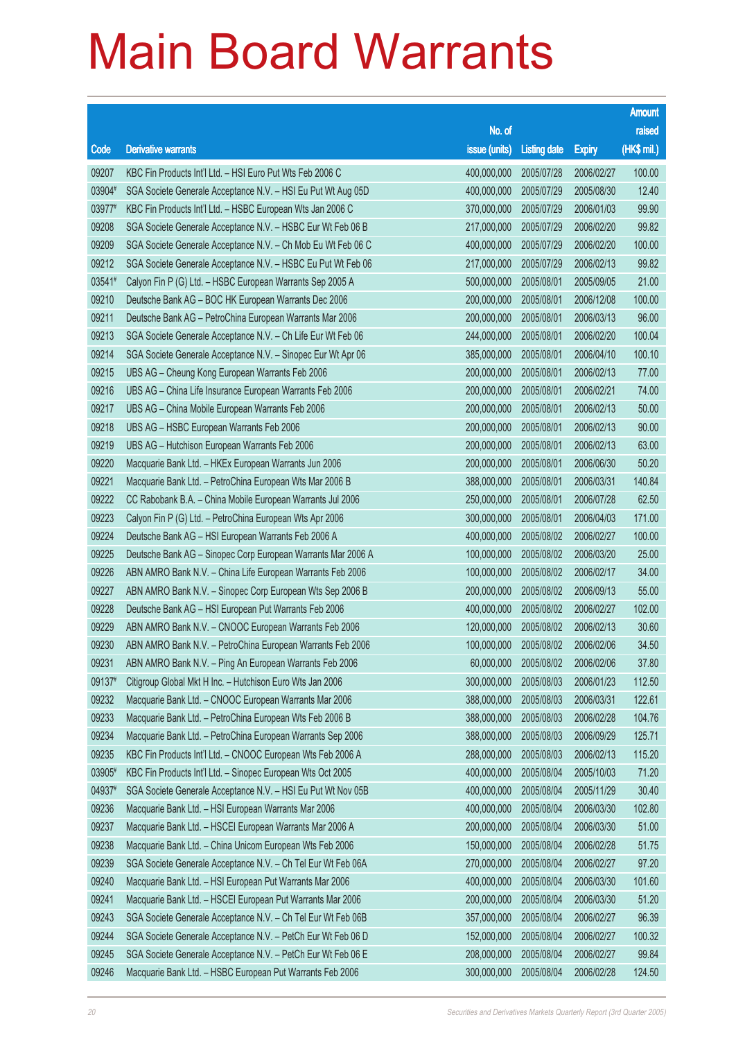# Main Board Warrants

| Code | Derivative warrants | No. of issue (units) | Listing date | Expiry | Amount raised (HK$ mil.) |
|---|---|---|---|---|---|
| 09207 | KBC Fin Products Int'l Ltd. – HSI Euro Put Wts Feb 2006 C | 400,000,000 | 2005/07/28 | 2006/02/27 | 100.00 |
| 03904# | SGA Societe Generale Acceptance N.V. – HSI Eu Put Wt Aug 05D | 400,000,000 | 2005/07/29 | 2005/08/30 | 12.40 |
| 03977# | KBC Fin Products Int'l Ltd. – HSBC European Wts Jan 2006 C | 370,000,000 | 2005/07/29 | 2006/01/03 | 99.90 |
| 09208 | SGA Societe Generale Acceptance N.V. – HSBC Eur Wt Feb 06 B | 217,000,000 | 2005/07/29 | 2006/02/20 | 99.82 |
| 09209 | SGA Societe Generale Acceptance N.V. – Ch Mob Eu Wt Feb 06 C | 400,000,000 | 2005/07/29 | 2006/02/20 | 100.00 |
| 09212 | SGA Societe Generale Acceptance N.V. – HSBC Eu Put Wt Feb 06 | 217,000,000 | 2005/07/29 | 2006/02/13 | 99.82 |
| 03541# | Calyon Fin P (G) Ltd. – HSBC European Warrants Sep 2005 A | 500,000,000 | 2005/08/01 | 2005/09/05 | 21.00 |
| 09210 | Deutsche Bank AG – BOC HK European Warrants Dec 2006 | 200,000,000 | 2005/08/01 | 2006/12/08 | 100.00 |
| 09211 | Deutsche Bank AG – PetroChina European Warrants Mar 2006 | 200,000,000 | 2005/08/01 | 2006/03/13 | 96.00 |
| 09213 | SGA Societe Generale Acceptance N.V. – Ch Life Eur Wt Feb 06 | 244,000,000 | 2005/08/01 | 2006/02/20 | 100.04 |
| 09214 | SGA Societe Generale Acceptance N.V. – Sinopec Eur Wt Apr 06 | 385,000,000 | 2005/08/01 | 2006/04/10 | 100.10 |
| 09215 | UBS AG – Cheung Kong European Warrants Feb 2006 | 200,000,000 | 2005/08/01 | 2006/02/13 | 77.00 |
| 09216 | UBS AG – China Life Insurance European Warrants Feb 2006 | 200,000,000 | 2005/08/01 | 2006/02/21 | 74.00 |
| 09217 | UBS AG – China Mobile European Warrants Feb 2006 | 200,000,000 | 2005/08/01 | 2006/02/13 | 50.00 |
| 09218 | UBS AG – HSBC European Warrants Feb 2006 | 200,000,000 | 2005/08/01 | 2006/02/13 | 90.00 |
| 09219 | UBS AG – Hutchison European Warrants Feb 2006 | 200,000,000 | 2005/08/01 | 2006/02/13 | 63.00 |
| 09220 | Macquarie Bank Ltd. – HKEx European Warrants Jun 2006 | 200,000,000 | 2005/08/01 | 2006/06/30 | 50.20 |
| 09221 | Macquarie Bank Ltd. – PetroChina European Wts Mar 2006 B | 388,000,000 | 2005/08/01 | 2006/03/31 | 140.84 |
| 09222 | CC Rabobank B.A. – China Mobile European Warrants Jul 2006 | 250,000,000 | 2005/08/01 | 2006/07/28 | 62.50 |
| 09223 | Calyon Fin P (G) Ltd. – PetroChina European Wts Apr 2006 | 300,000,000 | 2005/08/01 | 2006/04/03 | 171.00 |
| 09224 | Deutsche Bank AG – HSI European Warrants Feb 2006 A | 400,000,000 | 2005/08/02 | 2006/02/27 | 100.00 |
| 09225 | Deutsche Bank AG – Sinopec Corp European Warrants Mar 2006 A | 100,000,000 | 2005/08/02 | 2006/03/20 | 25.00 |
| 09226 | ABN AMRO Bank N.V. – China Life European Warrants Feb 2006 | 100,000,000 | 2005/08/02 | 2006/02/17 | 34.00 |
| 09227 | ABN AMRO Bank N.V. – Sinopec Corp European Wts Sep 2006 B | 200,000,000 | 2005/08/02 | 2006/09/13 | 55.00 |
| 09228 | Deutsche Bank AG – HSI European Put Warrants Feb 2006 | 400,000,000 | 2005/08/02 | 2006/02/27 | 102.00 |
| 09229 | ABN AMRO Bank N.V. – CNOOC European Warrants Feb 2006 | 120,000,000 | 2005/08/02 | 2006/02/13 | 30.60 |
| 09230 | ABN AMRO Bank N.V. – PetroChina European Warrants Feb 2006 | 100,000,000 | 2005/08/02 | 2006/02/06 | 34.50 |
| 09231 | ABN AMRO Bank N.V. – Ping An European Warrants Feb 2006 | 60,000,000 | 2005/08/02 | 2006/02/06 | 37.80 |
| 09137# | Citigroup Global Mkt H Inc. – Hutchison Euro Wts Jan 2006 | 300,000,000 | 2005/08/03 | 2006/01/23 | 112.50 |
| 09232 | Macquarie Bank Ltd. – CNOOC European Warrants Mar 2006 | 388,000,000 | 2005/08/03 | 2006/03/31 | 122.61 |
| 09233 | Macquarie Bank Ltd. – PetroChina European Wts Feb 2006 B | 388,000,000 | 2005/08/03 | 2006/02/28 | 104.76 |
| 09234 | Macquarie Bank Ltd. – PetroChina European Warrants Sep 2006 | 388,000,000 | 2005/08/03 | 2006/09/29 | 125.71 |
| 09235 | KBC Fin Products Int'l Ltd. – CNOOC European Wts Feb 2006 A | 288,000,000 | 2005/08/03 | 2006/02/13 | 115.20 |
| 03905# | KBC Fin Products Int'l Ltd. – Sinopec European Wts Oct 2005 | 400,000,000 | 2005/08/04 | 2005/10/03 | 71.20 |
| 04937# | SGA Societe Generale Acceptance N.V. – HSI Eu Put Wt Nov 05B | 400,000,000 | 2005/08/04 | 2005/11/29 | 30.40 |
| 09236 | Macquarie Bank Ltd. – HSI European Warrants Mar 2006 | 400,000,000 | 2005/08/04 | 2006/03/30 | 102.80 |
| 09237 | Macquarie Bank Ltd. – HSCEI European Warrants Mar 2006 A | 200,000,000 | 2005/08/04 | 2006/03/30 | 51.00 |
| 09238 | Macquarie Bank Ltd. – China Unicom European Wts Feb 2006 | 150,000,000 | 2005/08/04 | 2006/02/28 | 51.75 |
| 09239 | SGA Societe Generale Acceptance N.V. – Ch Tel Eur Wt Feb 06A | 270,000,000 | 2005/08/04 | 2006/02/27 | 97.20 |
| 09240 | Macquarie Bank Ltd. – HSI European Put Warrants Mar 2006 | 400,000,000 | 2005/08/04 | 2006/03/30 | 101.60 |
| 09241 | Macquarie Bank Ltd. – HSCEI European Put Warrants Mar 2006 | 200,000,000 | 2005/08/04 | 2006/03/30 | 51.20 |
| 09243 | SGA Societe Generale Acceptance N.V. – Ch Tel Eur Wt Feb 06B | 357,000,000 | 2005/08/04 | 2006/02/27 | 96.39 |
| 09244 | SGA Societe Generale Acceptance N.V. – PetCh Eur Wt Feb 06 D | 152,000,000 | 2005/08/04 | 2006/02/27 | 100.32 |
| 09245 | SGA Societe Generale Acceptance N.V. – PetCh Eur Wt Feb 06 E | 208,000,000 | 2005/08/04 | 2006/02/27 | 99.84 |
| 09246 | Macquarie Bank Ltd. – HSBC European Put Warrants Feb 2006 | 300,000,000 | 2005/08/04 | 2006/02/28 | 124.50 |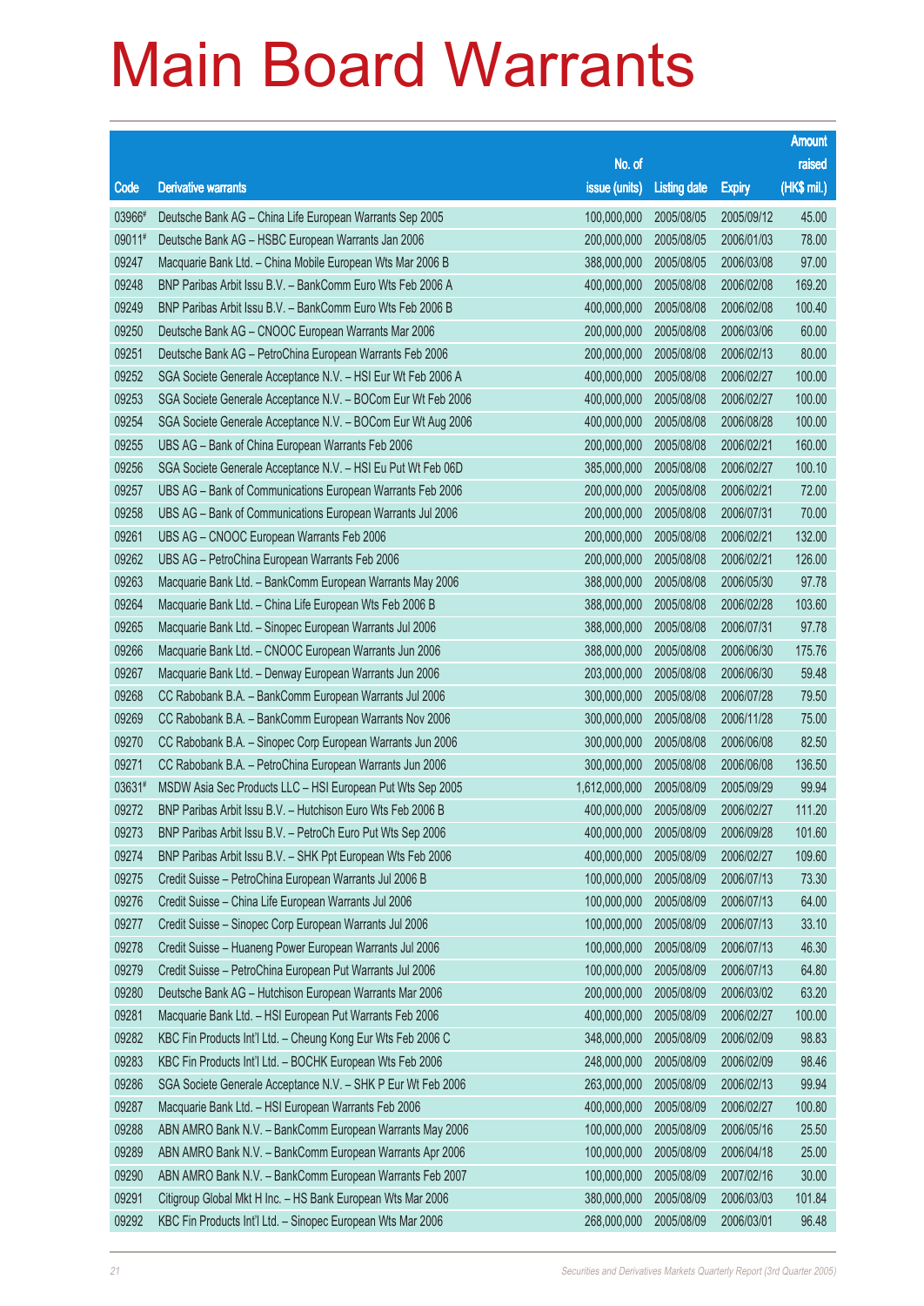# Main Board Warrants

| Code | Derivative warrants | No. of issue (units) | Listing date | Expiry | Amount raised (HK$ mil.) |
|---|---|---|---|---|---|
| 03966# | Deutsche Bank AG – China Life European Warrants Sep 2005 | 100,000,000 | 2005/08/05 | 2005/09/12 | 45.00 |
| 09011# | Deutsche Bank AG – HSBC European Warrants Jan 2006 | 200,000,000 | 2005/08/05 | 2006/01/03 | 78.00 |
| 09247 | Macquarie Bank Ltd. – China Mobile European Wts Mar 2006 B | 388,000,000 | 2005/08/05 | 2006/03/08 | 97.00 |
| 09248 | BNP Paribas Arbit Issu B.V. – BankComm Euro Wts Feb 2006 A | 400,000,000 | 2005/08/08 | 2006/02/08 | 169.20 |
| 09249 | BNP Paribas Arbit Issu B.V. – BankComm Euro Wts Feb 2006 B | 400,000,000 | 2005/08/08 | 2006/02/08 | 100.40 |
| 09250 | Deutsche Bank AG – CNOOC European Warrants Mar 2006 | 200,000,000 | 2005/08/08 | 2006/03/06 | 60.00 |
| 09251 | Deutsche Bank AG – PetroChina European Warrants Feb 2006 | 200,000,000 | 2005/08/08 | 2006/02/13 | 80.00 |
| 09252 | SGA Societe Generale Acceptance N.V. – HSI Eur Wt Feb 2006 A | 400,000,000 | 2005/08/08 | 2006/02/27 | 100.00 |
| 09253 | SGA Societe Generale Acceptance N.V. – BOCom Eur Wt Feb 2006 | 400,000,000 | 2005/08/08 | 2006/02/27 | 100.00 |
| 09254 | SGA Societe Generale Acceptance N.V. – BOCom Eur Wt Aug 2006 | 400,000,000 | 2005/08/08 | 2006/08/28 | 100.00 |
| 09255 | UBS AG – Bank of China European Warrants Feb 2006 | 200,000,000 | 2005/08/08 | 2006/02/21 | 160.00 |
| 09256 | SGA Societe Generale Acceptance N.V. – HSI Eu Put Wt Feb 06D | 385,000,000 | 2005/08/08 | 2006/02/27 | 100.10 |
| 09257 | UBS AG – Bank of Communications European Warrants Feb 2006 | 200,000,000 | 2005/08/08 | 2006/02/21 | 72.00 |
| 09258 | UBS AG – Bank of Communications European Warrants Jul 2006 | 200,000,000 | 2005/08/08 | 2006/07/31 | 70.00 |
| 09261 | UBS AG – CNOOC European Warrants Feb 2006 | 200,000,000 | 2005/08/08 | 2006/02/21 | 132.00 |
| 09262 | UBS AG – PetroChina European Warrants Feb 2006 | 200,000,000 | 2005/08/08 | 2006/02/21 | 126.00 |
| 09263 | Macquarie Bank Ltd. – BankComm European Warrants May 2006 | 388,000,000 | 2005/08/08 | 2006/05/30 | 97.78 |
| 09264 | Macquarie Bank Ltd. – China Life European Wts Feb 2006 B | 388,000,000 | 2005/08/08 | 2006/02/28 | 103.60 |
| 09265 | Macquarie Bank Ltd. – Sinopec European Warrants Jul 2006 | 388,000,000 | 2005/08/08 | 2006/07/31 | 97.78 |
| 09266 | Macquarie Bank Ltd. – CNOOC European Warrants Jun 2006 | 388,000,000 | 2005/08/08 | 2006/06/30 | 175.76 |
| 09267 | Macquarie Bank Ltd. – Denway European Warrants Jun 2006 | 203,000,000 | 2005/08/08 | 2006/06/30 | 59.48 |
| 09268 | CC Rabobank B.A. – BankComm European Warrants Jul 2006 | 300,000,000 | 2005/08/08 | 2006/07/28 | 79.50 |
| 09269 | CC Rabobank B.A. – BankComm European Warrants Nov 2006 | 300,000,000 | 2005/08/08 | 2006/11/28 | 75.00 |
| 09270 | CC Rabobank B.A. – Sinopec Corp European Warrants Jun 2006 | 300,000,000 | 2005/08/08 | 2006/06/08 | 82.50 |
| 09271 | CC Rabobank B.A. – PetroChina European Warrants Jun 2006 | 300,000,000 | 2005/08/08 | 2006/06/08 | 136.50 |
| 03631# | MSDW Asia Sec Products LLC – HSI European Put Wts Sep 2005 | 1,612,000,000 | 2005/08/09 | 2005/09/29 | 99.94 |
| 09272 | BNP Paribas Arbit Issu B.V. – Hutchison Euro Wts Feb 2006 B | 400,000,000 | 2005/08/09 | 2006/02/27 | 111.20 |
| 09273 | BNP Paribas Arbit Issu B.V. – PetroCh Euro Put Wts Sep 2006 | 400,000,000 | 2005/08/09 | 2006/09/28 | 101.60 |
| 09274 | BNP Paribas Arbit Issu B.V. – SHK Ppt European Wts Feb 2006 | 400,000,000 | 2005/08/09 | 2006/02/27 | 109.60 |
| 09275 | Credit Suisse – PetroChina European Warrants Jul 2006 B | 100,000,000 | 2005/08/09 | 2006/07/13 | 73.30 |
| 09276 | Credit Suisse – China Life European Warrants Jul 2006 | 100,000,000 | 2005/08/09 | 2006/07/13 | 64.00 |
| 09277 | Credit Suisse – Sinopec Corp European Warrants Jul 2006 | 100,000,000 | 2005/08/09 | 2006/07/13 | 33.10 |
| 09278 | Credit Suisse – Huaneng Power European Warrants Jul 2006 | 100,000,000 | 2005/08/09 | 2006/07/13 | 46.30 |
| 09279 | Credit Suisse – PetroChina European Put Warrants Jul 2006 | 100,000,000 | 2005/08/09 | 2006/07/13 | 64.80 |
| 09280 | Deutsche Bank AG – Hutchison European Warrants Mar 2006 | 200,000,000 | 2005/08/09 | 2006/03/02 | 63.20 |
| 09281 | Macquarie Bank Ltd. – HSI European Put Warrants Feb 2006 | 400,000,000 | 2005/08/09 | 2006/02/27 | 100.00 |
| 09282 | KBC Fin Products Int'l Ltd. – Cheung Kong Eur Wts Feb 2006 C | 348,000,000 | 2005/08/09 | 2006/02/09 | 98.83 |
| 09283 | KBC Fin Products Int'l Ltd. – BOCHK European Wts Feb 2006 | 248,000,000 | 2005/08/09 | 2006/02/09 | 98.46 |
| 09286 | SGA Societe Generale Acceptance N.V. – SHK P Eur Wt Feb 2006 | 263,000,000 | 2005/08/09 | 2006/02/13 | 99.94 |
| 09287 | Macquarie Bank Ltd. – HSI European Warrants Feb 2006 | 400,000,000 | 2005/08/09 | 2006/02/27 | 100.80 |
| 09288 | ABN AMRO Bank N.V. – BankComm European Warrants May 2006 | 100,000,000 | 2005/08/09 | 2006/05/16 | 25.50 |
| 09289 | ABN AMRO Bank N.V. – BankComm European Warrants Apr 2006 | 100,000,000 | 2005/08/09 | 2006/04/18 | 25.00 |
| 09290 | ABN AMRO Bank N.V. – BankComm European Warrants Feb 2007 | 100,000,000 | 2005/08/09 | 2007/02/16 | 30.00 |
| 09291 | Citigroup Global Mkt H Inc. – HS Bank European Wts Mar 2006 | 380,000,000 | 2005/08/09 | 2006/03/03 | 101.84 |
| 09292 | KBC Fin Products Int'l Ltd. – Sinopec European Wts Mar 2006 | 268,000,000 | 2005/08/09 | 2006/03/01 | 96.48 |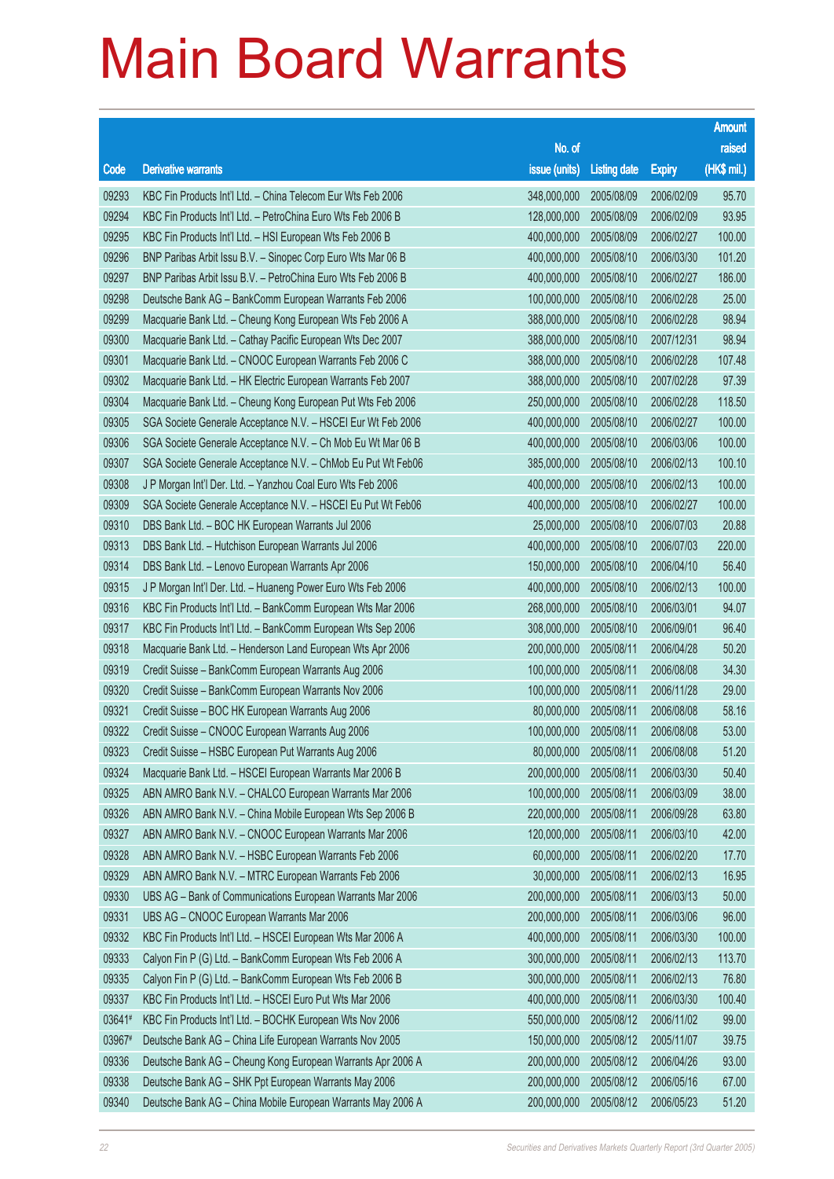# Main Board Warrants

| Code | Derivative warrants | No. of issue (units) | Listing date | Expiry | Amount raised (HK$ mil.) |
|---|---|---|---|---|---|
| 09293 | KBC Fin Products Int'l Ltd. – China Telecom Eur Wts Feb 2006 | 348,000,000 | 2005/08/09 | 2006/02/09 | 95.70 |
| 09294 | KBC Fin Products Int'l Ltd. – PetroChina Euro Wts Feb 2006 B | 128,000,000 | 2005/08/09 | 2006/02/09 | 93.95 |
| 09295 | KBC Fin Products Int'l Ltd. – HSI European Wts Feb 2006 B | 400,000,000 | 2005/08/09 | 2006/02/27 | 100.00 |
| 09296 | BNP Paribas Arbit Issu B.V. – Sinopec Corp Euro Wts Mar 06 B | 400,000,000 | 2005/08/10 | 2006/03/30 | 101.20 |
| 09297 | BNP Paribas Arbit Issu B.V. – PetroChina Euro Wts Feb 2006 B | 400,000,000 | 2005/08/10 | 2006/02/27 | 186.00 |
| 09298 | Deutsche Bank AG – BankComm European Warrants Feb 2006 | 100,000,000 | 2005/08/10 | 2006/02/28 | 25.00 |
| 09299 | Macquarie Bank Ltd. – Cheung Kong European Wts Feb 2006 A | 388,000,000 | 2005/08/10 | 2006/02/28 | 98.94 |
| 09300 | Macquarie Bank Ltd. – Cathay Pacific European Wts Dec 2007 | 388,000,000 | 2005/08/10 | 2007/12/31 | 98.94 |
| 09301 | Macquarie Bank Ltd. – CNOOC European Warrants Feb 2006 C | 388,000,000 | 2005/08/10 | 2006/02/28 | 107.48 |
| 09302 | Macquarie Bank Ltd. – HK Electric European Warrants Feb 2007 | 388,000,000 | 2005/08/10 | 2007/02/28 | 97.39 |
| 09304 | Macquarie Bank Ltd. – Cheung Kong European Put Wts Feb 2006 | 250,000,000 | 2005/08/10 | 2006/02/28 | 118.50 |
| 09305 | SGA Societe Generale Acceptance N.V. – HSCEI Eur Wt Feb 2006 | 400,000,000 | 2005/08/10 | 2006/02/27 | 100.00 |
| 09306 | SGA Societe Generale Acceptance N.V. – Ch Mob Eu Wt Mar 06 B | 400,000,000 | 2005/08/10 | 2006/03/06 | 100.00 |
| 09307 | SGA Societe Generale Acceptance N.V. – ChMob Eu Put Wt Feb06 | 385,000,000 | 2005/08/10 | 2006/02/13 | 100.10 |
| 09308 | J P Morgan Int'l Der. Ltd. – Yanzhou Coal Euro Wts Feb 2006 | 400,000,000 | 2005/08/10 | 2006/02/13 | 100.00 |
| 09309 | SGA Societe Generale Acceptance N.V. – HSCEI Eu Put Wt Feb06 | 400,000,000 | 2005/08/10 | 2006/02/27 | 100.00 |
| 09310 | DBS Bank Ltd. – BOC HK European Warrants Jul 2006 | 25,000,000 | 2005/08/10 | 2006/07/03 | 20.88 |
| 09313 | DBS Bank Ltd. – Hutchison European Warrants Jul 2006 | 400,000,000 | 2005/08/10 | 2006/07/03 | 220.00 |
| 09314 | DBS Bank Ltd. – Lenovo European Warrants Apr 2006 | 150,000,000 | 2005/08/10 | 2006/04/10 | 56.40 |
| 09315 | J P Morgan Int'l Der. Ltd. – Huaneng Power Euro Wts Feb 2006 | 400,000,000 | 2005/08/10 | 2006/02/13 | 100.00 |
| 09316 | KBC Fin Products Int'l Ltd. – BankComm European Wts Mar 2006 | 268,000,000 | 2005/08/10 | 2006/03/01 | 94.07 |
| 09317 | KBC Fin Products Int'l Ltd. – BankComm European Wts Sep 2006 | 308,000,000 | 2005/08/10 | 2006/09/01 | 96.40 |
| 09318 | Macquarie Bank Ltd. – Henderson Land European Wts Apr 2006 | 200,000,000 | 2005/08/11 | 2006/04/28 | 50.20 |
| 09319 | Credit Suisse – BankComm European Warrants Aug 2006 | 100,000,000 | 2005/08/11 | 2006/08/08 | 34.30 |
| 09320 | Credit Suisse – BankComm European Warrants Nov 2006 | 100,000,000 | 2005/08/11 | 2006/11/28 | 29.00 |
| 09321 | Credit Suisse – BOC HK European Warrants Aug 2006 | 80,000,000 | 2005/08/11 | 2006/08/08 | 58.16 |
| 09322 | Credit Suisse – CNOOC European Warrants Aug 2006 | 100,000,000 | 2005/08/11 | 2006/08/08 | 53.00 |
| 09323 | Credit Suisse – HSBC European Put Warrants Aug 2006 | 80,000,000 | 2005/08/11 | 2006/08/08 | 51.20 |
| 09324 | Macquarie Bank Ltd. – HSCEI European Warrants Mar 2006 B | 200,000,000 | 2005/08/11 | 2006/03/30 | 50.40 |
| 09325 | ABN AMRO Bank N.V. – CHALCO European Warrants Mar 2006 | 100,000,000 | 2005/08/11 | 2006/03/09 | 38.00 |
| 09326 | ABN AMRO Bank N.V. – China Mobile European Wts Sep 2006 B | 220,000,000 | 2005/08/11 | 2006/09/28 | 63.80 |
| 09327 | ABN AMRO Bank N.V. – CNOOC European Warrants Mar 2006 | 120,000,000 | 2005/08/11 | 2006/03/10 | 42.00 |
| 09328 | ABN AMRO Bank N.V. – HSBC European Warrants Feb 2006 | 60,000,000 | 2005/08/11 | 2006/02/20 | 17.70 |
| 09329 | ABN AMRO Bank N.V. – MTRC European Warrants Feb 2006 | 30,000,000 | 2005/08/11 | 2006/02/13 | 16.95 |
| 09330 | UBS AG – Bank of Communications European Warrants Mar 2006 | 200,000,000 | 2005/08/11 | 2006/03/13 | 50.00 |
| 09331 | UBS AG – CNOOC European Warrants Mar 2006 | 200,000,000 | 2005/08/11 | 2006/03/06 | 96.00 |
| 09332 | KBC Fin Products Int'l Ltd. – HSCEI European Wts Mar 2006 A | 400,000,000 | 2005/08/11 | 2006/03/30 | 100.00 |
| 09333 | Calyon Fin P (G) Ltd. – BankComm European Wts Feb 2006 A | 300,000,000 | 2005/08/11 | 2006/02/13 | 113.70 |
| 09335 | Calyon Fin P (G) Ltd. – BankComm European Wts Feb 2006 B | 300,000,000 | 2005/08/11 | 2006/02/13 | 76.80 |
| 09337 | KBC Fin Products Int'l Ltd. – HSCEI Euro Put Wts Mar 2006 | 400,000,000 | 2005/08/11 | 2006/03/30 | 100.40 |
| 03641# | KBC Fin Products Int'l Ltd. – BOCHK European Wts Nov 2006 | 550,000,000 | 2005/08/12 | 2006/11/02 | 99.00 |
| 03967# | Deutsche Bank AG – China Life European Warrants Nov 2005 | 150,000,000 | 2005/08/12 | 2005/11/07 | 39.75 |
| 09336 | Deutsche Bank AG – Cheung Kong European Warrants Apr 2006 A | 200,000,000 | 2005/08/12 | 2006/04/26 | 93.00 |
| 09338 | Deutsche Bank AG – SHK Ppt European Warrants May 2006 | 200,000,000 | 2005/08/12 | 2006/05/16 | 67.00 |
| 09340 | Deutsche Bank AG – China Mobile European Warrants May 2006 A | 200,000,000 | 2005/08/12 | 2006/05/23 | 51.20 |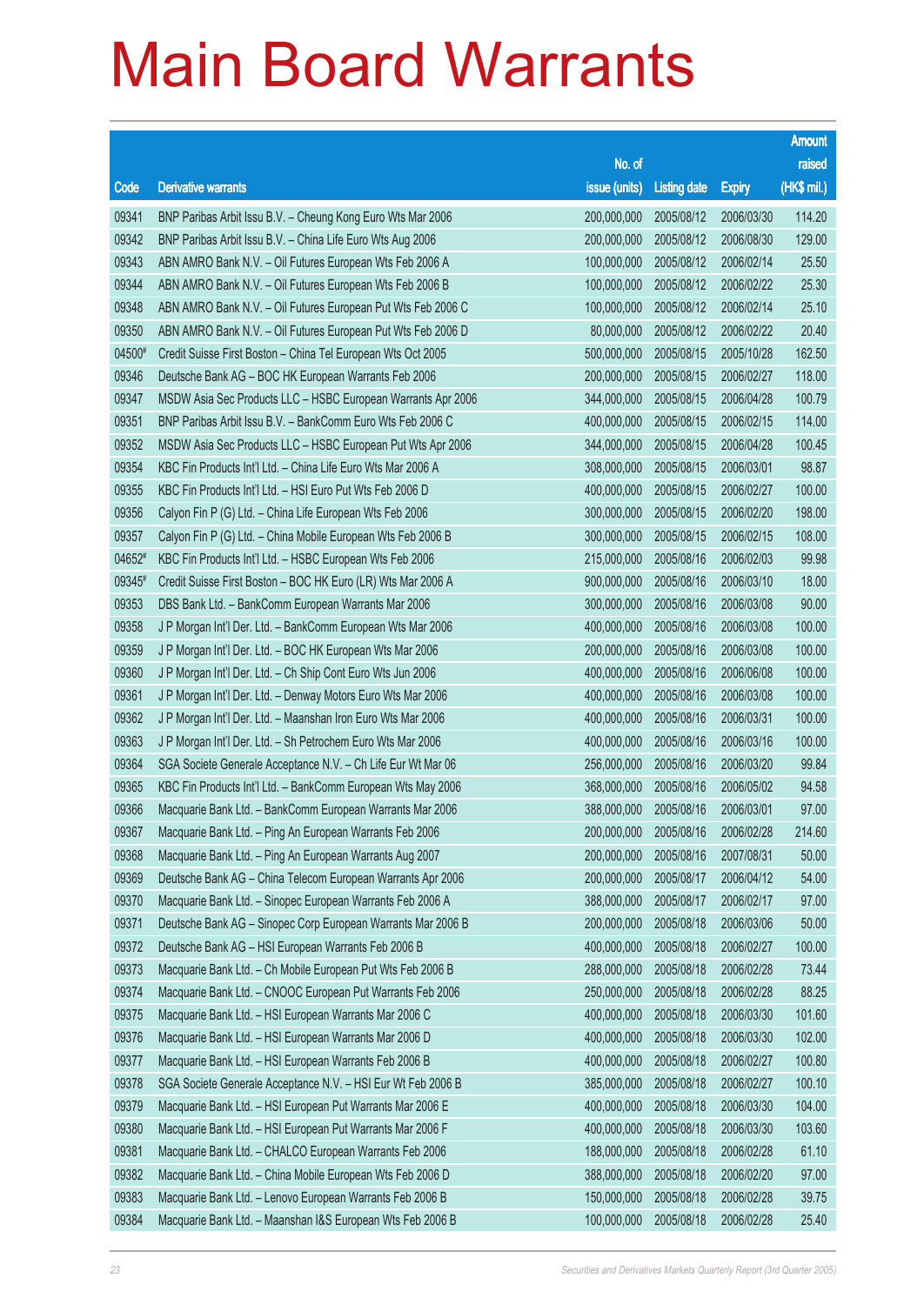# Main Board Warrants

| Code | Derivative warrants | No. of issue (units) | Listing date | Expiry | Amount raised (HK$ mil.) |
|---|---|---|---|---|---|
| 09341 | BNP Paribas Arbit Issu B.V. – Cheung Kong Euro Wts Mar 2006 | 200,000,000 | 2005/08/12 | 2006/03/30 | 114.20 |
| 09342 | BNP Paribas Arbit Issu B.V. – China Life Euro Wts Aug 2006 | 200,000,000 | 2005/08/12 | 2006/08/30 | 129.00 |
| 09343 | ABN AMRO Bank N.V. – Oil Futures European Wts Feb 2006 A | 100,000,000 | 2005/08/12 | 2006/02/14 | 25.50 |
| 09344 | ABN AMRO Bank N.V. – Oil Futures European Wts Feb 2006 B | 100,000,000 | 2005/08/12 | 2006/02/22 | 25.30 |
| 09348 | ABN AMRO Bank N.V. – Oil Futures European Put Wts Feb 2006 C | 100,000,000 | 2005/08/12 | 2006/02/14 | 25.10 |
| 09350 | ABN AMRO Bank N.V. – Oil Futures European Put Wts Feb 2006 D | 80,000,000 | 2005/08/12 | 2006/02/22 | 20.40 |
| 04500# | Credit Suisse First Boston – China Tel European Wts Oct 2005 | 500,000,000 | 2005/08/15 | 2005/10/28 | 162.50 |
| 09346 | Deutsche Bank AG – BOC HK European Warrants Feb 2006 | 200,000,000 | 2005/08/15 | 2006/02/27 | 118.00 |
| 09347 | MSDW Asia Sec Products LLC – HSBC European Warrants Apr 2006 | 344,000,000 | 2005/08/15 | 2006/04/28 | 100.79 |
| 09351 | BNP Paribas Arbit Issu B.V. – BankComm Euro Wts Feb 2006 C | 400,000,000 | 2005/08/15 | 2006/02/15 | 114.00 |
| 09352 | MSDW Asia Sec Products LLC – HSBC European Put Wts Apr 2006 | 344,000,000 | 2005/08/15 | 2006/04/28 | 100.45 |
| 09354 | KBC Fin Products Int'l Ltd. – China Life Euro Wts Mar 2006 A | 308,000,000 | 2005/08/15 | 2006/03/01 | 98.87 |
| 09355 | KBC Fin Products Int'l Ltd. – HSI Euro Put Wts Feb 2006 D | 400,000,000 | 2005/08/15 | 2006/02/27 | 100.00 |
| 09356 | Calyon Fin P (G) Ltd. – China Life European Wts Feb 2006 | 300,000,000 | 2005/08/15 | 2006/02/20 | 198.00 |
| 09357 | Calyon Fin P (G) Ltd. – China Mobile European Wts Feb 2006 B | 300,000,000 | 2005/08/15 | 2006/02/15 | 108.00 |
| 04652# | KBC Fin Products Int'l Ltd. – HSBC European Wts Feb 2006 | 215,000,000 | 2005/08/16 | 2006/02/03 | 99.98 |
| 09345# | Credit Suisse First Boston – BOC HK Euro (LR) Wts Mar 2006 A | 900,000,000 | 2005/08/16 | 2006/03/10 | 18.00 |
| 09353 | DBS Bank Ltd. – BankComm European Warrants Mar 2006 | 300,000,000 | 2005/08/16 | 2006/03/08 | 90.00 |
| 09358 | J P Morgan Int'l Der. Ltd. – BankComm European Wts Mar 2006 | 400,000,000 | 2005/08/16 | 2006/03/08 | 100.00 |
| 09359 | J P Morgan Int'l Der. Ltd. – BOC HK European Wts Mar 2006 | 200,000,000 | 2005/08/16 | 2006/03/08 | 100.00 |
| 09360 | J P Morgan Int'l Der. Ltd. – Ch Ship Cont Euro Wts Jun 2006 | 400,000,000 | 2005/08/16 | 2006/06/08 | 100.00 |
| 09361 | J P Morgan Int'l Der. Ltd. – Denway Motors Euro Wts Mar 2006 | 400,000,000 | 2005/08/16 | 2006/03/08 | 100.00 |
| 09362 | J P Morgan Int'l Der. Ltd. – Maanshan Iron Euro Wts Mar 2006 | 400,000,000 | 2005/08/16 | 2006/03/31 | 100.00 |
| 09363 | J P Morgan Int'l Der. Ltd. – Sh Petrochem Euro Wts Mar 2006 | 400,000,000 | 2005/08/16 | 2006/03/16 | 100.00 |
| 09364 | SGA Societe Generale Acceptance N.V. – Ch Life Eur Wt Mar 06 | 256,000,000 | 2005/08/16 | 2006/03/20 | 99.84 |
| 09365 | KBC Fin Products Int'l Ltd. – BankComm European Wts May 2006 | 368,000,000 | 2005/08/16 | 2006/05/02 | 94.58 |
| 09366 | Macquarie Bank Ltd. – BankComm European Warrants Mar 2006 | 388,000,000 | 2005/08/16 | 2006/03/01 | 97.00 |
| 09367 | Macquarie Bank Ltd. – Ping An European Warrants Feb 2006 | 200,000,000 | 2005/08/16 | 2006/02/28 | 214.60 |
| 09368 | Macquarie Bank Ltd. – Ping An European Warrants Aug 2007 | 200,000,000 | 2005/08/16 | 2007/08/31 | 50.00 |
| 09369 | Deutsche Bank AG – China Telecom European Warrants Apr 2006 | 200,000,000 | 2005/08/17 | 2006/04/12 | 54.00 |
| 09370 | Macquarie Bank Ltd. – Sinopec European Warrants Feb 2006 A | 388,000,000 | 2005/08/17 | 2006/02/17 | 97.00 |
| 09371 | Deutsche Bank AG – Sinopec Corp European Warrants Mar 2006 B | 200,000,000 | 2005/08/18 | 2006/03/06 | 50.00 |
| 09372 | Deutsche Bank AG – HSI European Warrants Feb 2006 B | 400,000,000 | 2005/08/18 | 2006/02/27 | 100.00 |
| 09373 | Macquarie Bank Ltd. – Ch Mobile European Put Wts Feb 2006 B | 288,000,000 | 2005/08/18 | 2006/02/28 | 73.44 |
| 09374 | Macquarie Bank Ltd. – CNOOC European Put Warrants Feb 2006 | 250,000,000 | 2005/08/18 | 2006/02/28 | 88.25 |
| 09375 | Macquarie Bank Ltd. – HSI European Warrants Mar 2006 C | 400,000,000 | 2005/08/18 | 2006/03/30 | 101.60 |
| 09376 | Macquarie Bank Ltd. – HSI European Warrants Mar 2006 D | 400,000,000 | 2005/08/18 | 2006/03/30 | 102.00 |
| 09377 | Macquarie Bank Ltd. – HSI European Warrants Feb 2006 B | 400,000,000 | 2005/08/18 | 2006/02/27 | 100.80 |
| 09378 | SGA Societe Generale Acceptance N.V. – HSI Eur Wt Feb 2006 B | 385,000,000 | 2005/08/18 | 2006/02/27 | 100.10 |
| 09379 | Macquarie Bank Ltd. – HSI European Put Warrants Mar 2006 E | 400,000,000 | 2005/08/18 | 2006/03/30 | 104.00 |
| 09380 | Macquarie Bank Ltd. – HSI European Put Warrants Mar 2006 F | 400,000,000 | 2005/08/18 | 2006/03/30 | 103.60 |
| 09381 | Macquarie Bank Ltd. – CHALCO European Warrants Feb 2006 | 188,000,000 | 2005/08/18 | 2006/02/28 | 61.10 |
| 09382 | Macquarie Bank Ltd. – China Mobile European Wts Feb 2006 D | 388,000,000 | 2005/08/18 | 2006/02/20 | 97.00 |
| 09383 | Macquarie Bank Ltd. – Lenovo European Warrants Feb 2006 B | 150,000,000 | 2005/08/18 | 2006/02/28 | 39.75 |
| 09384 | Macquarie Bank Ltd. – Maanshan I&S European Wts Feb 2006 B | 100,000,000 | 2005/08/18 | 2006/02/28 | 25.40 |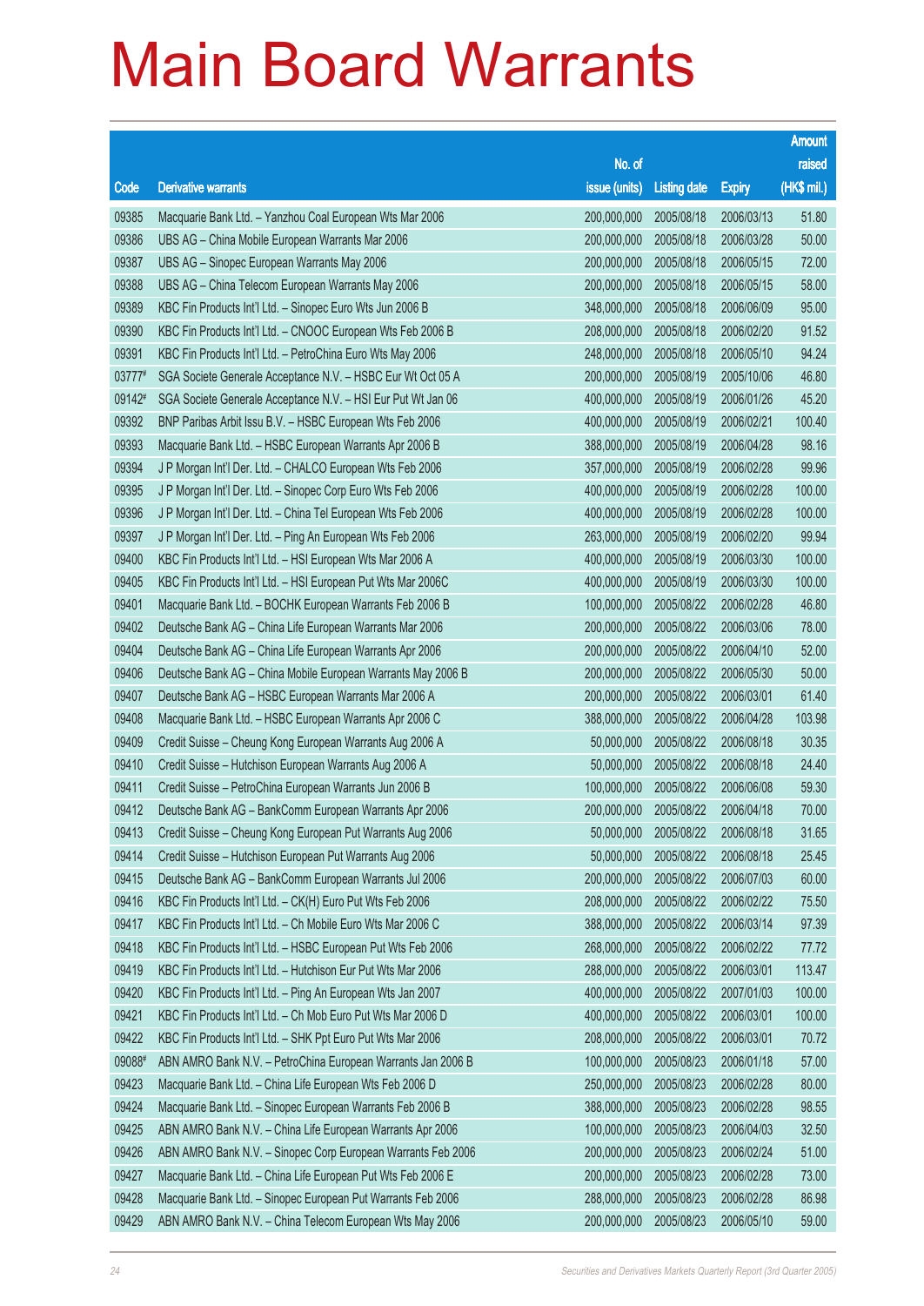# Main Board Warrants

| Code | Derivative warrants | No. of issue (units) | Listing date | Expiry | Amount raised (HK$ mil.) |
|---|---|---|---|---|---|
| 09385 | Macquarie Bank Ltd. – Yanzhou Coal European Wts Mar 2006 | 200,000,000 | 2005/08/18 | 2006/03/13 | 51.80 |
| 09386 | UBS AG – China Mobile European Warrants Mar 2006 | 200,000,000 | 2005/08/18 | 2006/03/28 | 50.00 |
| 09387 | UBS AG – Sinopec European Warrants May 2006 | 200,000,000 | 2005/08/18 | 2006/05/15 | 72.00 |
| 09388 | UBS AG – China Telecom European Warrants May 2006 | 200,000,000 | 2005/08/18 | 2006/05/15 | 58.00 |
| 09389 | KBC Fin Products Int'l Ltd. – Sinopec Euro Wts Jun 2006 B | 348,000,000 | 2005/08/18 | 2006/06/09 | 95.00 |
| 09390 | KBC Fin Products Int'l Ltd. – CNOOC European Wts Feb 2006 B | 208,000,000 | 2005/08/18 | 2006/02/20 | 91.52 |
| 09391 | KBC Fin Products Int'l Ltd. – PetroChina Euro Wts May 2006 | 248,000,000 | 2005/08/18 | 2006/05/10 | 94.24 |
| 03777# | SGA Societe Generale Acceptance N.V. – HSBC Eur Wt Oct 05 A | 200,000,000 | 2005/08/19 | 2005/10/06 | 46.80 |
| 09142# | SGA Societe Generale Acceptance N.V. – HSI Eur Put Wt Jan 06 | 400,000,000 | 2005/08/19 | 2006/01/26 | 45.20 |
| 09392 | BNP Paribas Arbit Issu B.V. – HSBC European Wts Feb 2006 | 400,000,000 | 2005/08/19 | 2006/02/21 | 100.40 |
| 09393 | Macquarie Bank Ltd. – HSBC European Warrants Apr 2006 B | 388,000,000 | 2005/08/19 | 2006/04/28 | 98.16 |
| 09394 | J P Morgan Int'l Der. Ltd. – CHALCO European Wts Feb 2006 | 357,000,000 | 2005/08/19 | 2006/02/28 | 99.96 |
| 09395 | J P Morgan Int'l Der. Ltd. – Sinopec Corp Euro Wts Feb 2006 | 400,000,000 | 2005/08/19 | 2006/02/28 | 100.00 |
| 09396 | J P Morgan Int'l Der. Ltd. – China Tel European Wts Feb 2006 | 400,000,000 | 2005/08/19 | 2006/02/28 | 100.00 |
| 09397 | J P Morgan Int'l Der. Ltd. – Ping An European Wts Feb 2006 | 263,000,000 | 2005/08/19 | 2006/02/20 | 99.94 |
| 09400 | KBC Fin Products Int'l Ltd. – HSI European Wts Mar 2006 A | 400,000,000 | 2005/08/19 | 2006/03/30 | 100.00 |
| 09405 | KBC Fin Products Int'l Ltd. – HSI European Put Wts Mar 2006C | 400,000,000 | 2005/08/19 | 2006/03/30 | 100.00 |
| 09401 | Macquarie Bank Ltd. – BOCHK European Warrants Feb 2006 B | 100,000,000 | 2005/08/22 | 2006/02/28 | 46.80 |
| 09402 | Deutsche Bank AG – China Life European Warrants Mar 2006 | 200,000,000 | 2005/08/22 | 2006/03/06 | 78.00 |
| 09404 | Deutsche Bank AG – China Life European Warrants Apr 2006 | 200,000,000 | 2005/08/22 | 2006/04/10 | 52.00 |
| 09406 | Deutsche Bank AG – China Mobile European Warrants May 2006 B | 200,000,000 | 2005/08/22 | 2006/05/30 | 50.00 |
| 09407 | Deutsche Bank AG – HSBC European Warrants Mar 2006 A | 200,000,000 | 2005/08/22 | 2006/03/01 | 61.40 |
| 09408 | Macquarie Bank Ltd. – HSBC European Warrants Apr 2006 C | 388,000,000 | 2005/08/22 | 2006/04/28 | 103.98 |
| 09409 | Credit Suisse – Cheung Kong European Warrants Aug 2006 A | 50,000,000 | 2005/08/22 | 2006/08/18 | 30.35 |
| 09410 | Credit Suisse – Hutchison European Warrants Aug 2006 A | 50,000,000 | 2005/08/22 | 2006/08/18 | 24.40 |
| 09411 | Credit Suisse – PetroChina European Warrants Jun 2006 B | 100,000,000 | 2005/08/22 | 2006/06/08 | 59.30 |
| 09412 | Deutsche Bank AG – BankComm European Warrants Apr 2006 | 200,000,000 | 2005/08/22 | 2006/04/18 | 70.00 |
| 09413 | Credit Suisse – Cheung Kong European Put Warrants Aug 2006 | 50,000,000 | 2005/08/22 | 2006/08/18 | 31.65 |
| 09414 | Credit Suisse – Hutchison European Put Warrants Aug 2006 | 50,000,000 | 2005/08/22 | 2006/08/18 | 25.45 |
| 09415 | Deutsche Bank AG – BankComm European Warrants Jul 2006 | 200,000,000 | 2005/08/22 | 2006/07/03 | 60.00 |
| 09416 | KBC Fin Products Int'l Ltd. – CK(H) Euro Put Wts Feb 2006 | 208,000,000 | 2005/08/22 | 2006/02/22 | 75.50 |
| 09417 | KBC Fin Products Int'l Ltd. – Ch Mobile Euro Wts Mar 2006 C | 388,000,000 | 2005/08/22 | 2006/03/14 | 97.39 |
| 09418 | KBC Fin Products Int'l Ltd. – HSBC European Put Wts Feb 2006 | 268,000,000 | 2005/08/22 | 2006/02/22 | 77.72 |
| 09419 | KBC Fin Products Int'l Ltd. – Hutchison Eur Put Wts Mar 2006 | 288,000,000 | 2005/08/22 | 2006/03/01 | 113.47 |
| 09420 | KBC Fin Products Int'l Ltd. – Ping An European Wts Jan 2007 | 400,000,000 | 2005/08/22 | 2007/01/03 | 100.00 |
| 09421 | KBC Fin Products Int'l Ltd. – Ch Mob Euro Put Wts Mar 2006 D | 400,000,000 | 2005/08/22 | 2006/03/01 | 100.00 |
| 09422 | KBC Fin Products Int'l Ltd. – SHK Ppt Euro Put Wts Mar 2006 | 208,000,000 | 2005/08/22 | 2006/03/01 | 70.72 |
| 09088# | ABN AMRO Bank N.V. – PetroChina European Warrants Jan 2006 B | 100,000,000 | 2005/08/23 | 2006/01/18 | 57.00 |
| 09423 | Macquarie Bank Ltd. – China Life European Wts Feb 2006 D | 250,000,000 | 2005/08/23 | 2006/02/28 | 80.00 |
| 09424 | Macquarie Bank Ltd. – Sinopec European Warrants Feb 2006 B | 388,000,000 | 2005/08/23 | 2006/02/28 | 98.55 |
| 09425 | ABN AMRO Bank N.V. – China Life European Warrants Apr 2006 | 100,000,000 | 2005/08/23 | 2006/04/03 | 32.50 |
| 09426 | ABN AMRO Bank N.V. – Sinopec Corp European Warrants Feb 2006 | 200,000,000 | 2005/08/23 | 2006/02/24 | 51.00 |
| 09427 | Macquarie Bank Ltd. – China Life European Put Wts Feb 2006 E | 200,000,000 | 2005/08/23 | 2006/02/28 | 73.00 |
| 09428 | Macquarie Bank Ltd. – Sinopec European Put Warrants Feb 2006 | 288,000,000 | 2005/08/23 | 2006/02/28 | 86.98 |
| 09429 | ABN AMRO Bank N.V. – China Telecom European Wts May 2006 | 200,000,000 | 2005/08/23 | 2006/05/10 | 59.00 |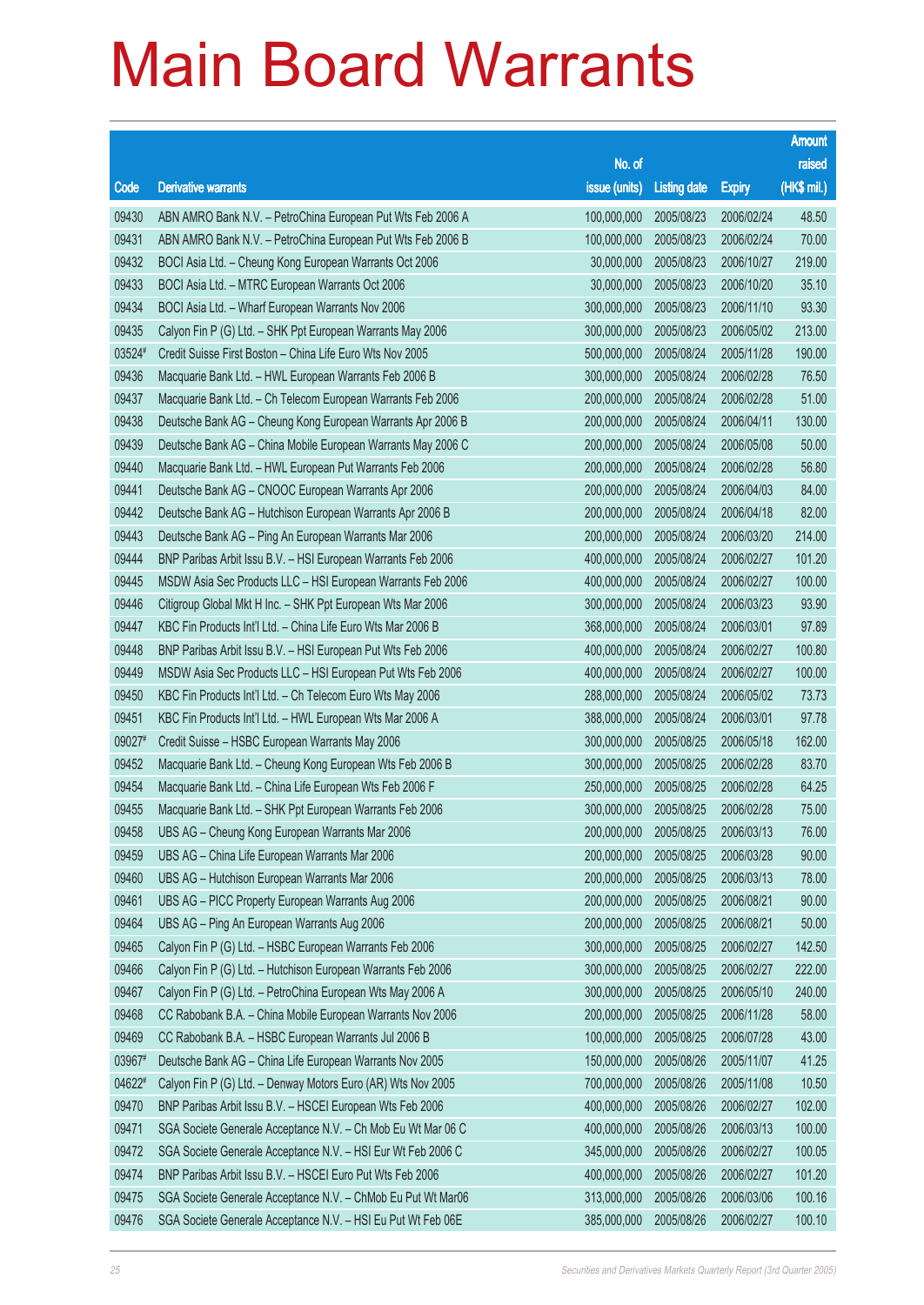# Main Board Warrants

| Code | Derivative warrants | No. of issue (units) | Listing date | Expiry | Amount raised (HK$ mil.) |
|---|---|---|---|---|---|
| 09430 | ABN AMRO Bank N.V. – PetroChina European Put Wts Feb 2006 A | 100,000,000 | 2005/08/23 | 2006/02/24 | 48.50 |
| 09431 | ABN AMRO Bank N.V. – PetroChina European Put Wts Feb 2006 B | 100,000,000 | 2005/08/23 | 2006/02/24 | 70.00 |
| 09432 | BOCI Asia Ltd. – Cheung Kong European Warrants Oct 2006 | 30,000,000 | 2005/08/23 | 2006/10/27 | 219.00 |
| 09433 | BOCI Asia Ltd. – MTRC European Warrants Oct 2006 | 30,000,000 | 2005/08/23 | 2006/10/20 | 35.10 |
| 09434 | BOCI Asia Ltd. – Wharf European Warrants Nov 2006 | 300,000,000 | 2005/08/23 | 2006/11/10 | 93.30 |
| 09435 | Calyon Fin P (G) Ltd. – SHK Ppt European Warrants May 2006 | 300,000,000 | 2005/08/23 | 2006/05/02 | 213.00 |
| 03524# | Credit Suisse First Boston – China Life Euro Wts Nov 2005 | 500,000,000 | 2005/08/24 | 2005/11/28 | 190.00 |
| 09436 | Macquarie Bank Ltd. – HWL European Warrants Feb 2006 B | 300,000,000 | 2005/08/24 | 2006/02/28 | 76.50 |
| 09437 | Macquarie Bank Ltd. – Ch Telecom European Warrants Feb 2006 | 200,000,000 | 2005/08/24 | 2006/02/28 | 51.00 |
| 09438 | Deutsche Bank AG – Cheung Kong European Warrants Apr 2006 B | 200,000,000 | 2005/08/24 | 2006/04/11 | 130.00 |
| 09439 | Deutsche Bank AG – China Mobile European Warrants May 2006 C | 200,000,000 | 2005/08/24 | 2006/05/08 | 50.00 |
| 09440 | Macquarie Bank Ltd. – HWL European Put Warrants Feb 2006 | 200,000,000 | 2005/08/24 | 2006/02/28 | 56.80 |
| 09441 | Deutsche Bank AG – CNOOC European Warrants Apr 2006 | 200,000,000 | 2005/08/24 | 2006/04/03 | 84.00 |
| 09442 | Deutsche Bank AG – Hutchison European Warrants Apr 2006 B | 200,000,000 | 2005/08/24 | 2006/04/18 | 82.00 |
| 09443 | Deutsche Bank AG – Ping An European Warrants Mar 2006 | 200,000,000 | 2005/08/24 | 2006/03/20 | 214.00 |
| 09444 | BNP Paribas Arbit Issu B.V. – HSI European Warrants Feb 2006 | 400,000,000 | 2005/08/24 | 2006/02/27 | 101.20 |
| 09445 | MSDW Asia Sec Products LLC – HSI European Warrants Feb 2006 | 400,000,000 | 2005/08/24 | 2006/02/27 | 100.00 |
| 09446 | Citigroup Global Mkt H Inc. – SHK Ppt European Wts Mar 2006 | 300,000,000 | 2005/08/24 | 2006/03/23 | 93.90 |
| 09447 | KBC Fin Products Int'l Ltd. – China Life Euro Wts Mar 2006 B | 368,000,000 | 2005/08/24 | 2006/03/01 | 97.89 |
| 09448 | BNP Paribas Arbit Issu B.V. – HSI European Put Wts Feb 2006 | 400,000,000 | 2005/08/24 | 2006/02/27 | 100.80 |
| 09449 | MSDW Asia Sec Products LLC – HSI European Put Wts Feb 2006 | 400,000,000 | 2005/08/24 | 2006/02/27 | 100.00 |
| 09450 | KBC Fin Products Int'l Ltd. – Ch Telecom Euro Wts May 2006 | 288,000,000 | 2005/08/24 | 2006/05/02 | 73.73 |
| 09451 | KBC Fin Products Int'l Ltd. – HWL European Wts Mar 2006 A | 388,000,000 | 2005/08/24 | 2006/03/01 | 97.78 |
| 09027# | Credit Suisse – HSBC European Warrants May 2006 | 300,000,000 | 2005/08/25 | 2006/05/18 | 162.00 |
| 09452 | Macquarie Bank Ltd. – Cheung Kong European Wts Feb 2006 B | 300,000,000 | 2005/08/25 | 2006/02/28 | 83.70 |
| 09454 | Macquarie Bank Ltd. – China Life European Wts Feb 2006 F | 250,000,000 | 2005/08/25 | 2006/02/28 | 64.25 |
| 09455 | Macquarie Bank Ltd. – SHK Ppt European Warrants Feb 2006 | 300,000,000 | 2005/08/25 | 2006/02/28 | 75.00 |
| 09458 | UBS AG – Cheung Kong European Warrants Mar 2006 | 200,000,000 | 2005/08/25 | 2006/03/13 | 76.00 |
| 09459 | UBS AG – China Life European Warrants Mar 2006 | 200,000,000 | 2005/08/25 | 2006/03/28 | 90.00 |
| 09460 | UBS AG – Hutchison European Warrants Mar 2006 | 200,000,000 | 2005/08/25 | 2006/03/13 | 78.00 |
| 09461 | UBS AG – PICC Property European Warrants Aug 2006 | 200,000,000 | 2005/08/25 | 2006/08/21 | 90.00 |
| 09464 | UBS AG – Ping An European Warrants Aug 2006 | 200,000,000 | 2005/08/25 | 2006/08/21 | 50.00 |
| 09465 | Calyon Fin P (G) Ltd. – HSBC European Warrants Feb 2006 | 300,000,000 | 2005/08/25 | 2006/02/27 | 142.50 |
| 09466 | Calyon Fin P (G) Ltd. – Hutchison European Warrants Feb 2006 | 300,000,000 | 2005/08/25 | 2006/02/27 | 222.00 |
| 09467 | Calyon Fin P (G) Ltd. – PetroChina European Wts May 2006 A | 300,000,000 | 2005/08/25 | 2006/05/10 | 240.00 |
| 09468 | CC Rabobank B.A. – China Mobile European Warrants Nov 2006 | 200,000,000 | 2005/08/25 | 2006/11/28 | 58.00 |
| 09469 | CC Rabobank B.A. – HSBC European Warrants Jul 2006 B | 100,000,000 | 2005/08/25 | 2006/07/28 | 43.00 |
| 03967# | Deutsche Bank AG – China Life European Warrants Nov 2005 | 150,000,000 | 2005/08/26 | 2005/11/07 | 41.25 |
| 04622# | Calyon Fin P (G) Ltd. – Denway Motors Euro (AR) Wts Nov 2005 | 700,000,000 | 2005/08/26 | 2005/11/08 | 10.50 |
| 09470 | BNP Paribas Arbit Issu B.V. – HSCEI European Wts Feb 2006 | 400,000,000 | 2005/08/26 | 2006/02/27 | 102.00 |
| 09471 | SGA Societe Generale Acceptance N.V. – Ch Mob Eu Wt Mar 06 C | 400,000,000 | 2005/08/26 | 2006/03/13 | 100.00 |
| 09472 | SGA Societe Generale Acceptance N.V. – HSI Eur Wt Feb 2006 C | 345,000,000 | 2005/08/26 | 2006/02/27 | 100.05 |
| 09474 | BNP Paribas Arbit Issu B.V. – HSCEI Euro Put Wts Feb 2006 | 400,000,000 | 2005/08/26 | 2006/02/27 | 101.20 |
| 09475 | SGA Societe Generale Acceptance N.V. – ChMob Eu Put Wt Mar06 | 313,000,000 | 2005/08/26 | 2006/03/06 | 100.16 |
| 09476 | SGA Societe Generale Acceptance N.V. – HSI Eu Put Wt Feb 06E | 385,000,000 | 2005/08/26 | 2006/02/27 | 100.10 |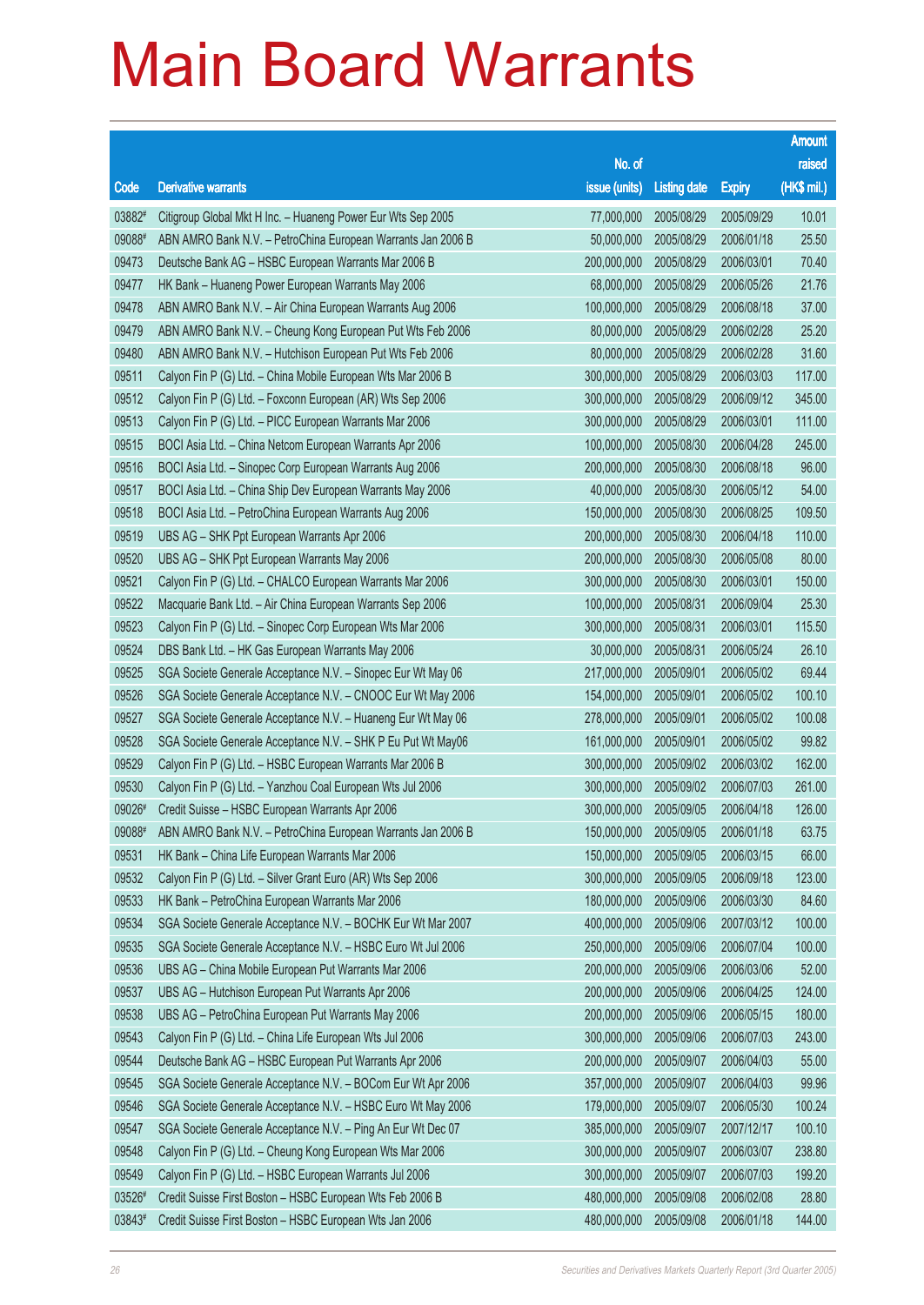# Main Board Warrants

| Code | Derivative warrants | No. of issue (units) | Listing date | Expiry | Amount raised (HK$ mil.) |
|---|---|---|---|---|---|
| 03882# | Citigroup Global Mkt H Inc. – Huaneng Power Eur Wts Sep 2005 | 77,000,000 | 2005/08/29 | 2005/09/29 | 10.01 |
| 09088# | ABN AMRO Bank N.V. – PetroChina European Warrants Jan 2006 B | 50,000,000 | 2005/08/29 | 2006/01/18 | 25.50 |
| 09473 | Deutsche Bank AG – HSBC European Warrants Mar 2006 B | 200,000,000 | 2005/08/29 | 2006/03/01 | 70.40 |
| 09477 | HK Bank – Huaneng Power European Warrants May 2006 | 68,000,000 | 2005/08/29 | 2006/05/26 | 21.76 |
| 09478 | ABN AMRO Bank N.V. – Air China European Warrants Aug 2006 | 100,000,000 | 2005/08/29 | 2006/08/18 | 37.00 |
| 09479 | ABN AMRO Bank N.V. – Cheung Kong European Put Wts Feb 2006 | 80,000,000 | 2005/08/29 | 2006/02/28 | 25.20 |
| 09480 | ABN AMRO Bank N.V. – Hutchison European Put Wts Feb 2006 | 80,000,000 | 2005/08/29 | 2006/02/28 | 31.60 |
| 09511 | Calyon Fin P (G) Ltd. – China Mobile European Wts Mar 2006 B | 300,000,000 | 2005/08/29 | 2006/03/03 | 117.00 |
| 09512 | Calyon Fin P (G) Ltd. – Foxconn European (AR) Wts Sep 2006 | 300,000,000 | 2005/08/29 | 2006/09/12 | 345.00 |
| 09513 | Calyon Fin P (G) Ltd. – PICC European Warrants Mar 2006 | 300,000,000 | 2005/08/29 | 2006/03/01 | 111.00 |
| 09515 | BOCI Asia Ltd. – China Netcom European Warrants Apr 2006 | 100,000,000 | 2005/08/30 | 2006/04/28 | 245.00 |
| 09516 | BOCI Asia Ltd. – Sinopec Corp European Warrants Aug 2006 | 200,000,000 | 2005/08/30 | 2006/08/18 | 96.00 |
| 09517 | BOCI Asia Ltd. – China Ship Dev European Warrants May 2006 | 40,000,000 | 2005/08/30 | 2006/05/12 | 54.00 |
| 09518 | BOCI Asia Ltd. – PetroChina European Warrants Aug 2006 | 150,000,000 | 2005/08/30 | 2006/08/25 | 109.50 |
| 09519 | UBS AG – SHK Ppt European Warrants Apr 2006 | 200,000,000 | 2005/08/30 | 2006/04/18 | 110.00 |
| 09520 | UBS AG – SHK Ppt European Warrants May 2006 | 200,000,000 | 2005/08/30 | 2006/05/08 | 80.00 |
| 09521 | Calyon Fin P (G) Ltd. – CHALCO European Warrants Mar 2006 | 300,000,000 | 2005/08/30 | 2006/03/01 | 150.00 |
| 09522 | Macquarie Bank Ltd. – Air China European Warrants Sep 2006 | 100,000,000 | 2005/08/31 | 2006/09/04 | 25.30 |
| 09523 | Calyon Fin P (G) Ltd. – Sinopec Corp European Wts Mar 2006 | 300,000,000 | 2005/08/31 | 2006/03/01 | 115.50 |
| 09524 | DBS Bank Ltd. – HK Gas European Warrants May 2006 | 30,000,000 | 2005/08/31 | 2006/05/24 | 26.10 |
| 09525 | SGA Societe Generale Acceptance N.V. – Sinopec Eur Wt May 06 | 217,000,000 | 2005/09/01 | 2006/05/02 | 69.44 |
| 09526 | SGA Societe Generale Acceptance N.V. – CNOOC Eur Wt May 2006 | 154,000,000 | 2005/09/01 | 2006/05/02 | 100.10 |
| 09527 | SGA Societe Generale Acceptance N.V. – Huaneng Eur Wt May 06 | 278,000,000 | 2005/09/01 | 2006/05/02 | 100.08 |
| 09528 | SGA Societe Generale Acceptance N.V. – SHK P Eu Put Wt May06 | 161,000,000 | 2005/09/01 | 2006/05/02 | 99.82 |
| 09529 | Calyon Fin P (G) Ltd. – HSBC European Warrants Mar 2006 B | 300,000,000 | 2005/09/02 | 2006/03/02 | 162.00 |
| 09530 | Calyon Fin P (G) Ltd. – Yanzhou Coal European Wts Jul 2006 | 300,000,000 | 2005/09/02 | 2006/07/03 | 261.00 |
| 09026# | Credit Suisse – HSBC European Warrants Apr 2006 | 300,000,000 | 2005/09/05 | 2006/04/18 | 126.00 |
| 09088# | ABN AMRO Bank N.V. – PetroChina European Warrants Jan 2006 B | 150,000,000 | 2005/09/05 | 2006/01/18 | 63.75 |
| 09531 | HK Bank – China Life European Warrants Mar 2006 | 150,000,000 | 2005/09/05 | 2006/03/15 | 66.00 |
| 09532 | Calyon Fin P (G) Ltd. – Silver Grant Euro (AR) Wts Sep 2006 | 300,000,000 | 2005/09/05 | 2006/09/18 | 123.00 |
| 09533 | HK Bank – PetroChina European Warrants Mar 2006 | 180,000,000 | 2005/09/06 | 2006/03/30 | 84.60 |
| 09534 | SGA Societe Generale Acceptance N.V. – BOCHK Eur Wt Mar 2007 | 400,000,000 | 2005/09/06 | 2007/03/12 | 100.00 |
| 09535 | SGA Societe Generale Acceptance N.V. – HSBC Euro Wt Jul 2006 | 250,000,000 | 2005/09/06 | 2006/07/04 | 100.00 |
| 09536 | UBS AG – China Mobile European Put Warrants Mar 2006 | 200,000,000 | 2005/09/06 | 2006/03/06 | 52.00 |
| 09537 | UBS AG – Hutchison European Put Warrants Apr 2006 | 200,000,000 | 2005/09/06 | 2006/04/25 | 124.00 |
| 09538 | UBS AG – PetroChina European Put Warrants May 2006 | 200,000,000 | 2005/09/06 | 2006/05/15 | 180.00 |
| 09543 | Calyon Fin P (G) Ltd. – China Life European Wts Jul 2006 | 300,000,000 | 2005/09/06 | 2006/07/03 | 243.00 |
| 09544 | Deutsche Bank AG – HSBC European Put Warrants Apr 2006 | 200,000,000 | 2005/09/07 | 2006/04/03 | 55.00 |
| 09545 | SGA Societe Generale Acceptance N.V. – BOCom Eur Wt Apr 2006 | 357,000,000 | 2005/09/07 | 2006/04/03 | 99.96 |
| 09546 | SGA Societe Generale Acceptance N.V. – HSBC Euro Wt May 2006 | 179,000,000 | 2005/09/07 | 2006/05/30 | 100.24 |
| 09547 | SGA Societe Generale Acceptance N.V. – Ping An Eur Wt Dec 07 | 385,000,000 | 2005/09/07 | 2007/12/17 | 100.10 |
| 09548 | Calyon Fin P (G) Ltd. – Cheung Kong European Wts Mar 2006 | 300,000,000 | 2005/09/07 | 2006/03/07 | 238.80 |
| 09549 | Calyon Fin P (G) Ltd. – HSBC European Warrants Jul 2006 | 300,000,000 | 2005/09/07 | 2006/07/03 | 199.20 |
| 03526# | Credit Suisse First Boston – HSBC European Wts Feb 2006 B | 480,000,000 | 2005/09/08 | 2006/02/08 | 28.80 |
| 03843# | Credit Suisse First Boston – HSBC European Wts Jan 2006 | 480,000,000 | 2005/09/08 | 2006/01/18 | 144.00 |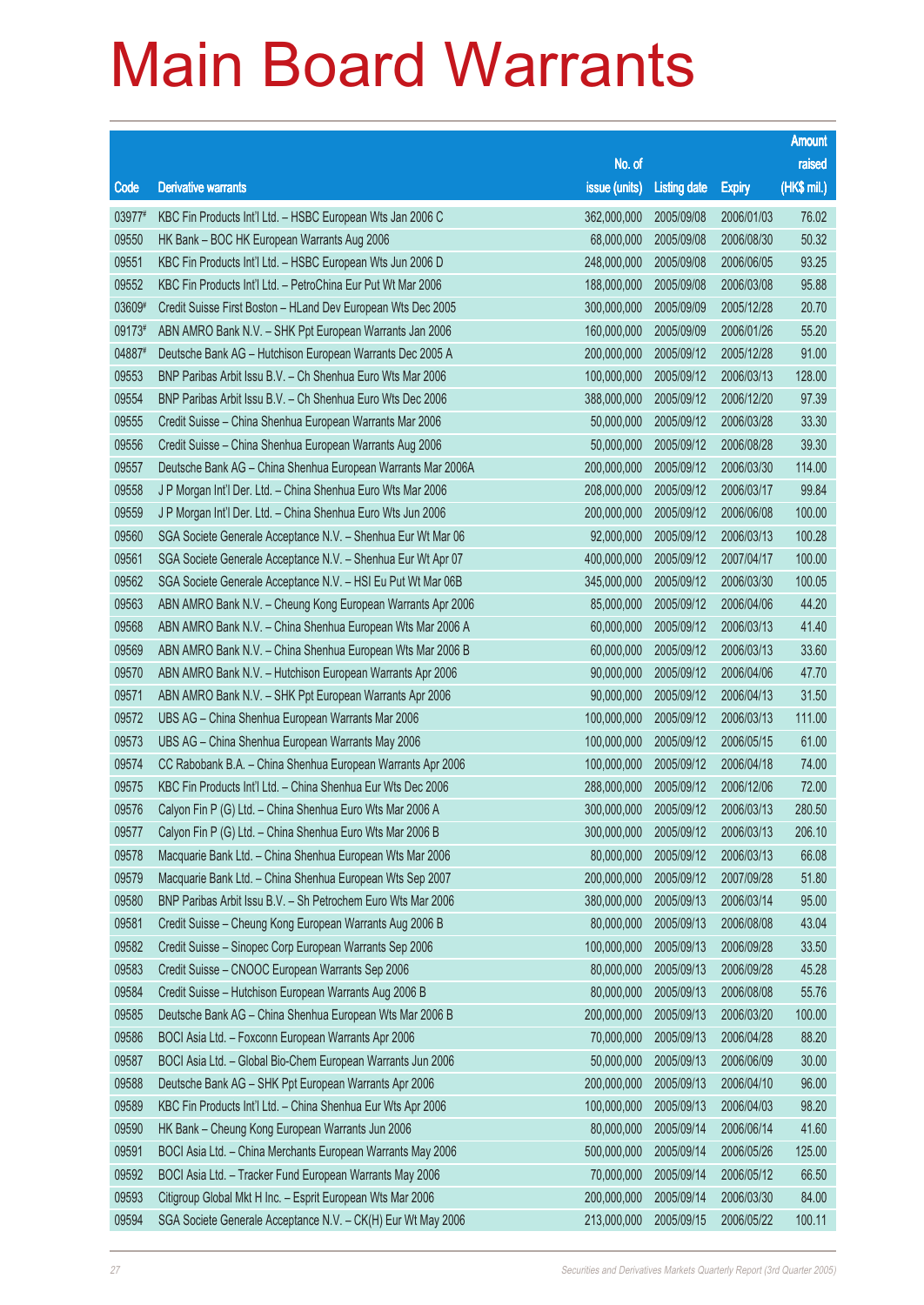# Main Board Warrants

| Code | Derivative warrants | No. of issue (units) | Listing date | Expiry | Amount raised (HK$ mil.) |
|---|---|---|---|---|---|
| 03977# | KBC Fin Products Int'l Ltd. – HSBC European Wts Jan 2006 C | 362,000,000 | 2005/09/08 | 2006/01/03 | 76.02 |
| 09550 | HK Bank – BOC HK European Warrants Aug 2006 | 68,000,000 | 2005/09/08 | 2006/08/30 | 50.32 |
| 09551 | KBC Fin Products Int'l Ltd. – HSBC European Wts Jun 2006 D | 248,000,000 | 2005/09/08 | 2006/06/05 | 93.25 |
| 09552 | KBC Fin Products Int'l Ltd. – PetroChina Eur Put Wt Mar 2006 | 188,000,000 | 2005/09/08 | 2006/03/08 | 95.88 |
| 03609# | Credit Suisse First Boston – HLand Dev European Wts Dec 2005 | 300,000,000 | 2005/09/09 | 2005/12/28 | 20.70 |
| 09173# | ABN AMRO Bank N.V. – SHK Ppt European Warrants Jan 2006 | 160,000,000 | 2005/09/09 | 2006/01/26 | 55.20 |
| 04887# | Deutsche Bank AG – Hutchison European Warrants Dec 2005 A | 200,000,000 | 2005/09/12 | 2005/12/28 | 91.00 |
| 09553 | BNP Paribas Arbit Issu B.V. – Ch Shenhua Euro Wts Mar 2006 | 100,000,000 | 2005/09/12 | 2006/03/13 | 128.00 |
| 09554 | BNP Paribas Arbit Issu B.V. – Ch Shenhua Euro Wts Dec 2006 | 388,000,000 | 2005/09/12 | 2006/12/20 | 97.39 |
| 09555 | Credit Suisse – China Shenhua European Warrants Mar 2006 | 50,000,000 | 2005/09/12 | 2006/03/28 | 33.30 |
| 09556 | Credit Suisse – China Shenhua European Warrants Aug 2006 | 50,000,000 | 2005/09/12 | 2006/08/28 | 39.30 |
| 09557 | Deutsche Bank AG – China Shenhua European Warrants Mar 2006A | 200,000,000 | 2005/09/12 | 2006/03/30 | 114.00 |
| 09558 | J P Morgan Int'l Der. Ltd. – China Shenhua Euro Wts Mar 2006 | 208,000,000 | 2005/09/12 | 2006/03/17 | 99.84 |
| 09559 | J P Morgan Int'l Der. Ltd. – China Shenhua Euro Wts Jun 2006 | 200,000,000 | 2005/09/12 | 2006/06/08 | 100.00 |
| 09560 | SGA Societe Generale Acceptance N.V. – Shenhua Eur Wt Mar 06 | 92,000,000 | 2005/09/12 | 2006/03/13 | 100.28 |
| 09561 | SGA Societe Generale Acceptance N.V. – Shenhua Eur Wt Apr 07 | 400,000,000 | 2005/09/12 | 2007/04/17 | 100.00 |
| 09562 | SGA Societe Generale Acceptance N.V. – HSI Eu Put Wt Mar 06B | 345,000,000 | 2005/09/12 | 2006/03/30 | 100.05 |
| 09563 | ABN AMRO Bank N.V. – Cheung Kong European Warrants Apr 2006 | 85,000,000 | 2005/09/12 | 2006/04/06 | 44.20 |
| 09568 | ABN AMRO Bank N.V. – China Shenhua European Wts Mar 2006 A | 60,000,000 | 2005/09/12 | 2006/03/13 | 41.40 |
| 09569 | ABN AMRO Bank N.V. – China Shenhua European Wts Mar 2006 B | 60,000,000 | 2005/09/12 | 2006/03/13 | 33.60 |
| 09570 | ABN AMRO Bank N.V. – Hutchison European Warrants Apr 2006 | 90,000,000 | 2005/09/12 | 2006/04/06 | 47.70 |
| 09571 | ABN AMRO Bank N.V. – SHK Ppt European Warrants Apr 2006 | 90,000,000 | 2005/09/12 | 2006/04/13 | 31.50 |
| 09572 | UBS AG – China Shenhua European Warrants Mar 2006 | 100,000,000 | 2005/09/12 | 2006/03/13 | 111.00 |
| 09573 | UBS AG – China Shenhua European Warrants May 2006 | 100,000,000 | 2005/09/12 | 2006/05/15 | 61.00 |
| 09574 | CC Rabobank B.A. – China Shenhua European Warrants Apr 2006 | 100,000,000 | 2005/09/12 | 2006/04/18 | 74.00 |
| 09575 | KBC Fin Products Int'l Ltd. – China Shenhua Eur Wts Dec 2006 | 288,000,000 | 2005/09/12 | 2006/12/06 | 72.00 |
| 09576 | Calyon Fin P (G) Ltd. – China Shenhua Euro Wts Mar 2006 A | 300,000,000 | 2005/09/12 | 2006/03/13 | 280.50 |
| 09577 | Calyon Fin P (G) Ltd. – China Shenhua Euro Wts Mar 2006 B | 300,000,000 | 2005/09/12 | 2006/03/13 | 206.10 |
| 09578 | Macquarie Bank Ltd. – China Shenhua European Wts Mar 2006 | 80,000,000 | 2005/09/12 | 2006/03/13 | 66.08 |
| 09579 | Macquarie Bank Ltd. – China Shenhua European Wts Sep 2007 | 200,000,000 | 2005/09/12 | 2007/09/28 | 51.80 |
| 09580 | BNP Paribas Arbit Issu B.V. – Sh Petrochem Euro Wts Mar 2006 | 380,000,000 | 2005/09/13 | 2006/03/14 | 95.00 |
| 09581 | Credit Suisse – Cheung Kong European Warrants Aug 2006 B | 80,000,000 | 2005/09/13 | 2006/08/08 | 43.04 |
| 09582 | Credit Suisse – Sinopec Corp European Warrants Sep 2006 | 100,000,000 | 2005/09/13 | 2006/09/28 | 33.50 |
| 09583 | Credit Suisse – CNOOC European Warrants Sep 2006 | 80,000,000 | 2005/09/13 | 2006/09/28 | 45.28 |
| 09584 | Credit Suisse – Hutchison European Warrants Aug 2006 B | 80,000,000 | 2005/09/13 | 2006/08/08 | 55.76 |
| 09585 | Deutsche Bank AG – China Shenhua European Wts Mar 2006 B | 200,000,000 | 2005/09/13 | 2006/03/20 | 100.00 |
| 09586 | BOCI Asia Ltd. – Foxconn European Warrants Apr 2006 | 70,000,000 | 2005/09/13 | 2006/04/28 | 88.20 |
| 09587 | BOCI Asia Ltd. – Global Bio-Chem European Warrants Jun 2006 | 50,000,000 | 2005/09/13 | 2006/06/09 | 30.00 |
| 09588 | Deutsche Bank AG – SHK Ppt European Warrants Apr 2006 | 200,000,000 | 2005/09/13 | 2006/04/10 | 96.00 |
| 09589 | KBC Fin Products Int'l Ltd. – China Shenhua Eur Wts Apr 2006 | 100,000,000 | 2005/09/13 | 2006/04/03 | 98.20 |
| 09590 | HK Bank – Cheung Kong European Warrants Jun 2006 | 80,000,000 | 2005/09/14 | 2006/06/14 | 41.60 |
| 09591 | BOCI Asia Ltd. – China Merchants European Warrants May 2006 | 500,000,000 | 2005/09/14 | 2006/05/26 | 125.00 |
| 09592 | BOCI Asia Ltd. – Tracker Fund European Warrants May 2006 | 70,000,000 | 2005/09/14 | 2006/05/12 | 66.50 |
| 09593 | Citigroup Global Mkt H Inc. – Esprit European Wts Mar 2006 | 200,000,000 | 2005/09/14 | 2006/03/30 | 84.00 |
| 09594 | SGA Societe Generale Acceptance N.V. – CK(H) Eur Wt May 2006 | 213,000,000 | 2005/09/15 | 2006/05/22 | 100.11 |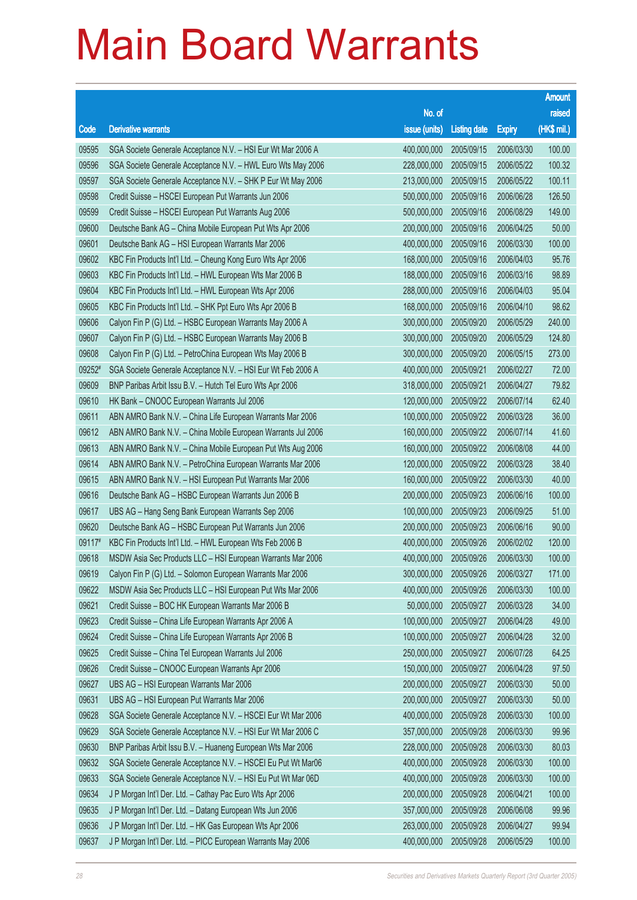# Main Board Warrants

| Code | Derivative warrants | No. of issue (units) | Listing date | Expiry | Amount raised (HK$ mil.) |
|---|---|---|---|---|---|
| 09595 | SGA Societe Generale Acceptance N.V. – HSI Eur Wt Mar 2006 A | 400,000,000 | 2005/09/15 | 2006/03/30 | 100.00 |
| 09596 | SGA Societe Generale Acceptance N.V. – HWL Euro Wts May 2006 | 228,000,000 | 2005/09/15 | 2006/05/22 | 100.32 |
| 09597 | SGA Societe Generale Acceptance N.V. – SHK P Eur Wt May 2006 | 213,000,000 | 2005/09/15 | 2006/05/22 | 100.11 |
| 09598 | Credit Suisse – HSCEI European Put Warrants Jun 2006 | 500,000,000 | 2005/09/16 | 2006/06/28 | 126.50 |
| 09599 | Credit Suisse – HSCEI European Put Warrants Aug 2006 | 500,000,000 | 2005/09/16 | 2006/08/29 | 149.00 |
| 09600 | Deutsche Bank AG – China Mobile European Put Wts Apr 2006 | 200,000,000 | 2005/09/16 | 2006/04/25 | 50.00 |
| 09601 | Deutsche Bank AG – HSI European Warrants Mar 2006 | 400,000,000 | 2005/09/16 | 2006/03/30 | 100.00 |
| 09602 | KBC Fin Products Int'l Ltd. – Cheung Kong Euro Wts Apr 2006 | 168,000,000 | 2005/09/16 | 2006/04/03 | 95.76 |
| 09603 | KBC Fin Products Int'l Ltd. – HWL European Wts Mar 2006 B | 188,000,000 | 2005/09/16 | 2006/03/16 | 98.89 |
| 09604 | KBC Fin Products Int'l Ltd. – HWL European Wts Apr 2006 | 288,000,000 | 2005/09/16 | 2006/04/03 | 95.04 |
| 09605 | KBC Fin Products Int'l Ltd. – SHK Ppt Euro Wts Apr 2006 B | 168,000,000 | 2005/09/16 | 2006/04/10 | 98.62 |
| 09606 | Calyon Fin P (G) Ltd. – HSBC European Warrants May 2006 A | 300,000,000 | 2005/09/20 | 2006/05/29 | 240.00 |
| 09607 | Calyon Fin P (G) Ltd. – HSBC European Warrants May 2006 B | 300,000,000 | 2005/09/20 | 2006/05/29 | 124.80 |
| 09608 | Calyon Fin P (G) Ltd. – PetroChina European Wts May 2006 B | 300,000,000 | 2005/09/20 | 2006/05/15 | 273.00 |
| 09252# | SGA Societe Generale Acceptance N.V. – HSI Eur Wt Feb 2006 A | 400,000,000 | 2005/09/21 | 2006/02/27 | 72.00 |
| 09609 | BNP Paribas Arbit Issu B.V. – Hutch Tel Euro Wts Apr 2006 | 318,000,000 | 2005/09/21 | 2006/04/27 | 79.82 |
| 09610 | HK Bank – CNOOC European Warrants Jul 2006 | 120,000,000 | 2005/09/22 | 2006/07/14 | 62.40 |
| 09611 | ABN AMRO Bank N.V. – China Life European Warrants Mar 2006 | 100,000,000 | 2005/09/22 | 2006/03/28 | 36.00 |
| 09612 | ABN AMRO Bank N.V. – China Mobile European Warrants Jul 2006 | 160,000,000 | 2005/09/22 | 2006/07/14 | 41.60 |
| 09613 | ABN AMRO Bank N.V. – China Mobile European Put Wts Aug 2006 | 160,000,000 | 2005/09/22 | 2006/08/08 | 44.00 |
| 09614 | ABN AMRO Bank N.V. – PetroChina European Warrants Mar 2006 | 120,000,000 | 2005/09/22 | 2006/03/28 | 38.40 |
| 09615 | ABN AMRO Bank N.V. – HSI European Put Warrants Mar 2006 | 160,000,000 | 2005/09/22 | 2006/03/30 | 40.00 |
| 09616 | Deutsche Bank AG – HSBC European Warrants Jun 2006 B | 200,000,000 | 2005/09/23 | 2006/06/16 | 100.00 |
| 09617 | UBS AG – Hang Seng Bank European Warrants Sep 2006 | 100,000,000 | 2005/09/23 | 2006/09/25 | 51.00 |
| 09620 | Deutsche Bank AG – HSBC European Put Warrants Jun 2006 | 200,000,000 | 2005/09/23 | 2006/06/16 | 90.00 |
| 09117# | KBC Fin Products Int'l Ltd. – HWL European Wts Feb 2006 B | 400,000,000 | 2005/09/26 | 2006/02/02 | 120.00 |
| 09618 | MSDW Asia Sec Products LLC – HSI European Warrants Mar 2006 | 400,000,000 | 2005/09/26 | 2006/03/30 | 100.00 |
| 09619 | Calyon Fin P (G) Ltd. – Solomon European Warrants Mar 2006 | 300,000,000 | 2005/09/26 | 2006/03/27 | 171.00 |
| 09622 | MSDW Asia Sec Products LLC – HSI European Put Wts Mar 2006 | 400,000,000 | 2005/09/26 | 2006/03/30 | 100.00 |
| 09621 | Credit Suisse – BOC HK European Warrants Mar 2006 B | 50,000,000 | 2005/09/27 | 2006/03/28 | 34.00 |
| 09623 | Credit Suisse – China Life European Warrants Apr 2006 A | 100,000,000 | 2005/09/27 | 2006/04/28 | 49.00 |
| 09624 | Credit Suisse – China Life European Warrants Apr 2006 B | 100,000,000 | 2005/09/27 | 2006/04/28 | 32.00 |
| 09625 | Credit Suisse – China Tel European Warrants Jul 2006 | 250,000,000 | 2005/09/27 | 2006/07/28 | 64.25 |
| 09626 | Credit Suisse – CNOOC European Warrants Apr 2006 | 150,000,000 | 2005/09/27 | 2006/04/28 | 97.50 |
| 09627 | UBS AG – HSI European Warrants Mar 2006 | 200,000,000 | 2005/09/27 | 2006/03/30 | 50.00 |
| 09631 | UBS AG – HSI European Put Warrants Mar 2006 | 200,000,000 | 2005/09/27 | 2006/03/30 | 50.00 |
| 09628 | SGA Societe Generale Acceptance N.V. – HSCEI Eur Wt Mar 2006 | 400,000,000 | 2005/09/28 | 2006/03/30 | 100.00 |
| 09629 | SGA Societe Generale Acceptance N.V. – HSI Eur Wt Mar 2006 C | 357,000,000 | 2005/09/28 | 2006/03/30 | 99.96 |
| 09630 | BNP Paribas Arbit Issu B.V. – Huaneng European Wts Mar 2006 | 228,000,000 | 2005/09/28 | 2006/03/30 | 80.03 |
| 09632 | SGA Societe Generale Acceptance N.V. – HSCEI Eu Put Wt Mar06 | 400,000,000 | 2005/09/28 | 2006/03/30 | 100.00 |
| 09633 | SGA Societe Generale Acceptance N.V. – HSI Eu Put Wt Mar 06D | 400,000,000 | 2005/09/28 | 2006/03/30 | 100.00 |
| 09634 | J P Morgan Int'l Der. Ltd. – Cathay Pac Euro Wts Apr 2006 | 200,000,000 | 2005/09/28 | 2006/04/21 | 100.00 |
| 09635 | J P Morgan Int'l Der. Ltd. – Datang European Wts Jun 2006 | 357,000,000 | 2005/09/28 | 2006/06/08 | 99.96 |
| 09636 | J P Morgan Int'l Der. Ltd. – HK Gas European Wts Apr 2006 | 263,000,000 | 2005/09/28 | 2006/04/27 | 99.94 |
| 09637 | J P Morgan Int'l Der. Ltd. – PICC European Warrants May 2006 | 400,000,000 | 2005/09/28 | 2006/05/29 | 100.00 |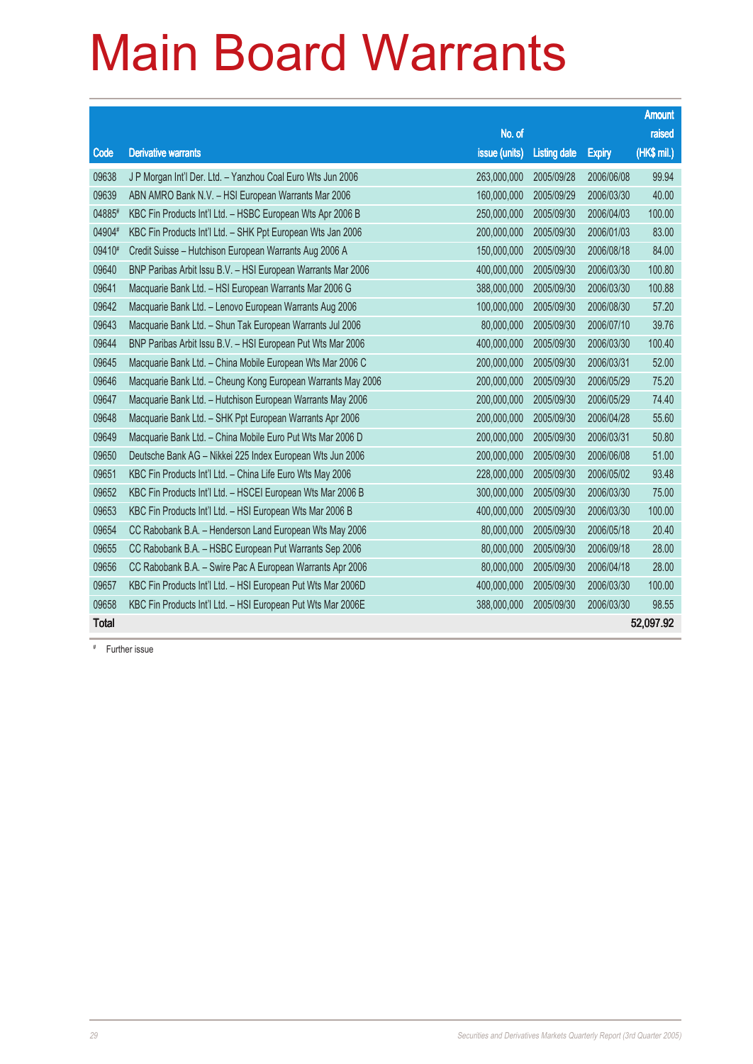# Main Board Warrants

| Code | Derivative warrants | No. of issue (units) | Listing date | Expiry | Amount raised (HK$ mil.) |
|---|---|---|---|---|---|
| 09638 | J P Morgan Int'l Der. Ltd. – Yanzhou Coal Euro Wts Jun 2006 | 263,000,000 | 2005/09/28 | 2006/06/08 | 99.94 |
| 09639 | ABN AMRO Bank N.V. – HSI European Warrants Mar 2006 | 160,000,000 | 2005/09/29 | 2006/03/30 | 40.00 |
| 04885# | KBC Fin Products Int'l Ltd. – HSBC European Wts Apr 2006 B | 250,000,000 | 2005/09/30 | 2006/04/03 | 100.00 |
| 04904# | KBC Fin Products Int'l Ltd. – SHK Ppt European Wts Jan 2006 | 200,000,000 | 2005/09/30 | 2006/01/03 | 83.00 |
| 09410# | Credit Suisse – Hutchison European Warrants Aug 2006 A | 150,000,000 | 2005/09/30 | 2006/08/18 | 84.00 |
| 09640 | BNP Paribas Arbit Issu B.V. – HSI European Warrants Mar 2006 | 400,000,000 | 2005/09/30 | 2006/03/30 | 100.80 |
| 09641 | Macquarie Bank Ltd. – HSI European Warrants Mar 2006 G | 388,000,000 | 2005/09/30 | 2006/03/30 | 100.88 |
| 09642 | Macquarie Bank Ltd. – Lenovo European Warrants Aug 2006 | 100,000,000 | 2005/09/30 | 2006/08/30 | 57.20 |
| 09643 | Macquarie Bank Ltd. – Shun Tak European Warrants Jul 2006 | 80,000,000 | 2005/09/30 | 2006/07/10 | 39.76 |
| 09644 | BNP Paribas Arbit Issu B.V. – HSI European Put Wts Mar 2006 | 400,000,000 | 2005/09/30 | 2006/03/30 | 100.40 |
| 09645 | Macquarie Bank Ltd. – China Mobile European Wts Mar 2006 C | 200,000,000 | 2005/09/30 | 2006/03/31 | 52.00 |
| 09646 | Macquarie Bank Ltd. – Cheung Kong European Warrants May 2006 | 200,000,000 | 2005/09/30 | 2006/05/29 | 75.20 |
| 09647 | Macquarie Bank Ltd. – Hutchison European Warrants May 2006 | 200,000,000 | 2005/09/30 | 2006/05/29 | 74.40 |
| 09648 | Macquarie Bank Ltd. – SHK Ppt European Warrants Apr 2006 | 200,000,000 | 2005/09/30 | 2006/04/28 | 55.60 |
| 09649 | Macquarie Bank Ltd. – China Mobile Euro Put Wts Mar 2006 D | 200,000,000 | 2005/09/30 | 2006/03/31 | 50.80 |
| 09650 | Deutsche Bank AG – Nikkei 225 Index European Wts Jun 2006 | 200,000,000 | 2005/09/30 | 2006/06/08 | 51.00 |
| 09651 | KBC Fin Products Int'l Ltd. – China Life Euro Wts May 2006 | 228,000,000 | 2005/09/30 | 2006/05/02 | 93.48 |
| 09652 | KBC Fin Products Int'l Ltd. – HSCEI European Wts Mar 2006 B | 300,000,000 | 2005/09/30 | 2006/03/30 | 75.00 |
| 09653 | KBC Fin Products Int'l Ltd. – HSI European Wts Mar 2006 B | 400,000,000 | 2005/09/30 | 2006/03/30 | 100.00 |
| 09654 | CC Rabobank B.A. – Henderson Land European Wts May 2006 | 80,000,000 | 2005/09/30 | 2006/05/18 | 20.40 |
| 09655 | CC Rabobank B.A. – HSBC European Put Warrants Sep 2006 | 80,000,000 | 2005/09/30 | 2006/09/18 | 28.00 |
| 09656 | CC Rabobank B.A. – Swire Pac A European Warrants Apr 2006 | 80,000,000 | 2005/09/30 | 2006/04/18 | 28.00 |
| 09657 | KBC Fin Products Int'l Ltd. – HSI European Put Wts Mar 2006D | 400,000,000 | 2005/09/30 | 2006/03/30 | 100.00 |
| 09658 | KBC Fin Products Int'l Ltd. – HSI European Put Wts Mar 2006E | 388,000,000 | 2005/09/30 | 2006/03/30 | 98.55 |
| **Total** | | | | | **52,097.92** |

# Further issue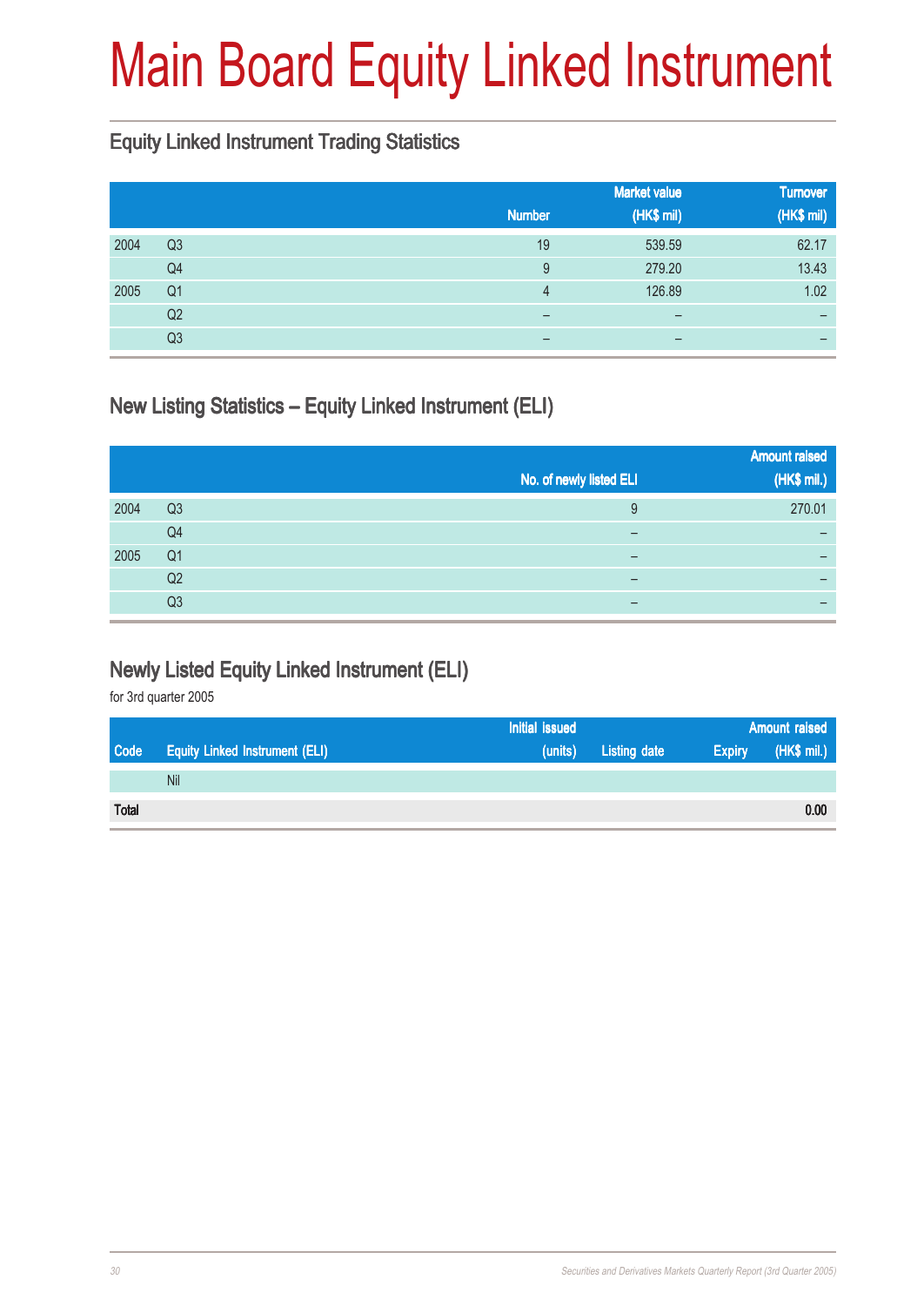# Main Board Equity Linked Instrument

## Equity Linked Instrument Trading Statistics

| | | Number | Market value (HK$ mil) | Turnover (HK$ mil) |
|---|---|---|---|---|
| 2004 | Q3 | 19 | 539.59 | 62.17 |
| | Q4 | 9 | 279.20 | 13.43 |
| 2005 | Q1 | 4 | 126.89 | 1.02 |
| | Q2 | – | – | – |
| | Q3 | – | – | – |

## New Listing Statistics – Equity Linked Instrument (ELI)

| | | No. of newly listed ELI | Amount raised (HK$ mil.) |
|---|---|---|---|
| 2004 | Q3 | 9 | 270.01 |
| | Q4 | – | – |
| 2005 | Q1 | – | – |
| | Q2 | – | – |
| | Q3 | – | – |

## Newly Listed Equity Linked Instrument (ELI)

for 3rd quarter 2005

| Code | Equity Linked Instrument (ELI) | Initial issued (units) | Listing date | Expiry | Amount raised (HK$ mil.) |
|---|---|---|---|---|---|
| | Nil | | | | |
| **Total** | | | | | **0.00** |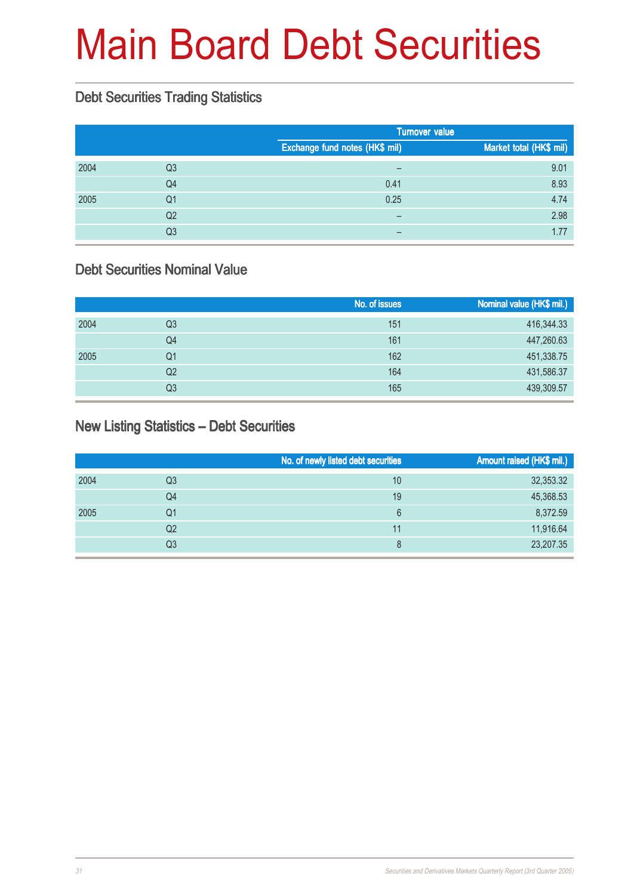# Main Board Debt Securities

## Debt Securities Trading Statistics

| | | Turnover value | |
|---|---|---|---|
| | | Exchange fund notes (HK$ mil) | Market total (HK$ mil) |
| 2004 | Q3 | – | 9.01 |
| | Q4 | 0.41 | 8.93 |
| 2005 | Q1 | 0.25 | 4.74 |
| | Q2 | – | 2.98 |
| | Q3 | – | 1.77 |

## Debt Securities Nominal Value

| | | No. of issues | Nominal value (HK$ mil.) |
|---|---|---|---|
| 2004 | Q3 | 151 | 416,344.33 |
| | Q4 | 161 | 447,260.63 |
| 2005 | Q1 | 162 | 451,338.75 |
| | Q2 | 164 | 431,586.37 |
| | Q3 | 165 | 439,309.57 |

## New Listing Statistics – Debt Securities

| | | No. of newly listed debt securities | Amount raised (HK$ mil.) |
|---|---|---|---|
| 2004 | Q3 | 10 | 32,353.32 |
| | Q4 | 19 | 45,368.53 |
| 2005 | Q1 | 6 | 8,372.59 |
| | Q2 | 11 | 11,916.64 |
| | Q3 | 8 | 23,207.35 |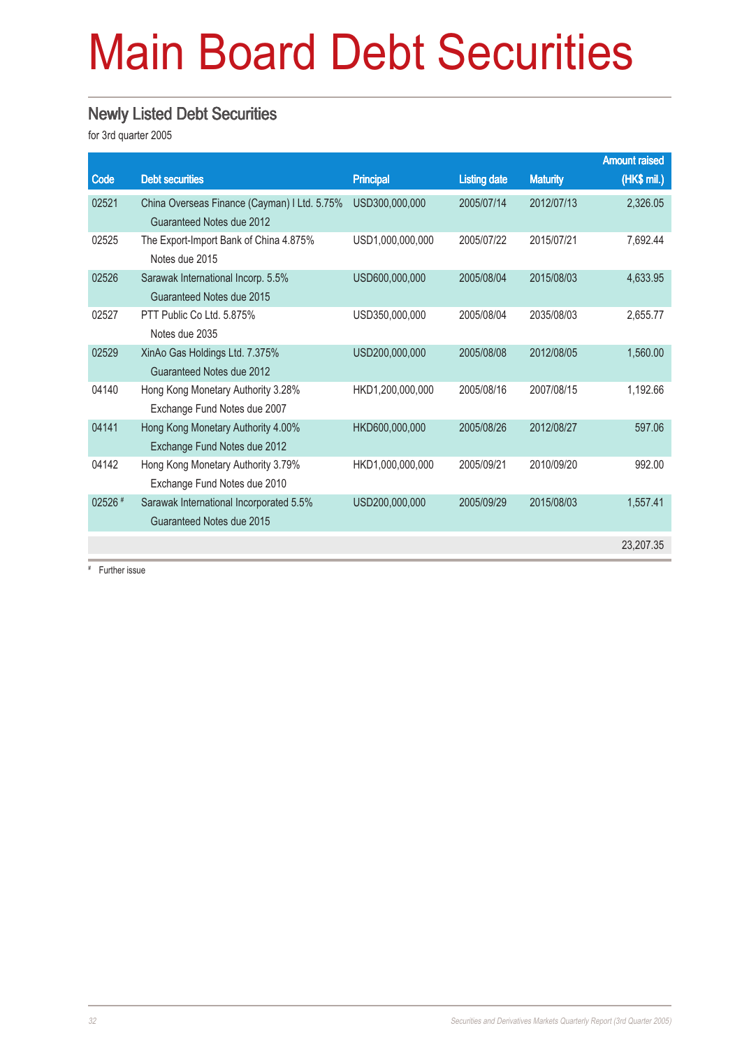# Main Board Debt Securities

## Newly Listed Debt Securities

for 3rd quarter 2005

| Code | Debt securities | Principal | Listing date | Maturity | Amount raised (HK$ mil.) |
|---|---|---|---|---|---|
| 02521 | China Overseas Finance (Cayman) I Ltd. 5.75% Guaranteed Notes due 2012 | USD300,000,000 | 2005/07/14 | 2012/07/13 | 2,326.05 |
| 02525 | The Export-Import Bank of China 4.875% Notes due 2015 | USD1,000,000,000 | 2005/07/22 | 2015/07/21 | 7,692.44 |
| 02526 | Sarawak International Incorp. 5.5% Guaranteed Notes due 2015 | USD600,000,000 | 2005/08/04 | 2015/08/03 | 4,633.95 |
| 02527 | PTT Public Co Ltd. 5.875% Notes due 2035 | USD350,000,000 | 2005/08/04 | 2035/08/03 | 2,655.77 |
| 02529 | XinAo Gas Holdings Ltd. 7.375% Guaranteed Notes due 2012 | USD200,000,000 | 2005/08/08 | 2012/08/05 | 1,560.00 |
| 04140 | Hong Kong Monetary Authority 3.28% Exchange Fund Notes due 2007 | HKD1,200,000,000 | 2005/08/16 | 2007/08/15 | 1,192.66 |
| 04141 | Hong Kong Monetary Authority 4.00% Exchange Fund Notes due 2012 | HKD600,000,000 | 2005/08/26 | 2012/08/27 | 597.06 |
| 04142 | Hong Kong Monetary Authority 3.79% Exchange Fund Notes due 2010 | HKD1,000,000,000 | 2005/09/21 | 2010/09/20 | 992.00 |
| 02526 # | Sarawak International Incorporated 5.5% Guaranteed Notes due 2015 | USD200,000,000 | 2005/09/29 | 2015/08/03 | 1,557.41 |
| | | | | | 23,207.35 |

# Further issue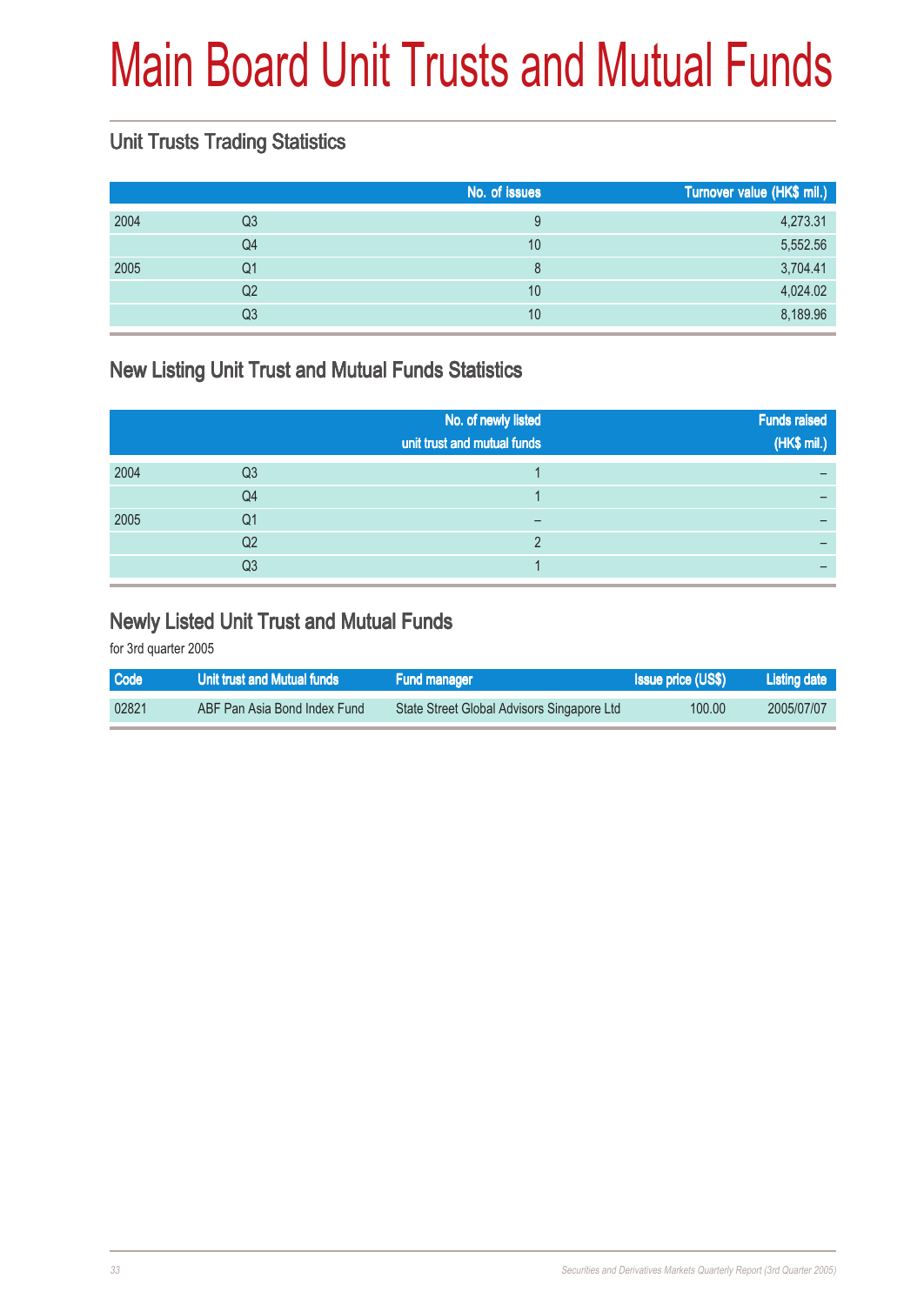# Main Board Unit Trusts and Mutual Funds

## Unit Trusts Trading Statistics

| | | No. of issues | Turnover value (HK$ mil.) |
|---|---|---|---|
| 2004 | Q3 | 9 | 4,273.31 |
| | Q4 | 10 | 5,552.56 |
| 2005 | Q1 | 8 | 3,704.41 |
| | Q2 | 10 | 4,024.02 |
| | Q3 | 10 | 8,189.96 |

## New Listing Unit Trust and Mutual Funds Statistics

| | | No. of newly listed unit trust and mutual funds | Funds raised (HK$ mil.) |
|---|---|---|---|
| 2004 | Q3 | 1 | – |
| | Q4 | 1 | – |
| 2005 | Q1 | – | – |
| | Q2 | 2 | – |
| | Q3 | 1 | – |

## Newly Listed Unit Trust and Mutual Funds

for 3rd quarter 2005

| Code | Unit trust and Mutual funds | Fund manager | Issue price (US$) | Listing date |
|---|---|---|---|---|
| 02821 | ABF Pan Asia Bond Index Fund | State Street Global Advisors Singapore Ltd | 100.00 | 2005/07/07 |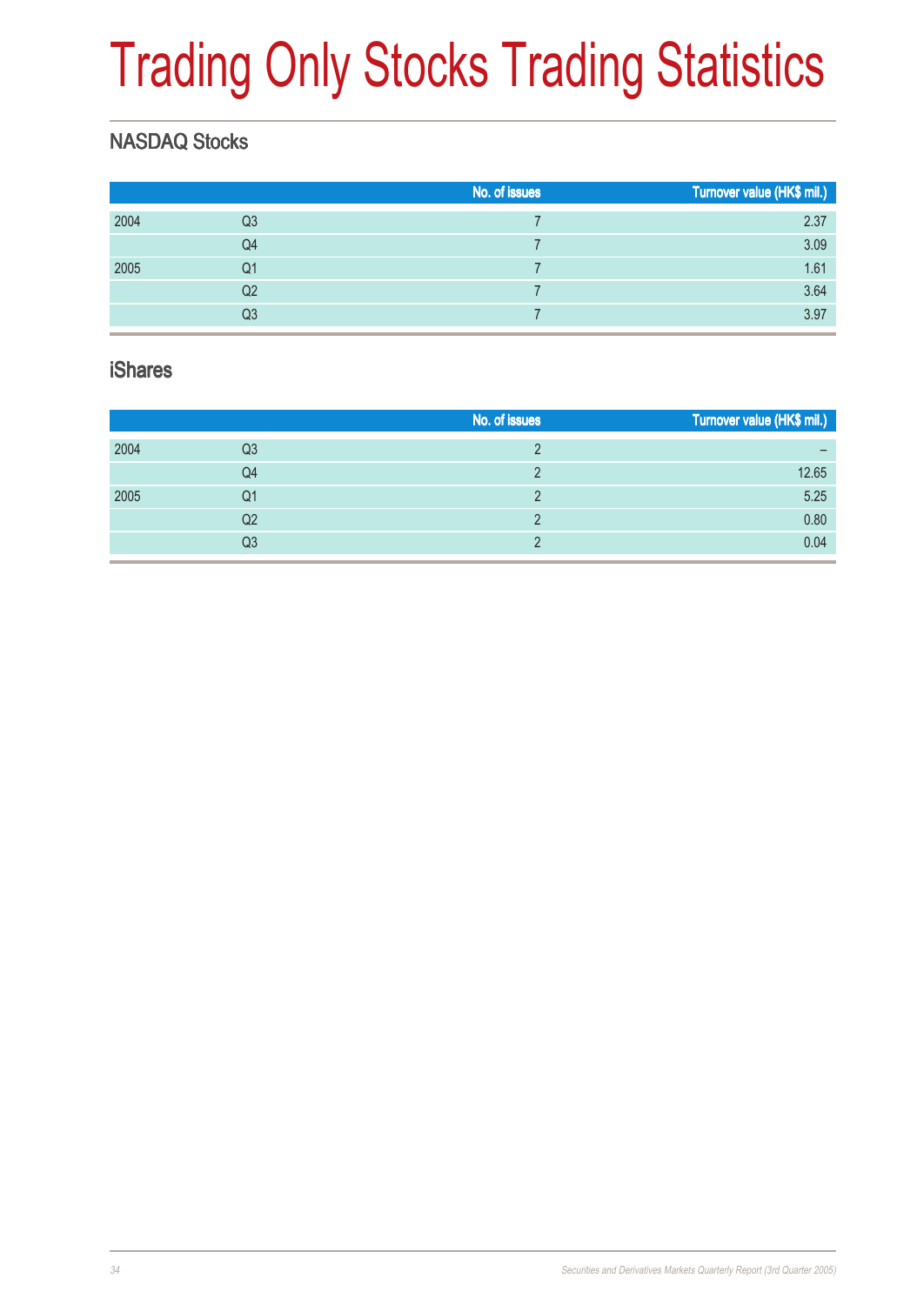# Trading Only Stocks Trading Statistics

## NASDAQ Stocks

| | | No. of issues | Turnover value (HK$ mil.) |
|---|---|---|---|
| 2004 | Q3 | 7 | 2.37 |
| | Q4 | 7 | 3.09 |
| 2005 | Q1 | 7 | 1.61 |
| | Q2 | 7 | 3.64 |
| | Q3 | 7 | 3.97 |

## iShares

| | | No. of issues | Turnover value (HK$ mil.) |
|---|---|---|---|
| 2004 | Q3 | 2 | – |
| | Q4 | 2 | 12.65 |
| 2005 | Q1 | 2 | 5.25 |
| | Q2 | 2 | 0.80 |
| | Q3 | 2 | 0.04 |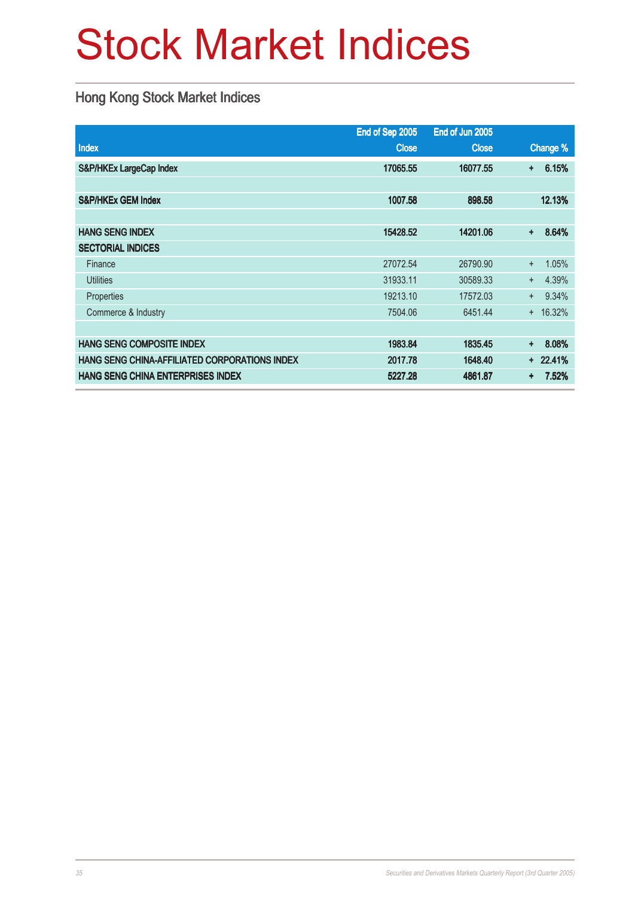# Stock Market Indices

## Hong Kong Stock Market Indices

| Index | End of Sep 2005 Close | End of Jun 2005 Close | Change % |
|---|---|---|---|
| **S&P/HKEx LargeCap Index** | **17065.55** | **16077.55** | **+ 6.15%** |
| | | | |
| **S&P/HKEx GEM Index** | **1007.58** | **898.58** | **12.13%** |
| | | | |
| **HANG SENG INDEX** | **15428.52** | **14201.06** | **+ 8.64%** |
| **SECTORIAL INDICES** | | | |
| Finance | 27072.54 | 26790.90 | + 1.05% |
| Utilities | 31933.11 | 30589.33 | + 4.39% |
| Properties | 19213.10 | 17572.03 | + 9.34% |
| Commerce & Industry | 7504.06 | 6451.44 | + 16.32% |
| | | | |
| **HANG SENG COMPOSITE INDEX** | **1983.84** | **1835.45** | **+ 8.08%** |
| **HANG SENG CHINA-AFFILIATED CORPORATIONS INDEX** | **2017.78** | **1648.40** | **+ 22.41%** |
| **HANG SENG CHINA ENTERPRISES INDEX** | **5227.28** | **4861.87** | **+ 7.52%** |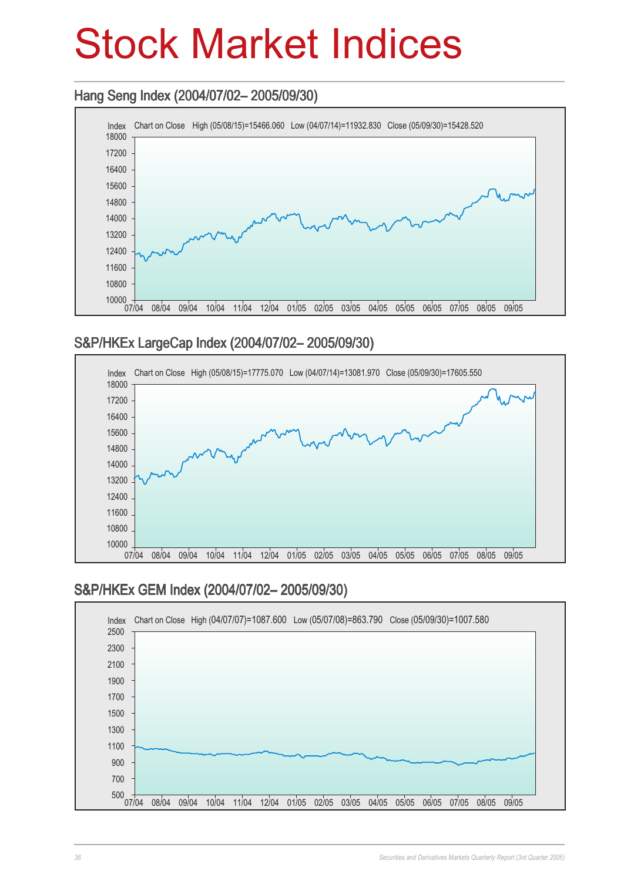# Stock Market Indices

## Hang Seng Index (2004/07/02– 2005/09/30)

Index Chart on Close High (05/08/15)=15466.060 Low (04/07/14)=11932.830 Close (05/09/30)=15428.520

## S&P/HKEx LargeCap Index (2004/07/02– 2005/09/30)

Index Chart on Close High (05/08/15)=17775.070 Low (04/07/14)=13081.970 Close (05/09/30)=17605.550

## S&P/HKEx GEM Index (2004/07/02– 2005/09/30)

Index Chart on Close High (04/07/07)=1087.600 Low (05/07/08)=863.790 Close (05/09/30)=1007.580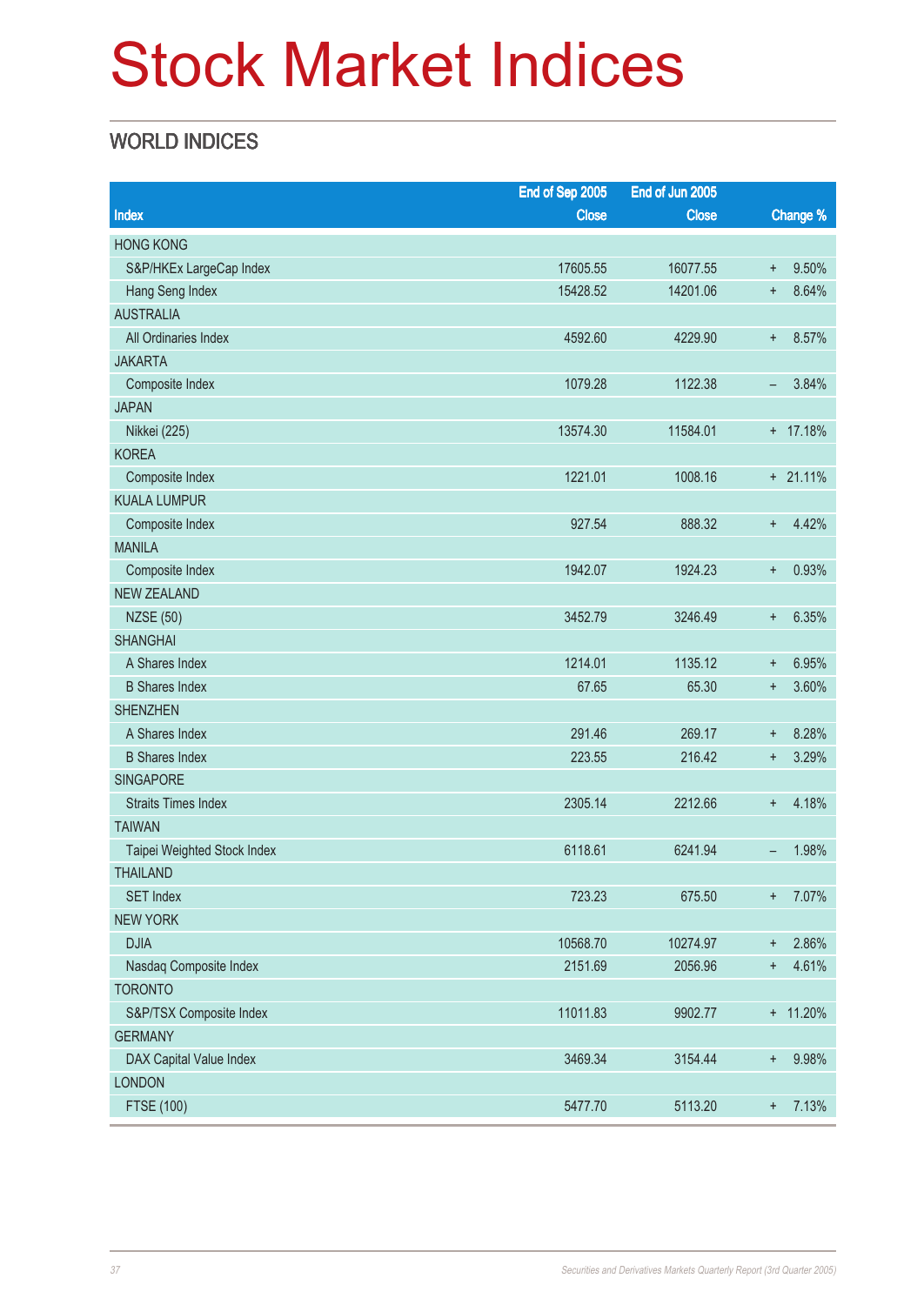# Stock Market Indices

## WORLD INDICES

| Index | End of Sep 2005 Close | End of Jun 2005 Close | Change % |
|---|---|---|---|
| HONG KONG | | | |
| S&P/HKEx LargeCap Index | 17605.55 | 16077.55 | + 9.50% |
| Hang Seng Index | 15428.52 | 14201.06 | + 8.64% |
| AUSTRALIA | | | |
| All Ordinaries Index | 4592.60 | 4229.90 | + 8.57% |
| JAKARTA | | | |
| Composite Index | 1079.28 | 1122.38 | – 3.84% |
| JAPAN | | | |
| Nikkei (225) | 13574.30 | 11584.01 | + 17.18% |
| KOREA | | | |
| Composite Index | 1221.01 | 1008.16 | + 21.11% |
| KUALA LUMPUR | | | |
| Composite Index | 927.54 | 888.32 | + 4.42% |
| MANILA | | | |
| Composite Index | 1942.07 | 1924.23 | + 0.93% |
| NEW ZEALAND | | | |
| NZSE (50) | 3452.79 | 3246.49 | + 6.35% |
| SHANGHAI | | | |
| A Shares Index | 1214.01 | 1135.12 | + 6.95% |
| B Shares Index | 67.65 | 65.30 | + 3.60% |
| SHENZHEN | | | |
| A Shares Index | 291.46 | 269.17 | + 8.28% |
| B Shares Index | 223.55 | 216.42 | + 3.29% |
| SINGAPORE | | | |
| Straits Times Index | 2305.14 | 2212.66 | + 4.18% |
| TAIWAN | | | |
| Taipei Weighted Stock Index | 6118.61 | 6241.94 | – 1.98% |
| THAILAND | | | |
| SET Index | 723.23 | 675.50 | + 7.07% |
| NEW YORK | | | |
| DJIA | 10568.70 | 10274.97 | + 2.86% |
| Nasdaq Composite Index | 2151.69 | 2056.96 | + 4.61% |
| TORONTO | | | |
| S&P/TSX Composite Index | 11011.83 | 9902.77 | + 11.20% |
| GERMANY | | | |
| DAX Capital Value Index | 3469.34 | 3154.44 | + 9.98% |
| LONDON | | | |
| FTSE (100) | 5477.70 | 5113.20 | + 7.13% |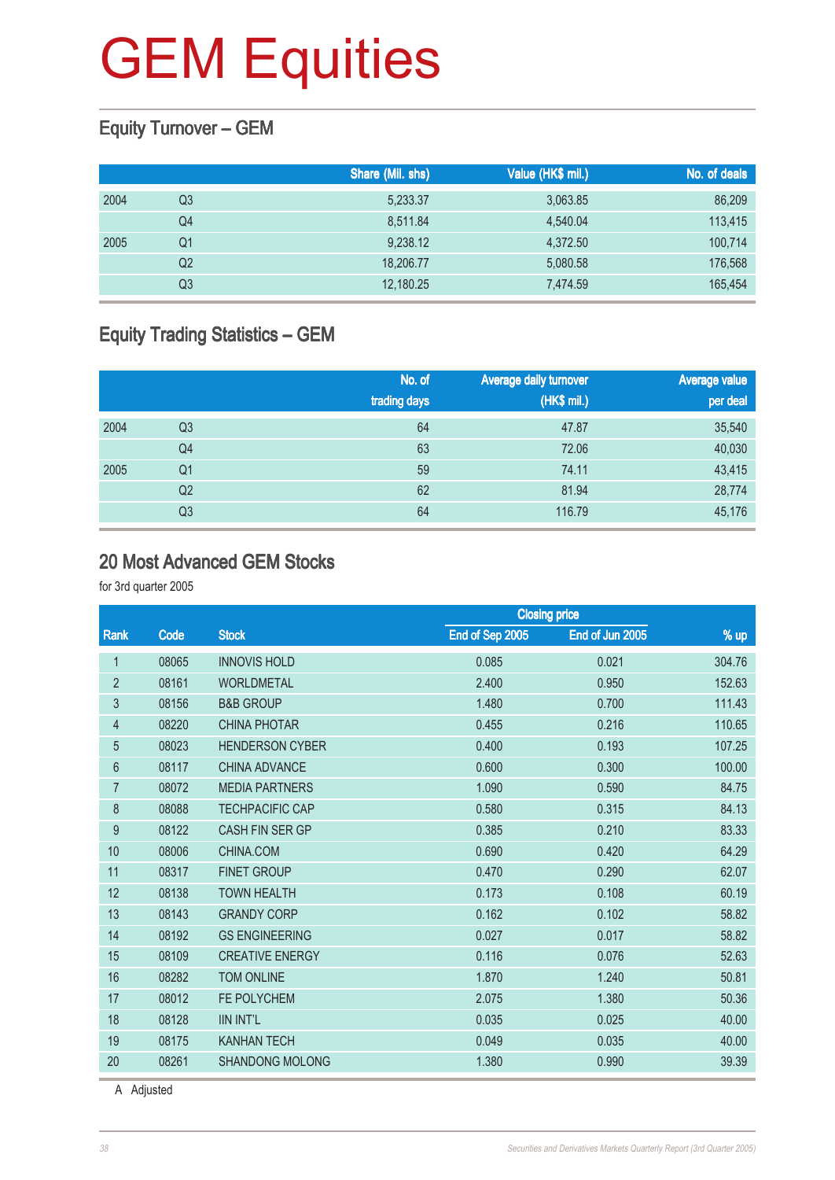# GEM Equities

## Equity Turnover – GEM

| | | Share (Mil. shs) | Value (HK$ mil.) | No. of deals |
|---|---|---|---|---|
| 2004 | Q3 | 5,233.37 | 3,063.85 | 86,209 |
| | Q4 | 8,511.84 | 4,540.04 | 113,415 |
| 2005 | Q1 | 9,238.12 | 4,372.50 | 100,714 |
| | Q2 | 18,206.77 | 5,080.58 | 176,568 |
| | Q3 | 12,180.25 | 7,474.59 | 165,454 |

## Equity Trading Statistics – GEM

| | | No. of trading days | Average daily turnover (HK$ mil.) | Average value per deal |
|---|---|---|---|---|
| 2004 | Q3 | 64 | 47.87 | 35,540 |
| | Q4 | 63 | 72.06 | 40,030 |
| 2005 | Q1 | 59 | 74.11 | 43,415 |
| | Q2 | 62 | 81.94 | 28,774 |
| | Q3 | 64 | 116.79 | 45,176 |

## 20 Most Advanced GEM Stocks

for 3rd quarter 2005

| | | | Closing price | | |
|---|---|---|---|---|---|
| Rank | Code | Stock | End of Sep 2005 | End of Jun 2005 | % up |
| 1 | 08065 | INNOVIS HOLD | 0.085 | 0.021 | 304.76 |
| 2 | 08161 | WORLDMETAL | 2.400 | 0.950 | 152.63 |
| 3 | 08156 | B&B GROUP | 1.480 | 0.700 | 111.43 |
| 4 | 08220 | CHINA PHOTAR | 0.455 | 0.216 | 110.65 |
| 5 | 08023 | HENDERSON CYBER | 0.400 | 0.193 | 107.25 |
| 6 | 08117 | CHINA ADVANCE | 0.600 | 0.300 | 100.00 |
| 7 | 08072 | MEDIA PARTNERS | 1.090 | 0.590 | 84.75 |
| 8 | 08088 | TECHPACIFIC CAP | 0.580 | 0.315 | 84.13 |
| 9 | 08122 | CASH FIN SER GP | 0.385 | 0.210 | 83.33 |
| 10 | 08006 | CHINA.COM | 0.690 | 0.420 | 64.29 |
| 11 | 08317 | FINET GROUP | 0.470 | 0.290 | 62.07 |
| 12 | 08138 | TOWN HEALTH | 0.173 | 0.108 | 60.19 |
| 13 | 08143 | GRANDY CORP | 0.162 | 0.102 | 58.82 |
| 14 | 08192 | GS ENGINEERING | 0.027 | 0.017 | 58.82 |
| 15 | 08109 | CREATIVE ENERGY | 0.116 | 0.076 | 52.63 |
| 16 | 08282 | TOM ONLINE | 1.870 | 1.240 | 50.81 |
| 17 | 08012 | FE POLYCHEM | 2.075 | 1.380 | 50.36 |
| 18 | 08128 | IIN INT'L | 0.035 | 0.025 | 40.00 |
| 19 | 08175 | KANHAN TECH | 0.049 | 0.035 | 40.00 |
| 20 | 08261 | SHANDONG MOLONG | 1.380 | 0.990 | 39.39 |

A Adjusted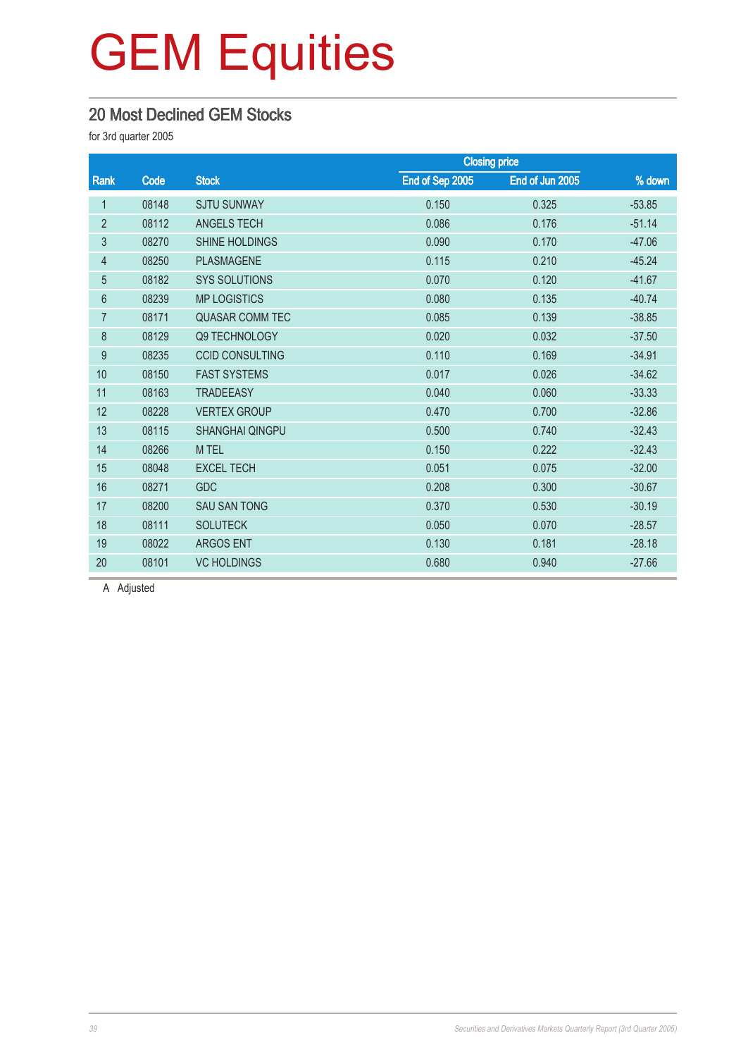# GEM Equities

## 20 Most Declined GEM Stocks

for 3rd quarter 2005

| Rank | Code | Stock | Closing price | | % down |
|---|---|---|---|---|---|
| | | | End of Sep 2005 | End of Jun 2005 | |
| 1 | 08148 | SJTU SUNWAY | 0.150 | 0.325 | -53.85 |
| 2 | 08112 | ANGELS TECH | 0.086 | 0.176 | -51.14 |
| 3 | 08270 | SHINE HOLDINGS | 0.090 | 0.170 | -47.06 |
| 4 | 08250 | PLASMAGENE | 0.115 | 0.210 | -45.24 |
| 5 | 08182 | SYS SOLUTIONS | 0.070 | 0.120 | -41.67 |
| 6 | 08239 | MP LOGISTICS | 0.080 | 0.135 | -40.74 |
| 7 | 08171 | QUASAR COMM TEC | 0.085 | 0.139 | -38.85 |
| 8 | 08129 | Q9 TECHNOLOGY | 0.020 | 0.032 | -37.50 |
| 9 | 08235 | CCID CONSULTING | 0.110 | 0.169 | -34.91 |
| 10 | 08150 | FAST SYSTEMS | 0.017 | 0.026 | -34.62 |
| 11 | 08163 | TRADEEASY | 0.040 | 0.060 | -33.33 |
| 12 | 08228 | VERTEX GROUP | 0.470 | 0.700 | -32.86 |
| 13 | 08115 | SHANGHAI QINGPU | 0.500 | 0.740 | -32.43 |
| 14 | 08266 | M TEL | 0.150 | 0.222 | -32.43 |
| 15 | 08048 | EXCEL TECH | 0.051 | 0.075 | -32.00 |
| 16 | 08271 | GDC | 0.208 | 0.300 | -30.67 |
| 17 | 08200 | SAU SAN TONG | 0.370 | 0.530 | -30.19 |
| 18 | 08111 | SOLUTECK | 0.050 | 0.070 | -28.57 |
| 19 | 08022 | ARGOS ENT | 0.130 | 0.181 | -28.18 |
| 20 | 08101 | VC HOLDINGS | 0.680 | 0.940 | -27.66 |

A Adjusted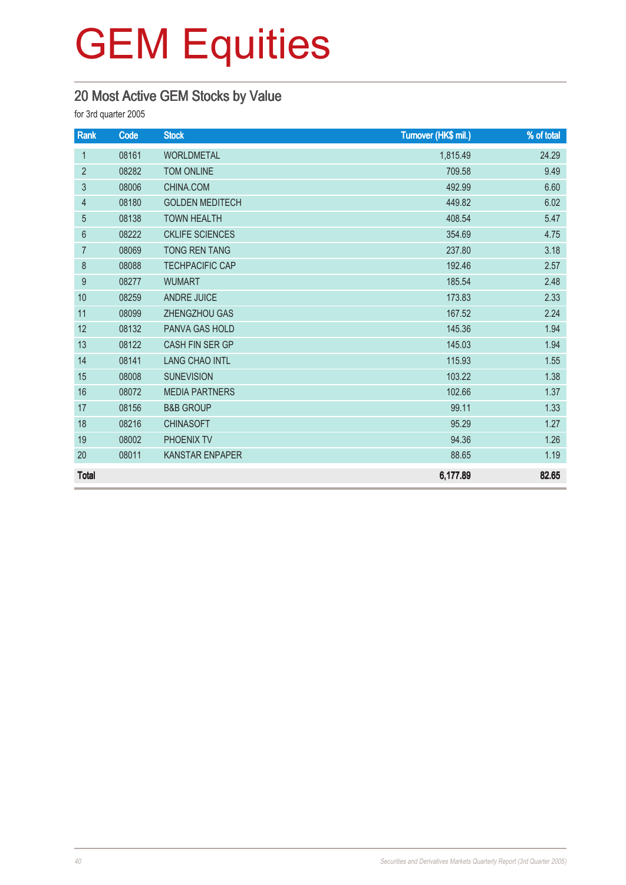# GEM Equities

## 20 Most Active GEM Stocks by Value

for 3rd quarter 2005

| Rank | Code | Stock | Turnover (HK$ mil.) | % of total |
|---|---|---|---|---|
| 1 | 08161 | WORLDMETAL | 1,815.49 | 24.29 |
| 2 | 08282 | TOM ONLINE | 709.58 | 9.49 |
| 3 | 08006 | CHINA.COM | 492.99 | 6.60 |
| 4 | 08180 | GOLDEN MEDITECH | 449.82 | 6.02 |
| 5 | 08138 | TOWN HEALTH | 408.54 | 5.47 |
| 6 | 08222 | CKLIFE SCIENCES | 354.69 | 4.75 |
| 7 | 08069 | TONG REN TANG | 237.80 | 3.18 |
| 8 | 08088 | TECHPACIFIC CAP | 192.46 | 2.57 |
| 9 | 08277 | WUMART | 185.54 | 2.48 |
| 10 | 08259 | ANDRE JUICE | 173.83 | 2.33 |
| 11 | 08099 | ZHENGZHOU GAS | 167.52 | 2.24 |
| 12 | 08132 | PANVA GAS HOLD | 145.36 | 1.94 |
| 13 | 08122 | CASH FIN SER GP | 145.03 | 1.94 |
| 14 | 08141 | LANG CHAO INTL | 115.93 | 1.55 |
| 15 | 08008 | SUNEVISION | 103.22 | 1.38 |
| 16 | 08072 | MEDIA PARTNERS | 102.66 | 1.37 |
| 17 | 08156 | B&B GROUP | 99.11 | 1.33 |
| 18 | 08216 | CHINASOFT | 95.29 | 1.27 |
| 19 | 08002 | PHOENIX TV | 94.36 | 1.26 |
| 20 | 08011 | KANSTAR ENPAPER | 88.65 | 1.19 |
| **Total** | | | **6,177.89** | **82.65** |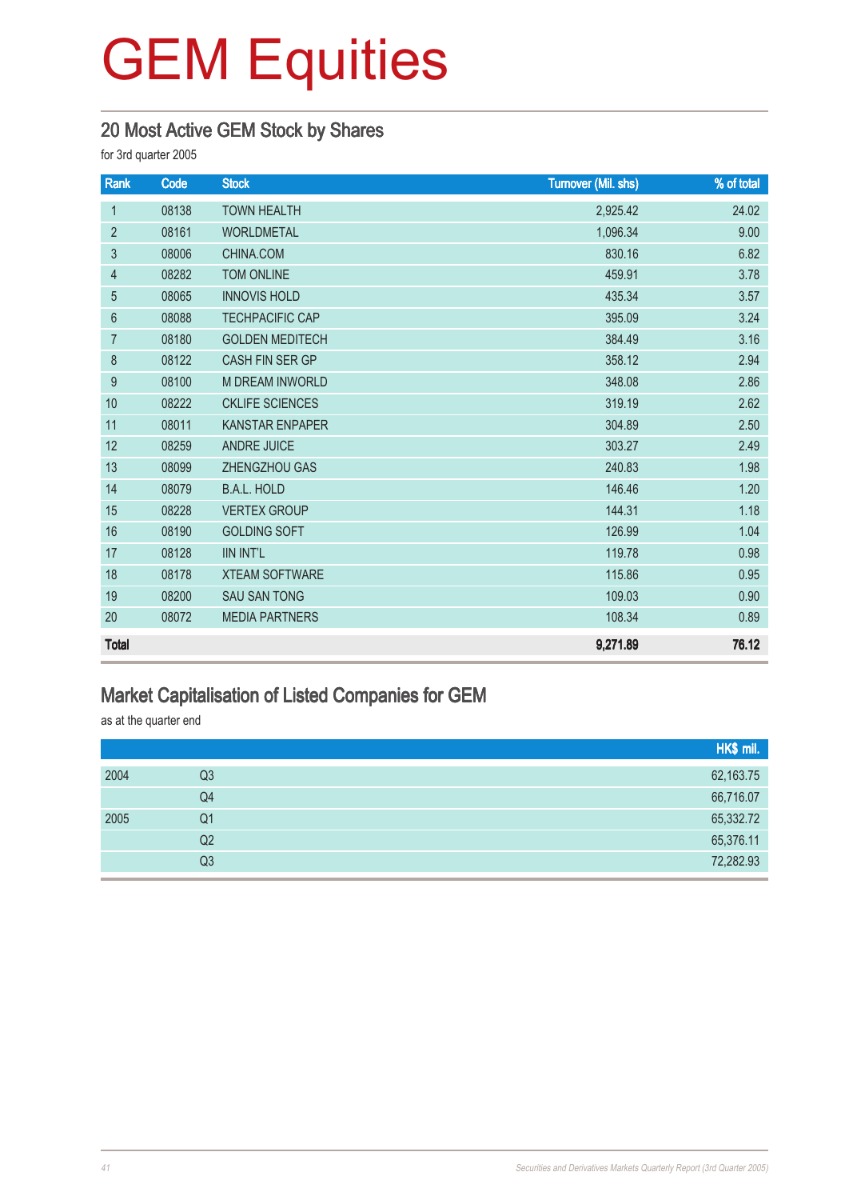# GEM Equities

## 20 Most Active GEM Stock by Shares

for 3rd quarter 2005

| Rank | Code | Stock | Turnover (Mil. shs) | % of total |
|---|---|---|---|---|
| 1 | 08138 | TOWN HEALTH | 2,925.42 | 24.02 |
| 2 | 08161 | WORLDMETAL | 1,096.34 | 9.00 |
| 3 | 08006 | CHINA.COM | 830.16 | 6.82 |
| 4 | 08282 | TOM ONLINE | 459.91 | 3.78 |
| 5 | 08065 | INNOVIS HOLD | 435.34 | 3.57 |
| 6 | 08088 | TECHPACIFIC CAP | 395.09 | 3.24 |
| 7 | 08180 | GOLDEN MEDITECH | 384.49 | 3.16 |
| 8 | 08122 | CASH FIN SER GP | 358.12 | 2.94 |
| 9 | 08100 | M DREAM INWORLD | 348.08 | 2.86 |
| 10 | 08222 | CKLIFE SCIENCES | 319.19 | 2.62 |
| 11 | 08011 | KANSTAR ENPAPER | 304.89 | 2.50 |
| 12 | 08259 | ANDRE JUICE | 303.27 | 2.49 |
| 13 | 08099 | ZHENGZHOU GAS | 240.83 | 1.98 |
| 14 | 08079 | B.A.L. HOLD | 146.46 | 1.20 |
| 15 | 08228 | VERTEX GROUP | 144.31 | 1.18 |
| 16 | 08190 | GOLDING SOFT | 126.99 | 1.04 |
| 17 | 08128 | IIN INT'L | 119.78 | 0.98 |
| 18 | 08178 | XTEAM SOFTWARE | 115.86 | 0.95 |
| 19 | 08200 | SAU SAN TONG | 109.03 | 0.90 |
| 20 | 08072 | MEDIA PARTNERS | 108.34 | 0.89 |
| **Total** | | | **9,271.89** | **76.12** |

## Market Capitalisation of Listed Companies for GEM

as at the quarter end

| | | HK$ mil. |
|---|---|---|
| 2004 | Q3 | 62,163.75 |
| | Q4 | 66,716.07 |
| 2005 | Q1 | 65,332.72 |
| | Q2 | 65,376.11 |
| | Q3 | 72,282.93 |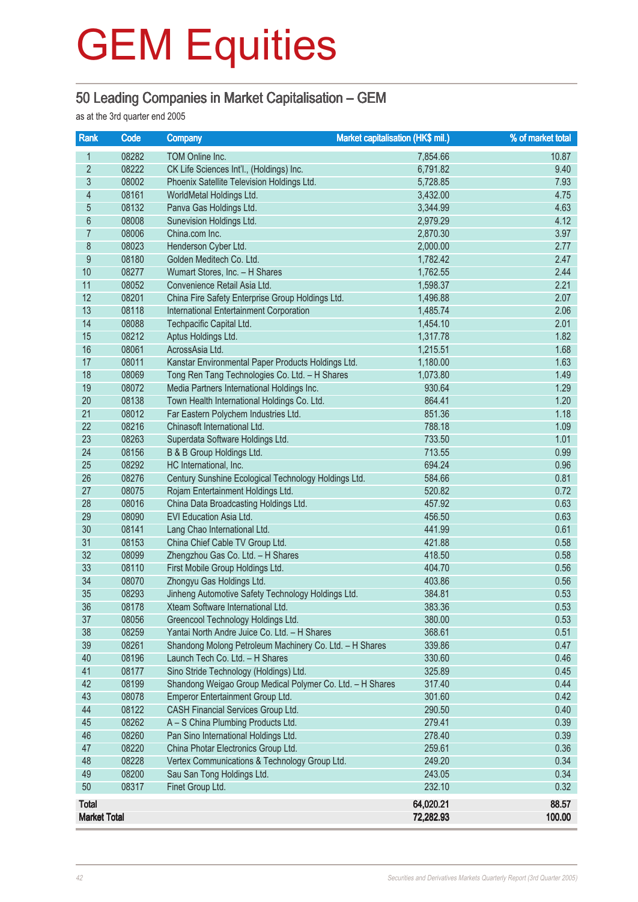# GEM Equities

## 50 Leading Companies in Market Capitalisation – GEM

as at the 3rd quarter end 2005

| Rank | Code | Company | Market capitalisation (HK$ mil.) | % of market total |
|---|---|---|---|---|
| 1 | 08282 | TOM Online Inc. | 7,854.66 | 10.87 |
| 2 | 08222 | CK Life Sciences Int'l., (Holdings) Inc. | 6,791.82 | 9.40 |
| 3 | 08002 | Phoenix Satellite Television Holdings Ltd. | 5,728.85 | 7.93 |
| 4 | 08161 | WorldMetal Holdings Ltd. | 3,432.00 | 4.75 |
| 5 | 08132 | Panva Gas Holdings Ltd. | 3,344.99 | 4.63 |
| 6 | 08008 | Sunevision Holdings Ltd. | 2,979.29 | 4.12 |
| 7 | 08006 | China.com Inc. | 2,870.30 | 3.97 |
| 8 | 08023 | Henderson Cyber Ltd. | 2,000.00 | 2.77 |
| 9 | 08180 | Golden Meditech Co. Ltd. | 1,782.42 | 2.47 |
| 10 | 08277 | Wumart Stores, Inc. – H Shares | 1,762.55 | 2.44 |
| 11 | 08052 | Convenience Retail Asia Ltd. | 1,598.37 | 2.21 |
| 12 | 08201 | China Fire Safety Enterprise Group Holdings Ltd. | 1,496.88 | 2.07 |
| 13 | 08118 | International Entertainment Corporation | 1,485.74 | 2.06 |
| 14 | 08088 | Techpacific Capital Ltd. | 1,454.10 | 2.01 |
| 15 | 08212 | Aptus Holdings Ltd. | 1,317.78 | 1.82 |
| 16 | 08061 | AcrossAsia Ltd. | 1,215.51 | 1.68 |
| 17 | 08011 | Kanstar Environmental Paper Products Holdings Ltd. | 1,180.00 | 1.63 |
| 18 | 08069 | Tong Ren Tang Technologies Co. Ltd. – H Shares | 1,073.80 | 1.49 |
| 19 | 08072 | Media Partners International Holdings Inc. | 930.64 | 1.29 |
| 20 | 08138 | Town Health International Holdings Co. Ltd. | 864.41 | 1.20 |
| 21 | 08012 | Far Eastern Polychem Industries Ltd. | 851.36 | 1.18 |
| 22 | 08216 | Chinasoft International Ltd. | 788.18 | 1.09 |
| 23 | 08263 | Superdata Software Holdings Ltd. | 733.50 | 1.01 |
| 24 | 08156 | B & B Group Holdings Ltd. | 713.55 | 0.99 |
| 25 | 08292 | HC International, Inc. | 694.24 | 0.96 |
| 26 | 08276 | Century Sunshine Ecological Technology Holdings Ltd. | 584.66 | 0.81 |
| 27 | 08075 | Rojam Entertainment Holdings Ltd. | 520.82 | 0.72 |
| 28 | 08016 | China Data Broadcasting Holdings Ltd. | 457.92 | 0.63 |
| 29 | 08090 | EVI Education Asia Ltd. | 456.50 | 0.63 |
| 30 | 08141 | Lang Chao International Ltd. | 441.99 | 0.61 |
| 31 | 08153 | China Chief Cable TV Group Ltd. | 421.88 | 0.58 |
| 32 | 08099 | Zhengzhou Gas Co. Ltd. – H Shares | 418.50 | 0.58 |
| 33 | 08110 | First Mobile Group Holdings Ltd. | 404.70 | 0.56 |
| 34 | 08070 | Zhongyu Gas Holdings Ltd. | 403.86 | 0.56 |
| 35 | 08293 | Jinheng Automotive Safety Technology Holdings Ltd. | 384.81 | 0.53 |
| 36 | 08178 | Xteam Software International Ltd. | 383.36 | 0.53 |
| 37 | 08056 | Greencool Technology Holdings Ltd. | 380.00 | 0.53 |
| 38 | 08259 | Yantai North Andre Juice Co. Ltd. – H Shares | 368.61 | 0.51 |
| 39 | 08261 | Shandong Molong Petroleum Machinery Co. Ltd. – H Shares | 339.86 | 0.47 |
| 40 | 08196 | Launch Tech Co. Ltd. – H Shares | 330.60 | 0.46 |
| 41 | 08177 | Sino Stride Technology (Holdings) Ltd. | 325.89 | 0.45 |
| 42 | 08199 | Shandong Weigao Group Medical Polymer Co. Ltd. – H Shares | 317.40 | 0.44 |
| 43 | 08078 | Emperor Entertainment Group Ltd. | 301.60 | 0.42 |
| 44 | 08122 | CASH Financial Services Group Ltd. | 290.50 | 0.40 |
| 45 | 08262 | A – S China Plumbing Products Ltd. | 279.41 | 0.39 |
| 46 | 08260 | Pan Sino International Holdings Ltd. | 278.40 | 0.39 |
| 47 | 08220 | China Photar Electronics Group Ltd. | 259.61 | 0.36 |
| 48 | 08228 | Vertex Communications & Technology Group Ltd. | 249.20 | 0.34 |
| 49 | 08200 | Sau San Tong Holdings Ltd. | 243.05 | 0.34 |
| 50 | 08317 | Finet Group Ltd. | 232.10 | 0.32 |
| **Total** | | | **64,020.21** | **88.57** |
| **Market Total** | | | **72,282.93** | **100.00** |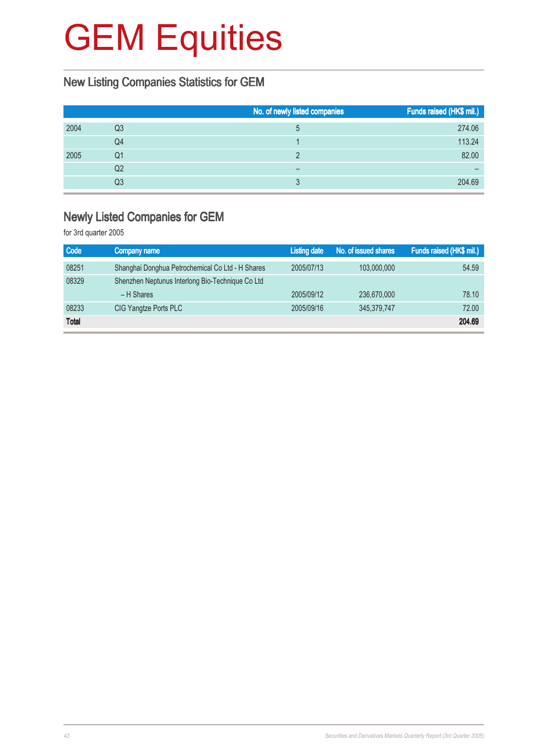# GEM Equities

## New Listing Companies Statistics for GEM

| | | No. of newly listed companies | Funds raised (HK$ mil.) |
|---|---|---|---|
| 2004 | Q3 | 5 | 274.06 |
| | Q4 | 1 | 113.24 |
| 2005 | Q1 | 2 | 82.00 |
| | Q2 | – | – |
| | Q3 | 3 | 204.69 |

## Newly Listed Companies for GEM

for 3rd quarter 2005

| Code | Company name | Listing date | No. of issued shares | Funds raised (HK$ mil.) |
|---|---|---|---|---|
| 08251 | Shanghai Donghua Petrochemical Co Ltd - H Shares | 2005/07/13 | 103,000,000 | 54.59 |
| 08329 | Shenzhen Neptunus Interlong Bio-Technique Co Ltd – H Shares | 2005/09/12 | 236,670,000 | 78.10 |
| 08233 | CIG Yangtze Ports PLC | 2005/09/16 | 345,379,747 | 72.00 |
| **Total** | | | | **204.69** |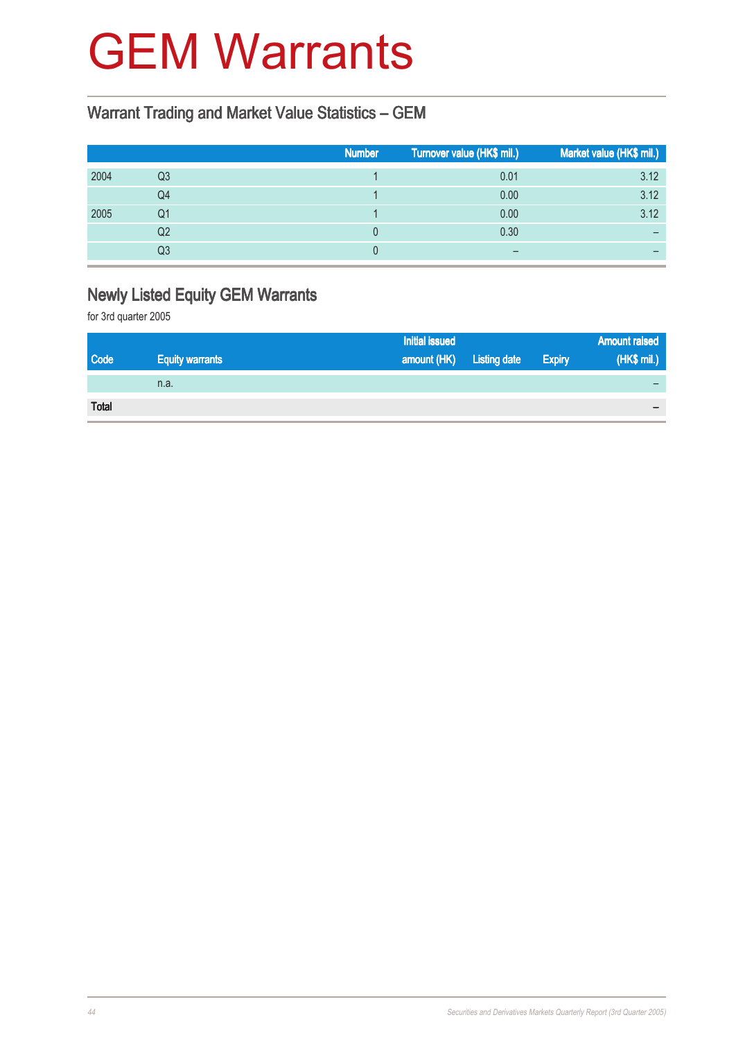# GEM Warrants

## Warrant Trading and Market Value Statistics – GEM

| | | Number | Turnover value (HK$ mil.) | Market value (HK$ mil.) |
|---|---|---|---|---|
| 2004 | Q3 | 1 | 0.01 | 3.12 |
| | Q4 | 1 | 0.00 | 3.12 |
| 2005 | Q1 | 1 | 0.00 | 3.12 |
| | Q2 | 0 | 0.30 | – |
| | Q3 | 0 | – | – |

## Newly Listed Equity GEM Warrants

for 3rd quarter 2005

| Code | Equity warrants | Initial issued amount (HK) | Listing date | Expiry | Amount raised (HK$ mil.) |
|---|---|---|---|---|---|
| | n.a. | | | | – |
| **Total** | | | | | – |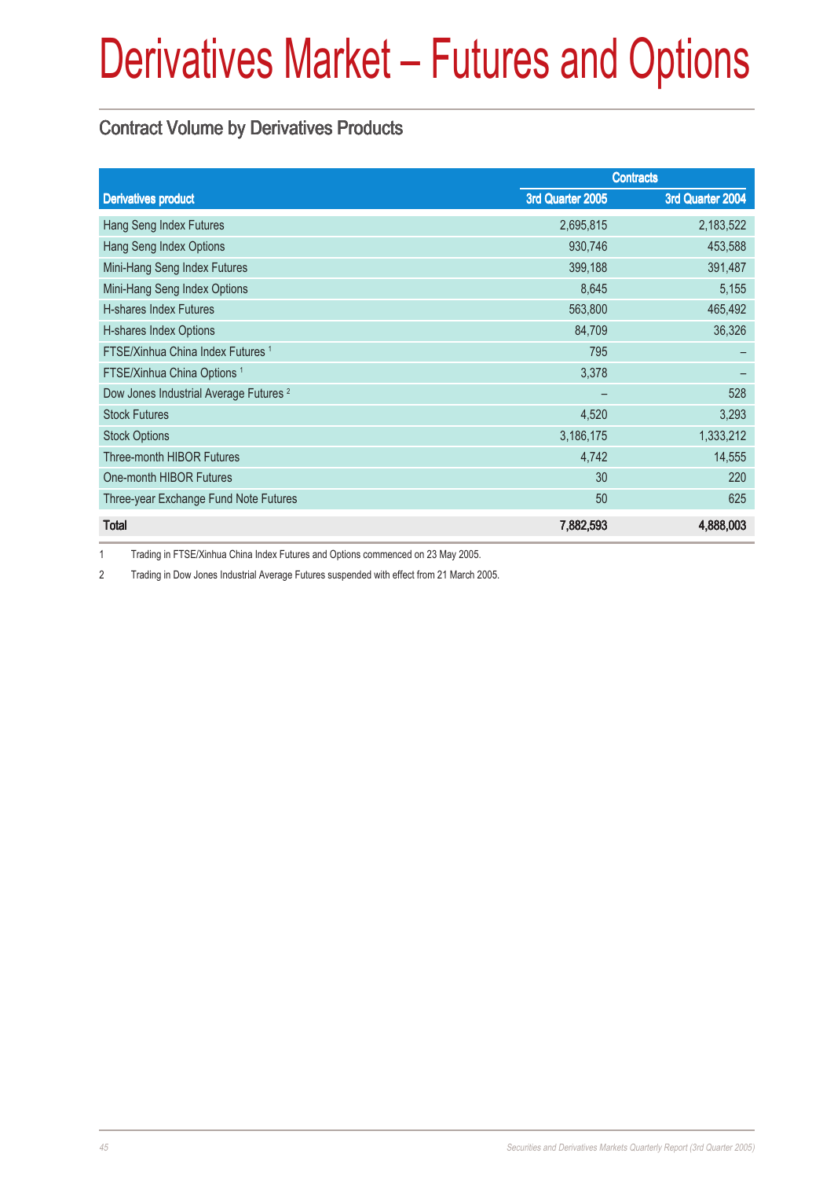# Derivatives Market – Futures and Options

## Contract Volume by Derivatives Products

| Derivatives product | Contracts | |
|---|---|---|
| | 3rd Quarter 2005 | 3rd Quarter 2004 |
| Hang Seng Index Futures | 2,695,815 | 2,183,522 |
| Hang Seng Index Options | 930,746 | 453,588 |
| Mini-Hang Seng Index Futures | 399,188 | 391,487 |
| Mini-Hang Seng Index Options | 8,645 | 5,155 |
| H-shares Index Futures | 563,800 | 465,492 |
| H-shares Index Options | 84,709 | 36,326 |
| FTSE/Xinhua China Index Futures [1] | 795 | – |
| FTSE/Xinhua China Options [1] | 3,378 | – |
| Dow Jones Industrial Average Futures [2] | – | 528 |
| Stock Futures | 4,520 | 3,293 |
| Stock Options | 3,186,175 | 1,333,212 |
| Three-month HIBOR Futures | 4,742 | 14,555 |
| One-month HIBOR Futures | 30 | 220 |
| Three-year Exchange Fund Note Futures | 50 | 625 |
| **Total** | **7,882,593** | **4,888,003** |

1 Trading in FTSE/Xinhua China Index Futures and Options commenced on 23 May 2005.

2 Trading in Dow Jones Industrial Average Futures suspended with effect from 21 March 2005.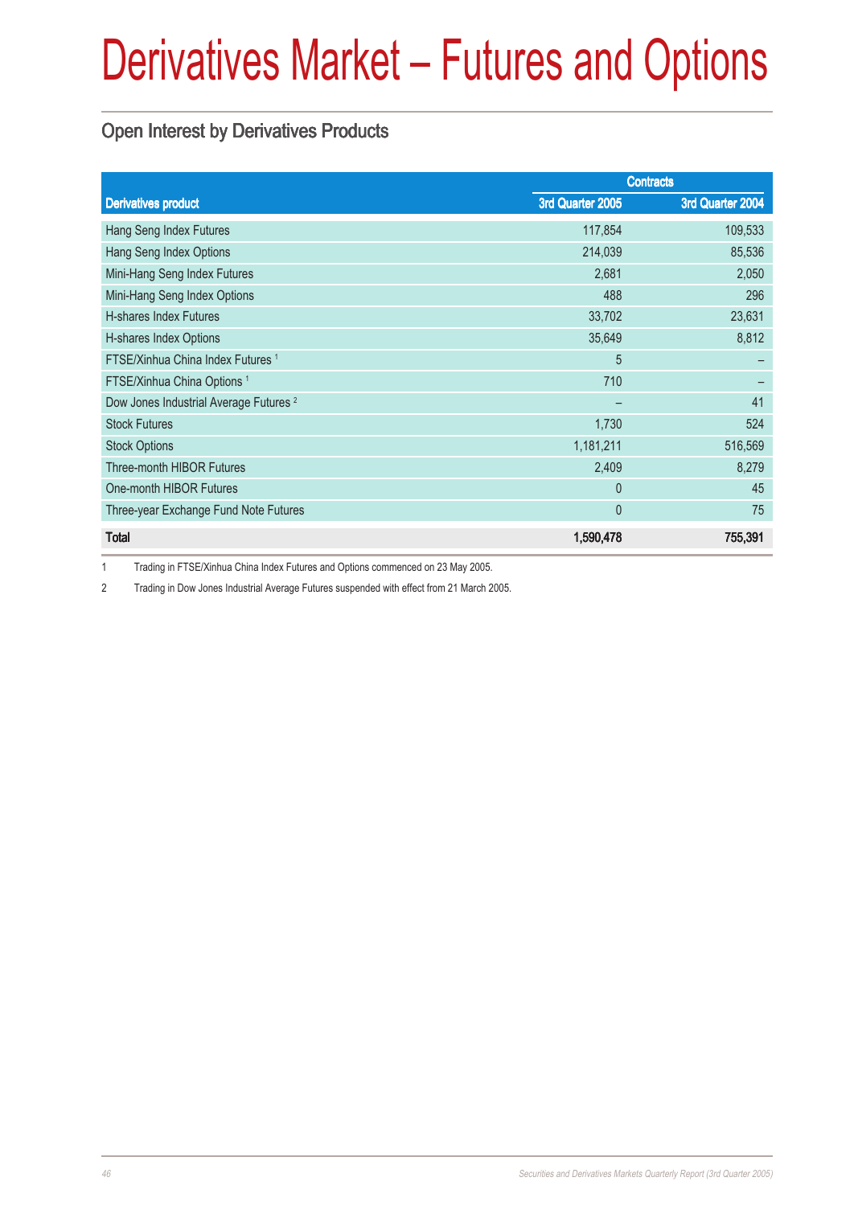# Derivatives Market – Futures and Options

## Open Interest by Derivatives Products

| Derivatives product | Contracts | |
|---|---|---|
| | 3rd Quarter 2005 | 3rd Quarter 2004 |
| Hang Seng Index Futures | 117,854 | 109,533 |
| Hang Seng Index Options | 214,039 | 85,536 |
| Mini-Hang Seng Index Futures | 2,681 | 2,050 |
| Mini-Hang Seng Index Options | 488 | 296 |
| H-shares Index Futures | 33,702 | 23,631 |
| H-shares Index Options | 35,649 | 8,812 |
| FTSE/Xinhua China Index Futures [1] | 5 | – |
| FTSE/Xinhua China Options [1] | 710 | – |
| Dow Jones Industrial Average Futures [2] | – | 41 |
| Stock Futures | 1,730 | 524 |
| Stock Options | 1,181,211 | 516,569 |
| Three-month HIBOR Futures | 2,409 | 8,279 |
| One-month HIBOR Futures | 0 | 45 |
| Three-year Exchange Fund Note Futures | 0 | 75 |
| **Total** | **1,590,478** | **755,391** |

1 Trading in FTSE/Xinhua China Index Futures and Options commenced on 23 May 2005.

2 Trading in Dow Jones Industrial Average Futures suspended with effect from 21 March 2005.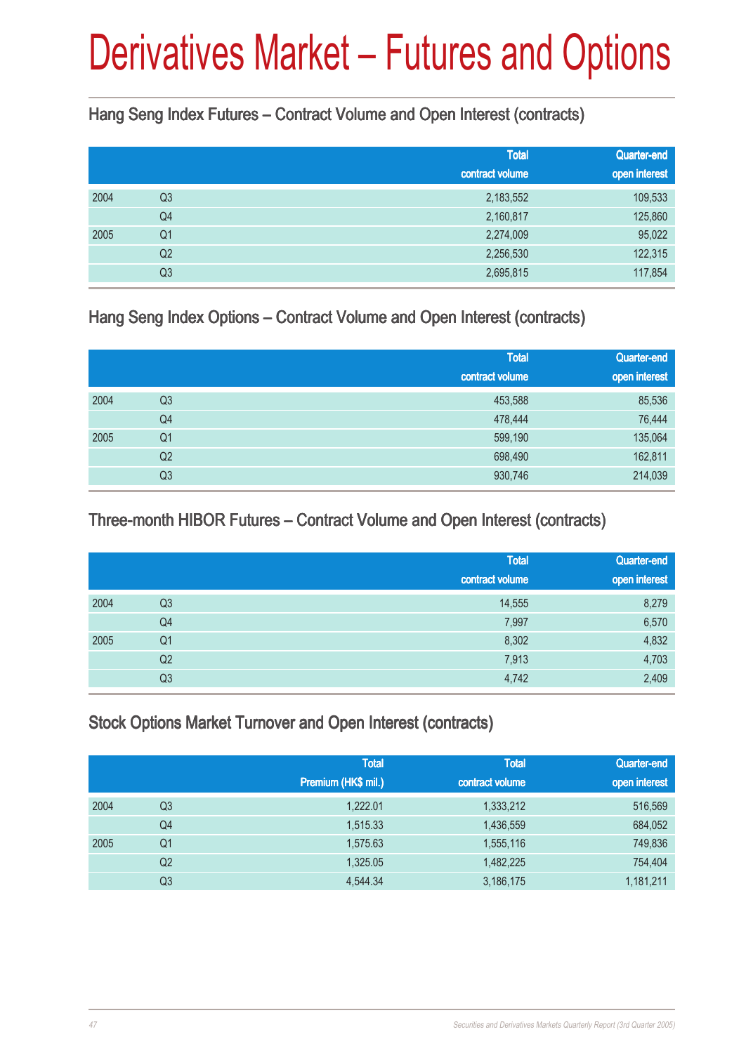# Derivatives Market – Futures and Options

## Hang Seng Index Futures – Contract Volume and Open Interest (contracts)

| | | Total contract volume | Quarter-end open interest |
|---|---|---|---|
| 2004 | Q3 | 2,183,552 | 109,533 |
| | Q4 | 2,160,817 | 125,860 |
| 2005 | Q1 | 2,274,009 | 95,022 |
| | Q2 | 2,256,530 | 122,315 |
| | Q3 | 2,695,815 | 117,854 |

## Hang Seng Index Options – Contract Volume and Open Interest (contracts)

| | | Total contract volume | Quarter-end open interest |
|---|---|---|---|
| 2004 | Q3 | 453,588 | 85,536 |
| | Q4 | 478,444 | 76,444 |
| 2005 | Q1 | 599,190 | 135,064 |
| | Q2 | 698,490 | 162,811 |
| | Q3 | 930,746 | 214,039 |

## Three-month HIBOR Futures – Contract Volume and Open Interest (contracts)

| | | Total contract volume | Quarter-end open interest |
|---|---|---|---|
| 2004 | Q3 | 14,555 | 8,279 |
| | Q4 | 7,997 | 6,570 |
| 2005 | Q1 | 8,302 | 4,832 |
| | Q2 | 7,913 | 4,703 |
| | Q3 | 4,742 | 2,409 |

## Stock Options Market Turnover and Open Interest (contracts)

| | | Total Premium (HK$ mil.) | Total contract volume | Quarter-end open interest |
|---|---|---|---|---|
| 2004 | Q3 | 1,222.01 | 1,333,212 | 516,569 |
| | Q4 | 1,515.33 | 1,436,559 | 684,052 |
| 2005 | Q1 | 1,575.63 | 1,555,116 | 749,836 |
| | Q2 | 1,325.05 | 1,482,225 | 754,404 |
| | Q3 | 4,544.34 | 3,186,175 | 1,181,211 |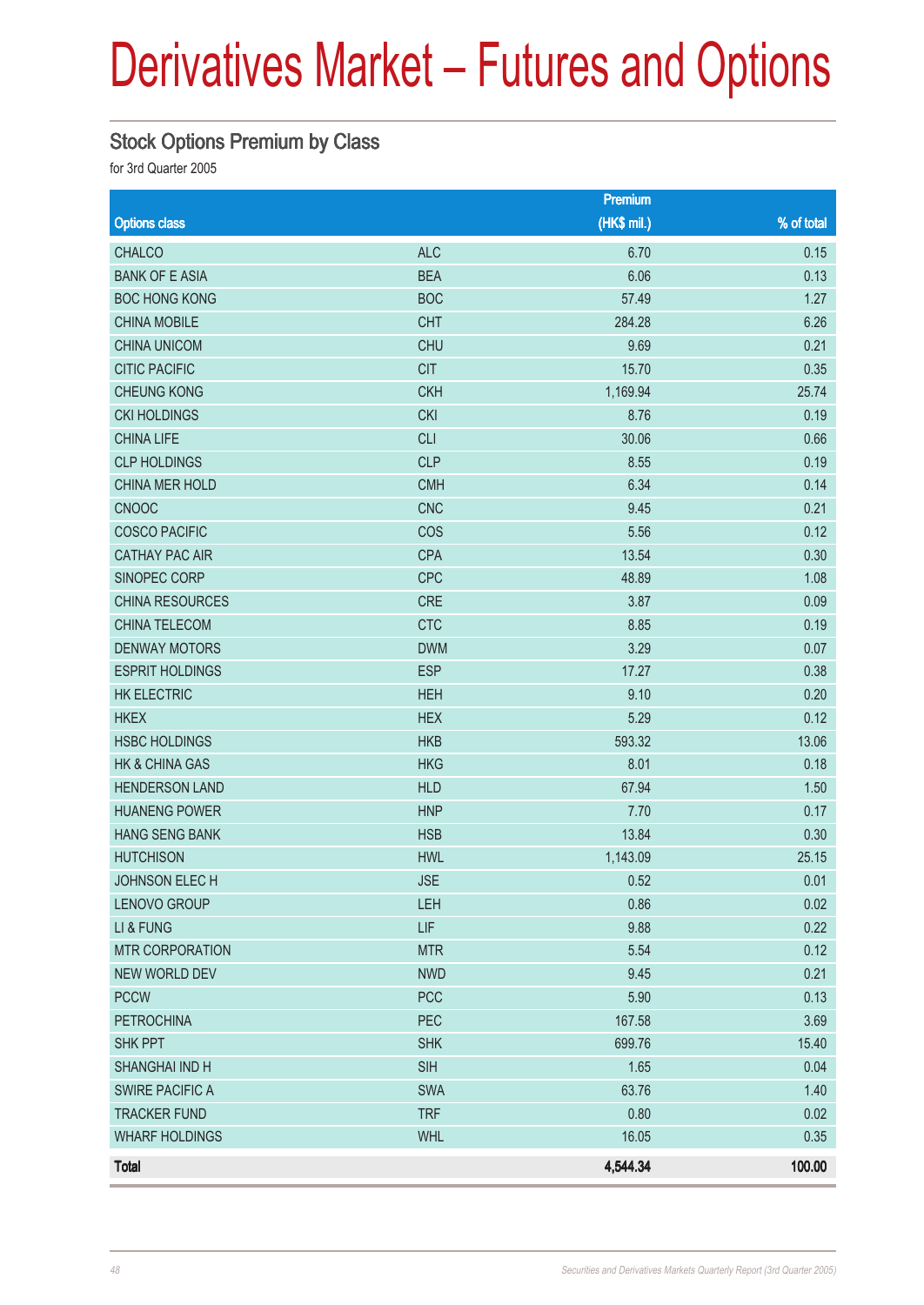# Derivatives Market – Futures and Options

## Stock Options Premium by Class

for 3rd Quarter 2005

| Options class | | Premium (HK$ mil.) | % of total |
|---|---|---|---|
| CHALCO | ALC | 6.70 | 0.15 |
| BANK OF E ASIA | BEA | 6.06 | 0.13 |
| BOC HONG KONG | BOC | 57.49 | 1.27 |
| CHINA MOBILE | CHT | 284.28 | 6.26 |
| CHINA UNICOM | CHU | 9.69 | 0.21 |
| CITIC PACIFIC | CIT | 15.70 | 0.35 |
| CHEUNG KONG | CKH | 1,169.94 | 25.74 |
| CKI HOLDINGS | CKI | 8.76 | 0.19 |
| CHINA LIFE | CLI | 30.06 | 0.66 |
| CLP HOLDINGS | CLP | 8.55 | 0.19 |
| CHINA MER HOLD | CMH | 6.34 | 0.14 |
| CNOOC | CNC | 9.45 | 0.21 |
| COSCO PACIFIC | COS | 5.56 | 0.12 |
| CATHAY PAC AIR | CPA | 13.54 | 0.30 |
| SINOPEC CORP | CPC | 48.89 | 1.08 |
| CHINA RESOURCES | CRE | 3.87 | 0.09 |
| CHINA TELECOM | CTC | 8.85 | 0.19 |
| DENWAY MOTORS | DWM | 3.29 | 0.07 |
| ESPRIT HOLDINGS | ESP | 17.27 | 0.38 |
| HK ELECTRIC | HEH | 9.10 | 0.20 |
| HKEX | HEX | 5.29 | 0.12 |
| HSBC HOLDINGS | HKB | 593.32 | 13.06 |
| HK & CHINA GAS | HKG | 8.01 | 0.18 |
| HENDERSON LAND | HLD | 67.94 | 1.50 |
| HUANENG POWER | HNP | 7.70 | 0.17 |
| HANG SENG BANK | HSB | 13.84 | 0.30 |
| HUTCHISON | HWL | 1,143.09 | 25.15 |
| JOHNSON ELEC H | JSE | 0.52 | 0.01 |
| LENOVO GROUP | LEH | 0.86 | 0.02 |
| LI & FUNG | LIF | 9.88 | 0.22 |
| MTR CORPORATION | MTR | 5.54 | 0.12 |
| NEW WORLD DEV | NWD | 9.45 | 0.21 |
| PCCW | PCC | 5.90 | 0.13 |
| PETROCHINA | PEC | 167.58 | 3.69 |
| SHK PPT | SHK | 699.76 | 15.40 |
| SHANGHAI IND H | SIH | 1.65 | 0.04 |
| SWIRE PACIFIC A | SWA | 63.76 | 1.40 |
| TRACKER FUND | TRF | 0.80 | 0.02 |
| WHARF HOLDINGS | WHL | 16.05 | 0.35 |
| **Total** | | **4,544.34** | **100.00** |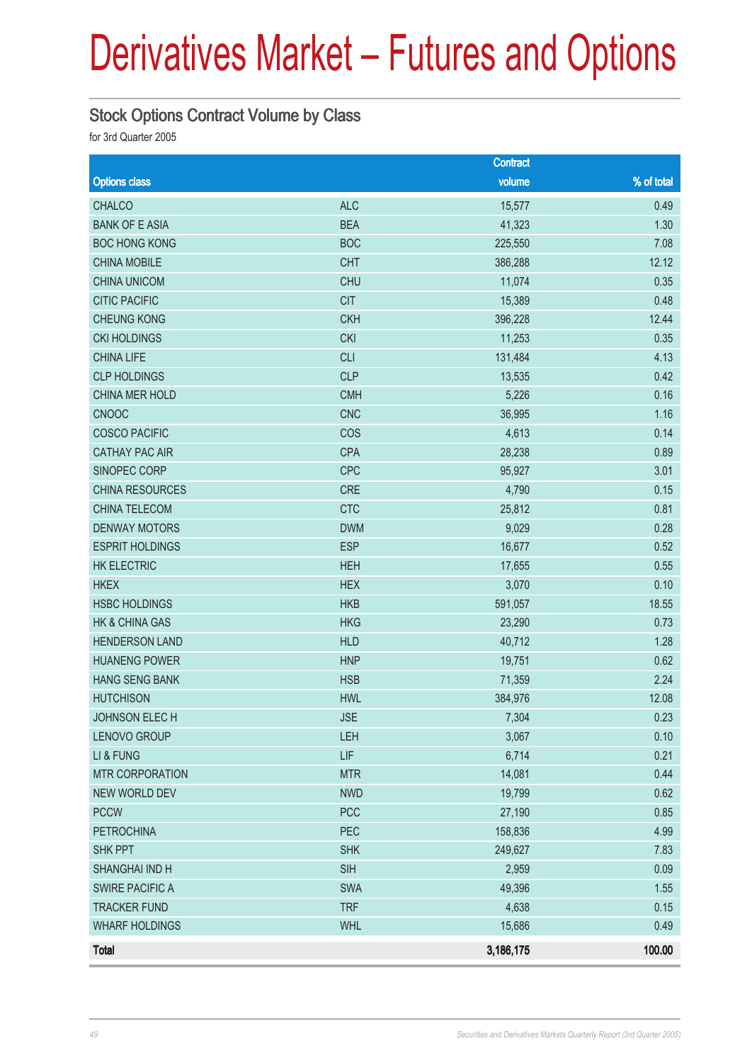# Derivatives Market – Futures and Options

## Stock Options Contract Volume by Class

for 3rd Quarter 2005

| Options class | | Contract volume | % of total |
|---|---|---|---|
| CHALCO | ALC | 15,577 | 0.49 |
| BANK OF E ASIA | BEA | 41,323 | 1.30 |
| BOC HONG KONG | BOC | 225,550 | 7.08 |
| CHINA MOBILE | CHT | 386,288 | 12.12 |
| CHINA UNICOM | CHU | 11,074 | 0.35 |
| CITIC PACIFIC | CIT | 15,389 | 0.48 |
| CHEUNG KONG | CKH | 396,228 | 12.44 |
| CKI HOLDINGS | CKI | 11,253 | 0.35 |
| CHINA LIFE | CLI | 131,484 | 4.13 |
| CLP HOLDINGS | CLP | 13,535 | 0.42 |
| CHINA MER HOLD | CMH | 5,226 | 0.16 |
| CNOOC | CNC | 36,995 | 1.16 |
| COSCO PACIFIC | COS | 4,613 | 0.14 |
| CATHAY PAC AIR | CPA | 28,238 | 0.89 |
| SINOPEC CORP | CPC | 95,927 | 3.01 |
| CHINA RESOURCES | CRE | 4,790 | 0.15 |
| CHINA TELECOM | CTC | 25,812 | 0.81 |
| DENWAY MOTORS | DWM | 9,029 | 0.28 |
| ESPRIT HOLDINGS | ESP | 16,677 | 0.52 |
| HK ELECTRIC | HEH | 17,655 | 0.55 |
| HKEX | HEX | 3,070 | 0.10 |
| HSBC HOLDINGS | HKB | 591,057 | 18.55 |
| HK & CHINA GAS | HKG | 23,290 | 0.73 |
| HENDERSON LAND | HLD | 40,712 | 1.28 |
| HUANENG POWER | HNP | 19,751 | 0.62 |
| HANG SENG BANK | HSB | 71,359 | 2.24 |
| HUTCHISON | HWL | 384,976 | 12.08 |
| JOHNSON ELEC H | JSE | 7,304 | 0.23 |
| LENOVO GROUP | LEH | 3,067 | 0.10 |
| LI & FUNG | LIF | 6,714 | 0.21 |
| MTR CORPORATION | MTR | 14,081 | 0.44 |
| NEW WORLD DEV | NWD | 19,799 | 0.62 |
| PCCW | PCC | 27,190 | 0.85 |
| PETROCHINA | PEC | 158,836 | 4.99 |
| SHK PPT | SHK | 249,627 | 7.83 |
| SHANGHAI IND H | SIH | 2,959 | 0.09 |
| SWIRE PACIFIC A | SWA | 49,396 | 1.55 |
| TRACKER FUND | TRF | 4,638 | 0.15 |
| WHARF HOLDINGS | WHL | 15,686 | 0.49 |
| **Total** | | **3,186,175** | **100.00** |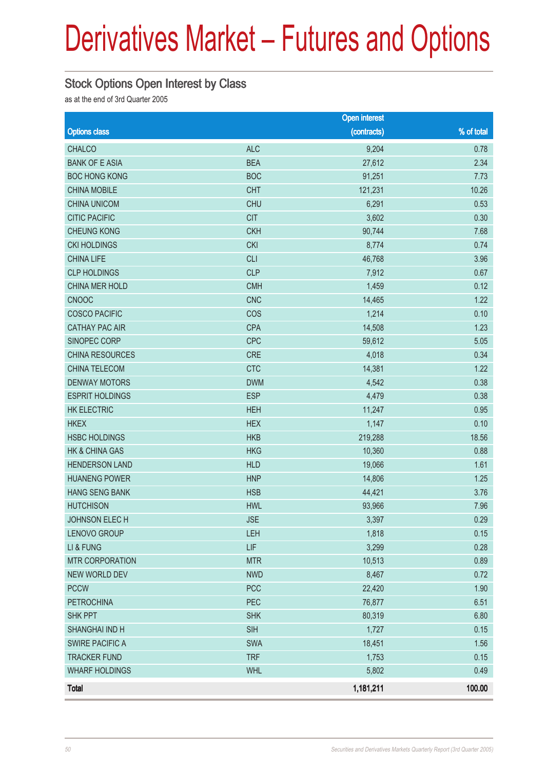# Derivatives Market – Futures and Options

## Stock Options Open Interest by Class

as at the end of 3rd Quarter 2005

| Options class | | Open interest (contracts) | % of total |
|---|---|---|---|
| CHALCO | ALC | 9,204 | 0.78 |
| BANK OF E ASIA | BEA | 27,612 | 2.34 |
| BOC HONG KONG | BOC | 91,251 | 7.73 |
| CHINA MOBILE | CHT | 121,231 | 10.26 |
| CHINA UNICOM | CHU | 6,291 | 0.53 |
| CITIC PACIFIC | CIT | 3,602 | 0.30 |
| CHEUNG KONG | CKH | 90,744 | 7.68 |
| CKI HOLDINGS | CKI | 8,774 | 0.74 |
| CHINA LIFE | CLI | 46,768 | 3.96 |
| CLP HOLDINGS | CLP | 7,912 | 0.67 |
| CHINA MER HOLD | CMH | 1,459 | 0.12 |
| CNOOC | CNC | 14,465 | 1.22 |
| COSCO PACIFIC | COS | 1,214 | 0.10 |
| CATHAY PAC AIR | CPA | 14,508 | 1.23 |
| SINOPEC CORP | CPC | 59,612 | 5.05 |
| CHINA RESOURCES | CRE | 4,018 | 0.34 |
| CHINA TELECOM | CTC | 14,381 | 1.22 |
| DENWAY MOTORS | DWM | 4,542 | 0.38 |
| ESPRIT HOLDINGS | ESP | 4,479 | 0.38 |
| HK ELECTRIC | HEH | 11,247 | 0.95 |
| HKEX | HEX | 1,147 | 0.10 |
| HSBC HOLDINGS | HKB | 219,288 | 18.56 |
| HK & CHINA GAS | HKG | 10,360 | 0.88 |
| HENDERSON LAND | HLD | 19,066 | 1.61 |
| HUANENG POWER | HNP | 14,806 | 1.25 |
| HANG SENG BANK | HSB | 44,421 | 3.76 |
| HUTCHISON | HWL | 93,966 | 7.96 |
| JOHNSON ELEC H | JSE | 3,397 | 0.29 |
| LENOVO GROUP | LEH | 1,818 | 0.15 |
| LI & FUNG | LIF | 3,299 | 0.28 |
| MTR CORPORATION | MTR | 10,513 | 0.89 |
| NEW WORLD DEV | NWD | 8,467 | 0.72 |
| PCCW | PCC | 22,420 | 1.90 |
| PETROCHINA | PEC | 76,877 | 6.51 |
| SHK PPT | SHK | 80,319 | 6.80 |
| SHANGHAI IND H | SIH | 1,727 | 0.15 |
| SWIRE PACIFIC A | SWA | 18,451 | 1.56 |
| TRACKER FUND | TRF | 1,753 | 0.15 |
| WHARF HOLDINGS | WHL | 5,802 | 0.49 |
| **Total** | | **1,181,211** | **100.00** |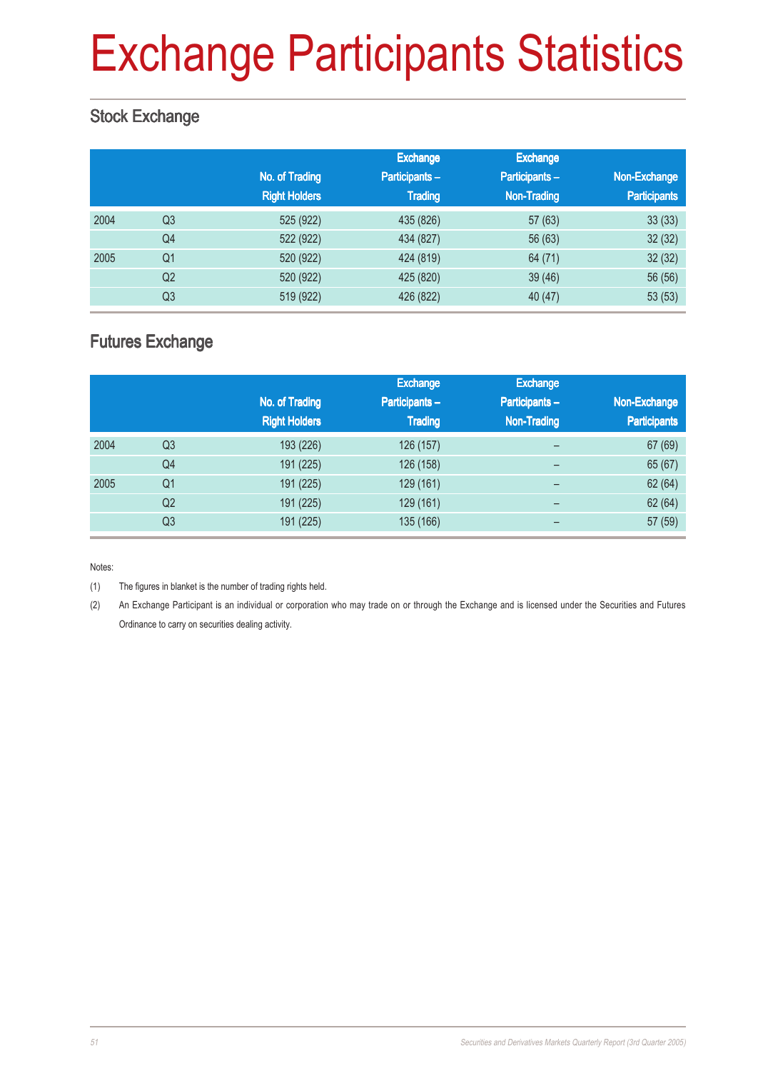# Exchange Participants Statistics

## Stock Exchange

| | | No. of Trading Right Holders | Exchange Participants – Trading | Exchange Participants – Non-Trading | Non-Exchange Participants |
|---|---|---|---|---|---|
| 2004 | Q3 | 525 (922) | 435 (826) | 57 (63) | 33 (33) |
| | Q4 | 522 (922) | 434 (827) | 56 (63) | 32 (32) |
| 2005 | Q1 | 520 (922) | 424 (819) | 64 (71) | 32 (32) |
| | Q2 | 520 (922) | 425 (820) | 39 (46) | 56 (56) |
| | Q3 | 519 (922) | 426 (822) | 40 (47) | 53 (53) |

## Futures Exchange

| | | No. of Trading Right Holders | Exchange Participants – Trading | Exchange Participants – Non-Trading | Non-Exchange Participants |
|---|---|---|---|---|---|
| 2004 | Q3 | 193 (226) | 126 (157) | – | 67 (69) |
| | Q4 | 191 (225) | 126 (158) | – | 65 (67) |
| 2005 | Q1 | 191 (225) | 129 (161) | – | 62 (64) |
| | Q2 | 191 (225) | 129 (161) | – | 62 (64) |
| | Q3 | 191 (225) | 135 (166) | – | 57 (59) |

Notes:

(1) The figures in blanket is the number of trading rights held.

(2) An Exchange Participant is an individual or corporation who may trade on or through the Exchange and is licensed under the Securities and Futures Ordinance to carry on securities dealing activity.